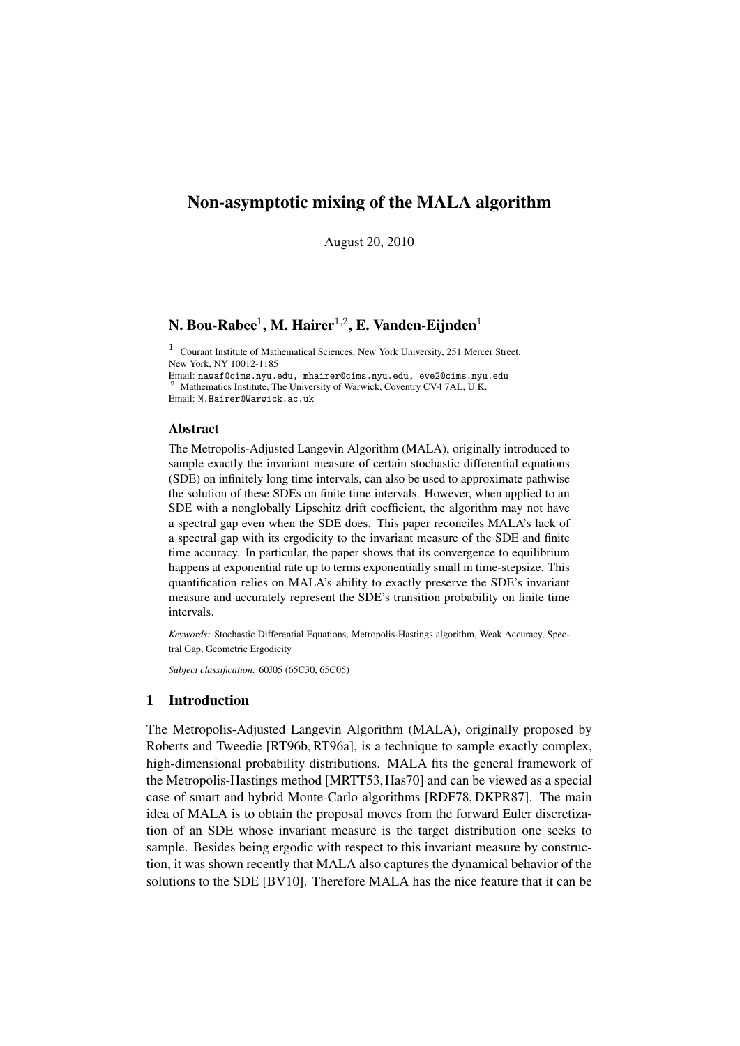# Non-asymptotic mixing of the MALA algorithm

August 20, 2010

**N. Bou-Rabee**[1], **M. Hairer**[1,2], **E. Vanden-Eijnden**[1]

[1] Courant Institute of Mathematical Sciences, New York University, 251 Mercer Street, New York, NY 10012-1185
Email: nawaf@cims.nyu.edu, mhairer@cims.nyu.edu, eve2@cims.nyu.edu
[2] Mathematics Institute, The University of Warwick, Coventry CV4 7AL, U.K.
Email: M.Hairer@Warwick.ac.uk

### Abstract

The Metropolis-Adjusted Langevin Algorithm (MALA), originally introduced to sample exactly the invariant measure of certain stochastic differential equations (SDE) on infinitely long time intervals, can also be used to approximate pathwise the solution of these SDEs on finite time intervals. However, when applied to an SDE with a nonglobally Lipschitz drift coefficient, the algorithm may not have a spectral gap even when the SDE does. This paper reconciles MALA's lack of a spectral gap with its ergodicity to the invariant measure of the SDE and finite time accuracy. In particular, the paper shows that its convergence to equilibrium happens at exponential rate up to terms exponentially small in time-stepsize. This quantification relies on MALA's ability to exactly preserve the SDE's invariant measure and accurately represent the SDE's transition probability on finite time intervals.

*Keywords:* Stochastic Differential Equations, Metropolis-Hastings algorithm, Weak Accuracy, Spectral Gap, Geometric Ergodicity

*Subject classification:* 60J05 (65C30, 65C05)

## 1 Introduction

The Metropolis-Adjusted Langevin Algorithm (MALA), originally proposed by Roberts and Tweedie [RT96b, RT96a], is a technique to sample exactly complex, high-dimensional probability distributions. MALA fits the general framework of the Metropolis-Hastings method [MRTT53, Has70] and can be viewed as a special case of smart and hybrid Monte-Carlo algorithms [RDF78, DKPR87]. The main idea of MALA is to obtain the proposal moves from the forward Euler discretization of an SDE whose invariant measure is the target distribution one seeks to sample. Besides being ergodic with respect to this invariant measure by construction, it was shown recently that MALA also captures the dynamical behavior of the solutions to the SDE [BV10]. Therefore MALA has the nice feature that it can be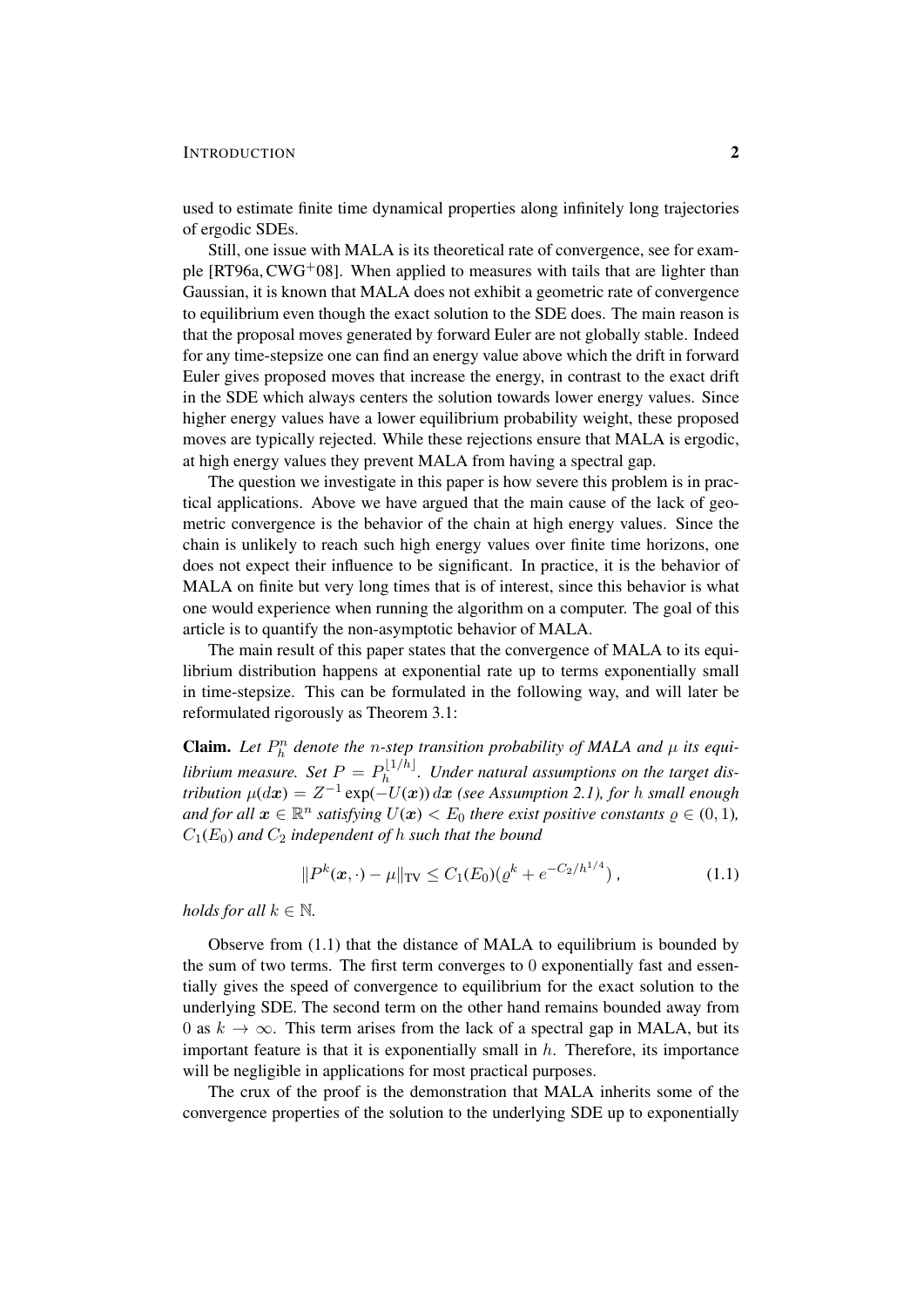used to estimate finite time dynamical properties along infinitely long trajectories of ergodic SDEs.

Still, one issue with MALA is its theoretical rate of convergence, see for example [RT96a, CWG+08]. When applied to measures with tails that are lighter than Gaussian, it is known that MALA does not exhibit a geometric rate of convergence to equilibrium even though the exact solution to the SDE does. The main reason is that the proposal moves generated by forward Euler are not globally stable. Indeed for any time-stepsize one can find an energy value above which the drift in forward Euler gives proposed moves that increase the energy, in contrast to the exact drift in the SDE which always centers the solution towards lower energy values. Since higher energy values have a lower equilibrium probability weight, these proposed moves are typically rejected. While these rejections ensure that MALA is ergodic, at high energy values they prevent MALA from having a spectral gap.

The question we investigate in this paper is how severe this problem is in practical applications. Above we have argued that the main cause of the lack of geometric convergence is the behavior of the chain at high energy values. Since the chain is unlikely to reach such high energy values over finite time horizons, one does not expect their influence to be significant. In practice, it is the behavior of MALA on finite but very long times that is of interest, since this behavior is what one would experience when running the algorithm on a computer. The goal of this article is to quantify the non-asymptotic behavior of MALA.

The main result of this paper states that the convergence of MALA to its equilibrium distribution happens at exponential rate up to terms exponentially small in time-stepsize. This can be formulated in the following way, and will later be reformulated rigorously as Theorem 3.1:

**Claim.** *Let $P_h^n$ denote the $n$-step transition probability of MALA and $\mu$ its equilibrium measure. Set $P = P_h^{\lfloor 1/h \rfloor}$. Under natural assumptions on the target distribution $\mu(d\boldsymbol{x}) = Z^{-1}\exp(-U(\boldsymbol{x}))\,d\boldsymbol{x}$ (see Assumption 2.1), for $h$ small enough and for all $\boldsymbol{x} \in \mathbb{R}^n$ satisfying $U(\boldsymbol{x}) < E_0$ there exist positive constants $\varrho \in (0,1)$, $C_1(E_0)$ and $C_2$ independent of $h$ such that the bound*

$$\|P^k(\boldsymbol{x}, \cdot) - \mu\|_{\mathrm{TV}} \le C_1(E_0)(\varrho^k + e^{-C_2/h^{1/4}}) , \tag{1.1}$$

*holds for all $k \in \mathbb{N}$.*

Observe from (1.1) that the distance of MALA to equilibrium is bounded by the sum of two terms. The first term converges to 0 exponentially fast and essentially gives the speed of convergence to equilibrium for the exact solution to the underlying SDE. The second term on the other hand remains bounded away from 0 as $k \to \infty$. This term arises from the lack of a spectral gap in MALA, but its important feature is that it is exponentially small in $h$. Therefore, its importance will be negligible in applications for most practical purposes.

The crux of the proof is the demonstration that MALA inherits some of the convergence properties of the solution to the underlying SDE up to exponentially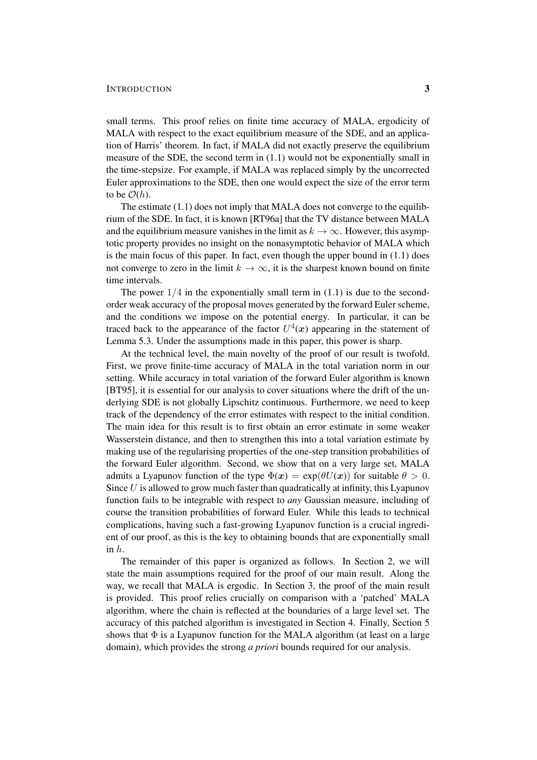small terms. This proof relies on finite time accuracy of MALA, ergodicity of MALA with respect to the exact equilibrium measure of the SDE, and an application of Harris' theorem. In fact, if MALA did not exactly preserve the equilibrium measure of the SDE, the second term in (1.1) would not be exponentially small in the time-stepsize. For example, if MALA was replaced simply by the uncorrected Euler approximations to the SDE, then one would expect the size of the error term to be $\mathcal{O}(h)$.

The estimate (1.1) does not imply that MALA does not converge to the equilibrium of the SDE. In fact, it is known [RT96a] that the TV distance between MALA and the equilibrium measure vanishes in the limit as $k \to \infty$. However, this asymptotic property provides no insight on the nonasymptotic behavior of MALA which is the main focus of this paper. In fact, even though the upper bound in (1.1) does not converge to zero in the limit $k \to \infty$, it is the sharpest known bound on finite time intervals.

The power $1/4$ in the exponentially small term in (1.1) is due to the second-order weak accuracy of the proposal moves generated by the forward Euler scheme, and the conditions we impose on the potential energy. In particular, it can be traced back to the appearance of the factor $U^4(\boldsymbol{x})$ appearing in the statement of Lemma 5.3. Under the assumptions made in this paper, this power is sharp.

At the technical level, the main novelty of the proof of our result is twofold. First, we prove finite-time accuracy of MALA in the total variation norm in our setting. While accuracy in total variation of the forward Euler algorithm is known [BT95], it is essential for our analysis to cover situations where the drift of the underlying SDE is not globally Lipschitz continuous. Furthermore, we need to keep track of the dependency of the error estimates with respect to the initial condition. The main idea for this result is to first obtain an error estimate in some weaker Wasserstein distance, and then to strengthen this into a total variation estimate by making use of the regularising properties of the one-step transition probabilities of the forward Euler algorithm. Second, we show that on a very large set, MALA admits a Lyapunov function of the type $\Phi(\boldsymbol{x}) = \exp(\theta U(\boldsymbol{x}))$ for suitable $\theta > 0$. Since $U$ is allowed to grow much faster than quadratically at infinity, this Lyapunov function fails to be integrable with respect to *any* Gaussian measure, including of course the transition probabilities of forward Euler. While this leads to technical complications, having such a fast-growing Lyapunov function is a crucial ingredient of our proof, as this is the key to obtaining bounds that are exponentially small in $h$.

The remainder of this paper is organized as follows. In Section 2, we will state the main assumptions required for the proof of our main result. Along the way, we recall that MALA is ergodic. In Section 3, the proof of the main result is provided. This proof relies crucially on comparison with a 'patched' MALA algorithm, where the chain is reflected at the boundaries of a large level set. The accuracy of this patched algorithm is investigated in Section 4. Finally, Section 5 shows that $\Phi$ is a Lyapunov function for the MALA algorithm (at least on a large domain), which provides the strong *a priori* bounds required for our analysis.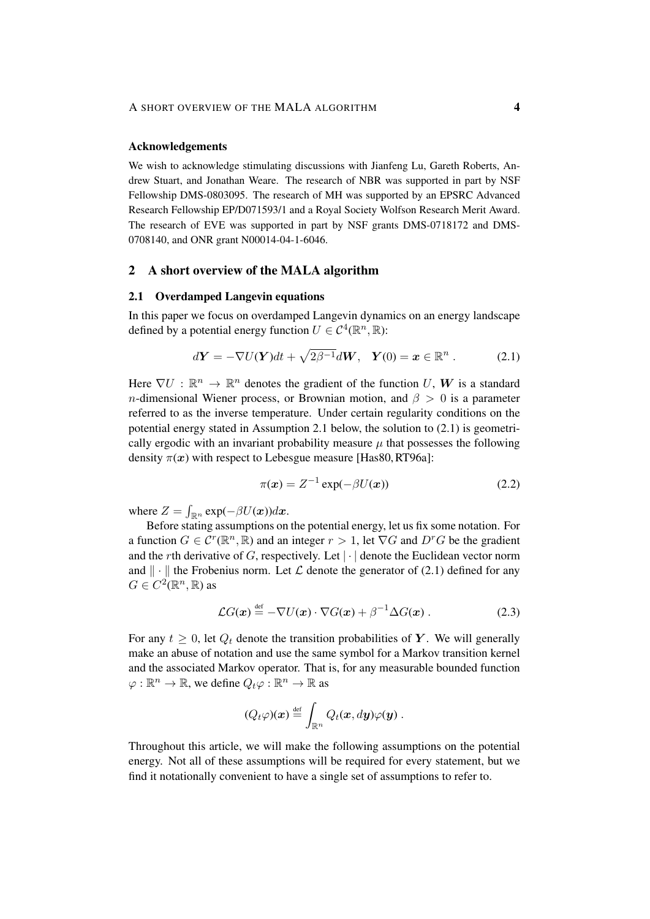### Acknowledgements

We wish to acknowledge stimulating discussions with Jianfeng Lu, Gareth Roberts, Andrew Stuart, and Jonathan Weare. The research of NBR was supported in part by NSF Fellowship DMS-0803095. The research of MH was supported by an EPSRC Advanced Research Fellowship EP/D071593/1 and a Royal Society Wolfson Research Merit Award. The research of EVE was supported in part by NSF grants DMS-0718172 and DMS-0708140, and ONR grant N00014-04-1-6046.

## 2 A short overview of the MALA algorithm

### 2.1 Overdamped Langevin equations

In this paper we focus on overdamped Langevin dynamics on an energy landscape defined by a potential energy function $U \in \mathcal{C}^4(\mathbb{R}^n, \mathbb{R})$:

$$d\boldsymbol{Y} = -\nabla U(\boldsymbol{Y})dt + \sqrt{2\beta^{-1}}d\boldsymbol{W}, \quad \boldsymbol{Y}(0) = \boldsymbol{x} \in \mathbb{R}^n . \tag{2.1}$$

Here $\nabla U : \mathbb{R}^n \to \mathbb{R}^n$ denotes the gradient of the function $U$, $\boldsymbol{W}$ is a standard $n$-dimensional Wiener process, or Brownian motion, and $\beta > 0$ is a parameter referred to as the inverse temperature. Under certain regularity conditions on the potential energy stated in Assumption 2.1 below, the solution to (2.1) is geometrically ergodic with an invariant probability measure $\mu$ that possesses the following density $\pi(\boldsymbol{x})$ with respect to Lebesgue measure [Has80, RT96a]:

$$\pi(\boldsymbol{x}) = Z^{-1} \exp(-\beta U(\boldsymbol{x})) \tag{2.2}$$

where $Z = \int_{\mathbb{R}^n} \exp(-\beta U(\boldsymbol{x}))d\boldsymbol{x}$.

Before stating assumptions on the potential energy, let us fix some notation. For a function $G \in \mathcal{C}^r(\mathbb{R}^n, \mathbb{R})$ and an integer $r > 1$, let $\nabla G$ and $D^r G$ be the gradient and the $r$th derivative of $G$, respectively. Let $|\cdot|$ denote the Euclidean vector norm and $\|\cdot\|$ the Frobenius norm. Let $\mathcal{L}$ denote the generator of (2.1) defined for any $G \in C^2(\mathbb{R}^n, \mathbb{R})$ as

$$\mathcal{L}G(\boldsymbol{x}) \stackrel{\text{def}}{=} -\nabla U(\boldsymbol{x}) \cdot \nabla G(\boldsymbol{x}) + \beta^{-1}\Delta G(\boldsymbol{x}) . \tag{2.3}$$

For any $t \geq 0$, let $Q_t$ denote the transition probabilities of $\boldsymbol{Y}$. We will generally make an abuse of notation and use the same symbol for a Markov transition kernel and the associated Markov operator. That is, for any measurable bounded function $\varphi : \mathbb{R}^n \to \mathbb{R}$, we define $Q_t\varphi : \mathbb{R}^n \to \mathbb{R}$ as

$$(Q_t\varphi)(\boldsymbol{x}) \stackrel{\text{def}}{=} \int_{\mathbb{R}^n} Q_t(\boldsymbol{x}, d\boldsymbol{y})\varphi(\boldsymbol{y}) .$$

Throughout this article, we will make the following assumptions on the potential energy. Not all of these assumptions will be required for every statement, but we find it notationally convenient to have a single set of assumptions to refer to.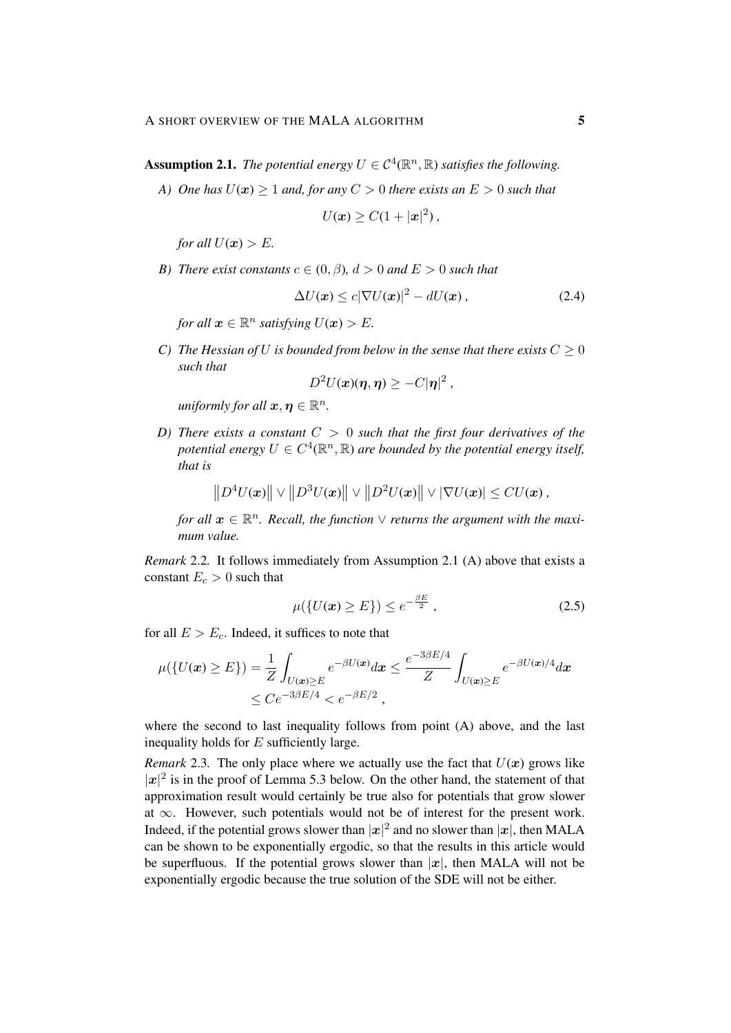**Assumption 2.1.** *The potential energy $U \in \mathcal{C}^4(\mathbb{R}^n, \mathbb{R})$ satisfies the following.*

*A) One has $U(\boldsymbol{x}) \geq 1$ and, for any $C > 0$ there exists an $E > 0$ such that*

$$U(\boldsymbol{x}) \geq C(1 + |\boldsymbol{x}|^2),$$

*for all $U(\boldsymbol{x}) > E$.*

*B) There exist constants $c \in (0, \beta)$, $d > 0$ and $E > 0$ such that*

$$\Delta U(\boldsymbol{x}) \leq c|\nabla U(\boldsymbol{x})|^2 - dU(\boldsymbol{x}), \tag{2.4}$$

*for all $\boldsymbol{x} \in \mathbb{R}^n$ satisfying $U(\boldsymbol{x}) > E$.*

*C) The Hessian of $U$ is bounded from below in the sense that there exists $C \geq 0$ such that*

$$D^2U(\boldsymbol{x})(\boldsymbol{\eta}, \boldsymbol{\eta}) \geq -C|\boldsymbol{\eta}|^2,$$

*uniformly for all $\boldsymbol{x}, \boldsymbol{\eta} \in \mathbb{R}^n$.*

*D) There exists a constant $C > 0$ such that the first four derivatives of the potential energy $U \in C^4(\mathbb{R}^n, \mathbb{R})$ are bounded by the potential energy itself, that is*

$$\left\|D^4U(\boldsymbol{x})\right\| \vee \left\|D^3U(\boldsymbol{x})\right\| \vee \left\|D^2U(\boldsymbol{x})\right\| \vee |\nabla U(\boldsymbol{x})| \leq CU(\boldsymbol{x}),$$

*for all $\boldsymbol{x} \in \mathbb{R}^n$. Recall, the function $\vee$ returns the argument with the maximum value.*

*Remark* 2.2. It follows immediately from Assumption 2.1 (A) above that exists a constant $E_c > 0$ such that

$$\mu(\{U(\boldsymbol{x}) \geq E\}) \leq e^{-\frac{\beta E}{2}}, \tag{2.5}$$

for all $E > E_c$. Indeed, it suffices to note that

$$\begin{aligned}
\mu(\{U(\boldsymbol{x}) \geq E\}) &= \frac{1}{Z}\int_{U(\boldsymbol{x}) \geq E} e^{-\beta U(\boldsymbol{x})} d\boldsymbol{x} \leq \frac{e^{-3\beta E/4}}{Z}\int_{U(\boldsymbol{x}) \geq E} e^{-\beta U(\boldsymbol{x})/4} d\boldsymbol{x} \\
&\leq Ce^{-3\beta E/4} < e^{-\beta E/2},
\end{aligned}$$

where the second to last inequality follows from point (A) above, and the last inequality holds for $E$ sufficiently large.

*Remark* 2.3. The only place where we actually use the fact that $U(\boldsymbol{x})$ grows like $|\boldsymbol{x}|^2$ is in the proof of Lemma 5.3 below. On the other hand, the statement of that approximation result would certainly be true also for potentials that grow slower at $\infty$. However, such potentials would not be of interest for the present work. Indeed, if the potential grows slower than $|\boldsymbol{x}|^2$ and no slower than $|\boldsymbol{x}|$, then MALA can be shown to be exponentially ergodic, so that the results in this article would be superfluous. If the potential grows slower than $|\boldsymbol{x}|$, then MALA will not be exponentially ergodic because the true solution of the SDE will not be either.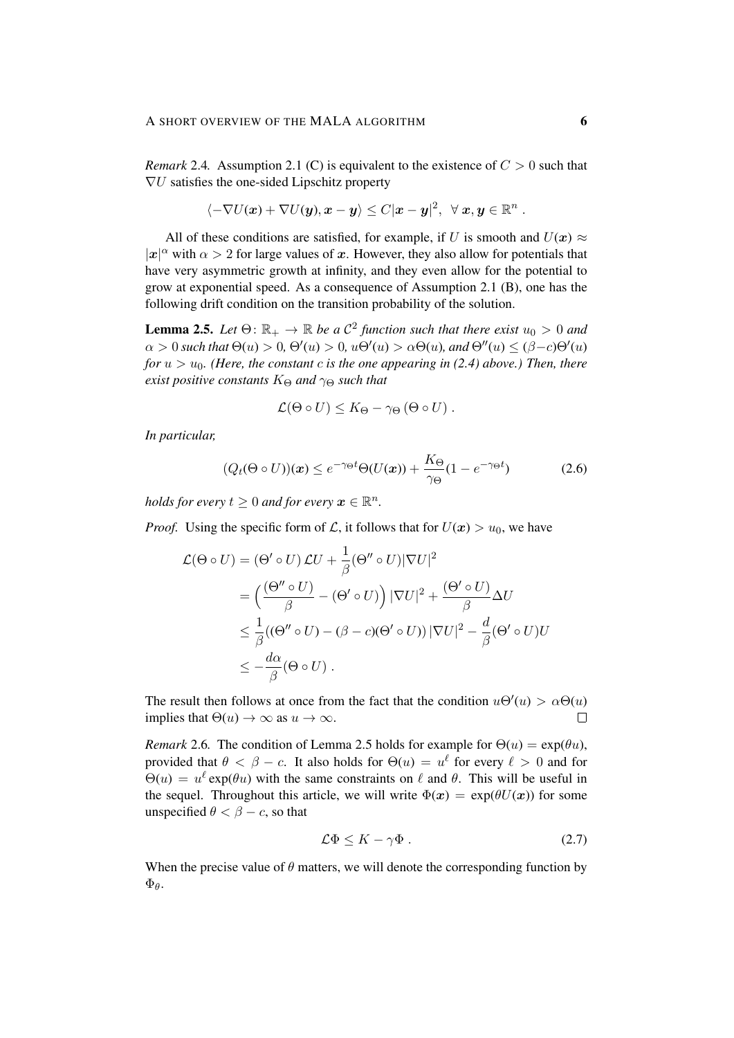*Remark* 2.4. Assumption 2.1 (C) is equivalent to the existence of $C > 0$ such that $\nabla U$ satisfies the one-sided Lipschitz property

$$\langle -\nabla U(\boldsymbol{x}) + \nabla U(\boldsymbol{y}), \boldsymbol{x} - \boldsymbol{y} \rangle \leq C|\boldsymbol{x} - \boldsymbol{y}|^2, \ \forall \, \boldsymbol{x}, \boldsymbol{y} \in \mathbb{R}^n \; .$$

All of these conditions are satisfied, for example, if $U$ is smooth and $U(\boldsymbol{x}) \approx |\boldsymbol{x}|^\alpha$ with $\alpha > 2$ for large values of $\boldsymbol{x}$. However, they also allow for potentials that have very asymmetric growth at infinity, and they even allow for the potential to grow at exponential speed. As a consequence of Assumption 2.1 (B), one has the following drift condition on the transition probability of the solution.

**Lemma 2.5.** *Let $\Theta \colon \mathbb{R}_+ \to \mathbb{R}$ be a $\mathcal{C}^2$ function such that there exist $u_0 > 0$ and $\alpha > 0$ such that $\Theta(u) > 0$, $\Theta'(u) > 0$, $u\Theta'(u) > \alpha\Theta(u)$, and $\Theta''(u) \leq (\beta - c)\Theta'(u)$ for $u > u_0$. (Here, the constant $c$ is the one appearing in (2.4) above.) Then, there exist positive constants $K_\Theta$ and $\gamma_\Theta$ such that*

$$\mathcal{L}(\Theta \circ U) \leq K_\Theta - \gamma_\Theta \, (\Theta \circ U) \; .$$

*In particular,*

$$(Q_t(\Theta \circ U))(\boldsymbol{x}) \leq e^{-\gamma_\Theta t}\Theta(U(\boldsymbol{x})) + \frac{K_\Theta}{\gamma_\Theta}(1 - e^{-\gamma_\Theta t}) \tag{2.6}$$

*holds for every $t \geq 0$ and for every $\boldsymbol{x} \in \mathbb{R}^n$.*

*Proof.* Using the specific form of $\mathcal{L}$, it follows that for $U(\boldsymbol{x}) > u_0$, we have

$$\begin{aligned}
\mathcal{L}(\Theta \circ U) &= (\Theta' \circ U) \, \mathcal{L}U + \frac{1}{\beta}(\Theta'' \circ U)|\nabla U|^2 \\
&= \Big( \frac{(\Theta'' \circ U)}{\beta} - (\Theta' \circ U) \Big) \, |\nabla U|^2 + \frac{(\Theta' \circ U)}{\beta} \Delta U \\
&\leq \frac{1}{\beta}((\Theta'' \circ U) - (\beta - c)(\Theta' \circ U)) \, |\nabla U|^2 - \frac{d}{\beta}(\Theta' \circ U)U \\
&\leq -\frac{d\alpha}{\beta}(\Theta \circ U) \; .
\end{aligned}$$

The result then follows at once from the fact that the condition $u\Theta'(u) > \alpha\Theta(u)$ implies that $\Theta(u) \to \infty$ as $u \to \infty$. $\square$

*Remark* 2.6. The condition of Lemma 2.5 holds for example for $\Theta(u) = \exp(\theta u)$, provided that $\theta < \beta - c$. It also holds for $\Theta(u) = u^\ell$ for every $\ell > 0$ and for $\Theta(u) = u^\ell \exp(\theta u)$ with the same constraints on $\ell$ and $\theta$. This will be useful in the sequel. Throughout this article, we will write $\Phi(\boldsymbol{x}) = \exp(\theta U(\boldsymbol{x}))$ for some unspecified $\theta < \beta - c$, so that

$$\mathcal{L}\Phi \leq K - \gamma\Phi \; . \tag{2.7}$$

When the precise value of $\theta$ matters, we will denote the corresponding function by $\Phi_\theta$.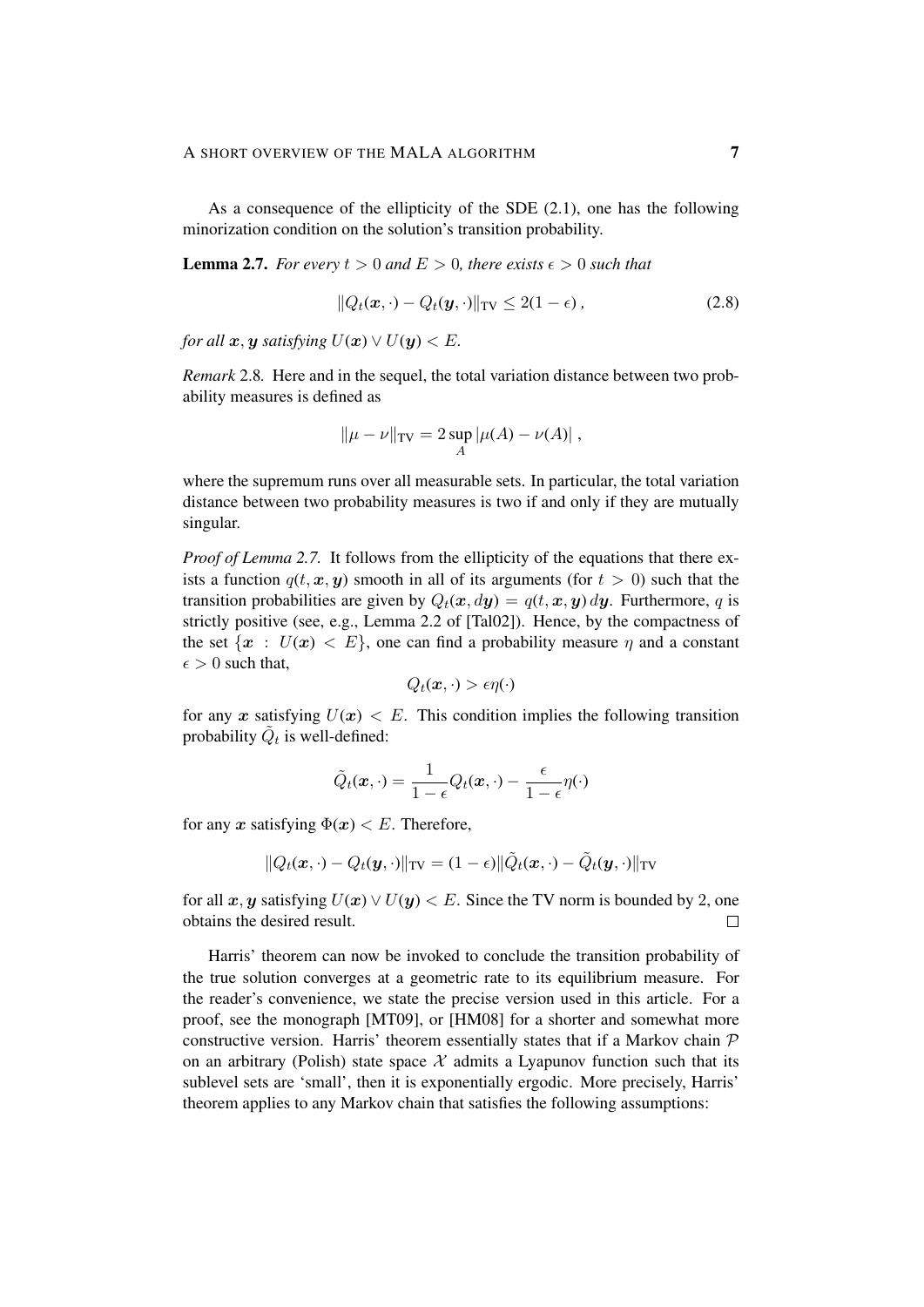As a consequence of the ellipticity of the SDE (2.1), one has the following minorization condition on the solution's transition probability.

**Lemma 2.7.** *For every $t > 0$ and $E > 0$, there exists $\epsilon > 0$ such that*

$$\|Q_t(\boldsymbol{x}, \cdot) - Q_t(\boldsymbol{y}, \cdot)\|_{\mathrm{TV}} \leq 2(1 - \epsilon) \,, \tag{2.8}$$

*for all $\boldsymbol{x}, \boldsymbol{y}$ satisfying $U(\boldsymbol{x}) \vee U(\boldsymbol{y}) < E$.*

*Remark* 2.8. Here and in the sequel, the total variation distance between two probability measures is defined as

$$\|\mu - \nu\|_{\mathrm{TV}} = 2 \sup_A |\mu(A) - \nu(A)| \,,$$

where the supremum runs over all measurable sets. In particular, the total variation distance between two probability measures is two if and only if they are mutually singular.

*Proof of Lemma 2.7.* It follows from the ellipticity of the equations that there exists a function $q(t, \boldsymbol{x}, \boldsymbol{y})$ smooth in all of its arguments (for $t > 0$) such that the transition probabilities are given by $Q_t(\boldsymbol{x}, d\boldsymbol{y}) = q(t, \boldsymbol{x}, \boldsymbol{y})\, d\boldsymbol{y}$. Furthermore, $q$ is strictly positive (see, e.g., Lemma 2.2 of [Tal02]). Hence, by the compactness of the set $\{\boldsymbol{x} : U(\boldsymbol{x}) < E\}$, one can find a probability measure $\eta$ and a constant $\epsilon > 0$ such that,

$$Q_t(\boldsymbol{x}, \cdot) > \epsilon \eta(\cdot)$$

for any $\boldsymbol{x}$ satisfying $U(\boldsymbol{x}) < E$. This condition implies the following transition probability $\tilde{Q}_t$ is well-defined:

$$\tilde{Q}_t(\boldsymbol{x}, \cdot) = \frac{1}{1 - \epsilon} Q_t(\boldsymbol{x}, \cdot) - \frac{\epsilon}{1 - \epsilon} \eta(\cdot)$$

for any $\boldsymbol{x}$ satisfying $\Phi(\boldsymbol{x}) < E$. Therefore,

$$\|Q_t(\boldsymbol{x}, \cdot) - Q_t(\boldsymbol{y}, \cdot)\|_{\mathrm{TV}} = (1 - \epsilon) \|\tilde{Q}_t(\boldsymbol{x}, \cdot) - \tilde{Q}_t(\boldsymbol{y}, \cdot)\|_{\mathrm{TV}}$$

for all $\boldsymbol{x}, \boldsymbol{y}$ satisfying $U(\boldsymbol{x}) \vee U(\boldsymbol{y}) < E$. Since the TV norm is bounded by 2, one obtains the desired result. $\square$

Harris' theorem can now be invoked to conclude the transition probability of the true solution converges at a geometric rate to its equilibrium measure. For the reader's convenience, we state the precise version used in this article. For a proof, see the monograph [MT09], or [HM08] for a shorter and somewhat more constructive version. Harris' theorem essentially states that if a Markov chain $\mathcal{P}$ on an arbitrary (Polish) state space $\mathcal{X}$ admits a Lyapunov function such that its sublevel sets are 'small', then it is exponentially ergodic. More precisely, Harris' theorem applies to any Markov chain that satisfies the following assumptions: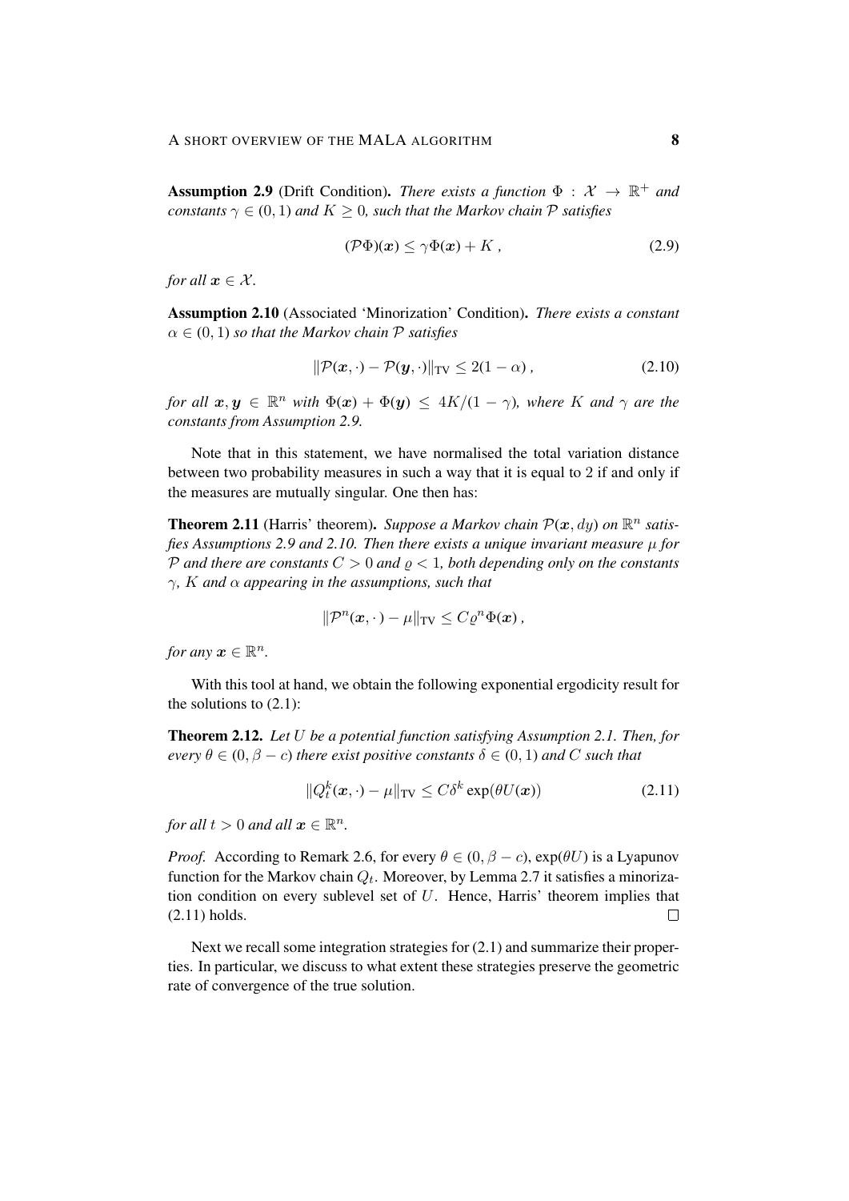**Assumption 2.9** (Drift Condition)**.** *There exists a function $\Phi : \mathcal{X} \to \mathbb{R}^+$ and constants $\gamma \in (0,1)$ and $K \geq 0$, such that the Markov chain $\mathcal{P}$ satisfies*

$$(\mathcal{P}\Phi)(\boldsymbol{x}) \leq \gamma \Phi(\boldsymbol{x}) + K\,, \tag{2.9}$$

*for all $\boldsymbol{x} \in \mathcal{X}$.*

**Assumption 2.10** (Associated 'Minorization' Condition)**.** *There exists a constant $\alpha \in (0,1)$ so that the Markov chain $\mathcal{P}$ satisfies*

$$\|\mathcal{P}(\boldsymbol{x},\cdot) - \mathcal{P}(\boldsymbol{y},\cdot)\|_{\mathrm{TV}} \leq 2(1-\alpha)\,, \tag{2.10}$$

*for all $\boldsymbol{x}, \boldsymbol{y} \in \mathbb{R}^n$ with $\Phi(\boldsymbol{x}) + \Phi(\boldsymbol{y}) \leq 4K/(1-\gamma)$, where $K$ and $\gamma$ are the constants from Assumption 2.9.*

Note that in this statement, we have normalised the total variation distance between two probability measures in such a way that it is equal to 2 if and only if the measures are mutually singular. One then has:

**Theorem 2.11** (Harris' theorem)**.** *Suppose a Markov chain $\mathcal{P}(\boldsymbol{x}, dy)$ on $\mathbb{R}^n$ satisfies Assumptions 2.9 and 2.10. Then there exists a unique invariant measure $\mu$ for $\mathcal{P}$ and there are constants $C > 0$ and $\varrho < 1$, both depending only on the constants $\gamma$, $K$ and $\alpha$ appearing in the assumptions, such that*

$$\|\mathcal{P}^n(\boldsymbol{x},\cdot) - \mu\|_{\mathrm{TV}} \leq C\varrho^n \Phi(\boldsymbol{x})\,,$$

*for any $\boldsymbol{x} \in \mathbb{R}^n$.*

With this tool at hand, we obtain the following exponential ergodicity result for the solutions to (2.1):

**Theorem 2.12.** *Let $U$ be a potential function satisfying Assumption 2.1. Then, for every $\theta \in (0, \beta - c)$ there exist positive constants $\delta \in (0,1)$ and $C$ such that*

$$\|Q_t^k(\boldsymbol{x},\cdot) - \mu\|_{\mathrm{TV}} \leq C\delta^k \exp(\theta U(\boldsymbol{x})) \tag{2.11}$$

*for all $t > 0$ and all $\boldsymbol{x} \in \mathbb{R}^n$.*

*Proof.* According to Remark 2.6, for every $\theta \in (0, \beta - c)$, $\exp(\theta U)$ is a Lyapunov function for the Markov chain $Q_t$. Moreover, by Lemma 2.7 it satisfies a minorization condition on every sublevel set of $U$. Hence, Harris' theorem implies that (2.11) holds. ∎

Next we recall some integration strategies for (2.1) and summarize their properties. In particular, we discuss to what extent these strategies preserve the geometric rate of convergence of the true solution.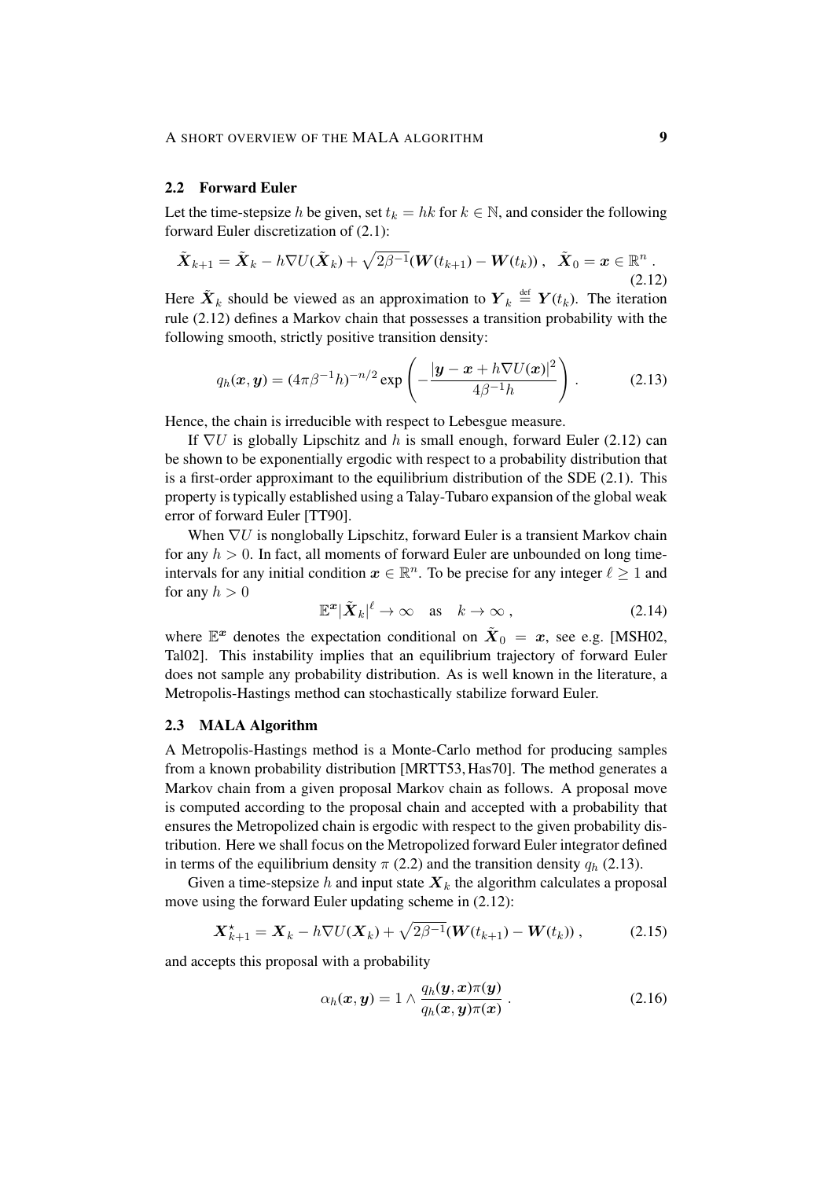## 2.2 Forward Euler

Let the time-stepsize $h$ be given, set $t_k = hk$ for $k \in \mathbb{N}$, and consider the following forward Euler discretization of (2.1):

$$\tilde{\boldsymbol{X}}_{k+1} = \tilde{\boldsymbol{X}}_k - h\nabla U(\tilde{\boldsymbol{X}}_k) + \sqrt{2\beta^{-1}}(\boldsymbol{W}(t_{k+1}) - \boldsymbol{W}(t_k)) \,, \quad \tilde{\boldsymbol{X}}_0 = \boldsymbol{x} \in \mathbb{R}^n \,. \tag{2.12}$$

Here $\tilde{\boldsymbol{X}}_k$ should be viewed as an approximation to $\boldsymbol{Y}_k \stackrel{\text{def}}{=} \boldsymbol{Y}(t_k)$. The iteration rule (2.12) defines a Markov chain that possesses a transition probability with the following smooth, strictly positive transition density:

$$q_h(\boldsymbol{x}, \boldsymbol{y}) = (4\pi\beta^{-1}h)^{-n/2} \exp\left( -\frac{|\boldsymbol{y} - \boldsymbol{x} + h\nabla U(\boldsymbol{x})|^2}{4\beta^{-1}h} \right) \,. \tag{2.13}$$

Hence, the chain is irreducible with respect to Lebesgue measure.

If $\nabla U$ is globally Lipschitz and $h$ is small enough, forward Euler (2.12) can be shown to be exponentially ergodic with respect to a probability distribution that is a first-order approximant to the equilibrium distribution of the SDE (2.1). This property is typically established using a Talay-Tubaro expansion of the global weak error of forward Euler [TT90].

When $\nabla U$ is nonglobally Lipschitz, forward Euler is a transient Markov chain for any $h > 0$. In fact, all moments of forward Euler are unbounded on long time-intervals for any initial condition $\boldsymbol{x} \in \mathbb{R}^n$. To be precise for any integer $\ell \geq 1$ and for any $h > 0$

$$\mathbb{E}^{\boldsymbol{x}} |\tilde{\boldsymbol{X}}_k|^\ell \to \infty \quad \text{as} \quad k \to \infty \,, \tag{2.14}$$

where $\mathbb{E}^{\boldsymbol{x}}$ denotes the expectation conditional on $\tilde{\boldsymbol{X}}_0 = \boldsymbol{x}$, see e.g. [MSH02, Tal02]. This instability implies that an equilibrium trajectory of forward Euler does not sample any probability distribution. As is well known in the literature, a Metropolis-Hastings method can stochastically stabilize forward Euler.

## 2.3 MALA Algorithm

A Metropolis-Hastings method is a Monte-Carlo method for producing samples from a known probability distribution [MRTT53, Has70]. The method generates a Markov chain from a given proposal Markov chain as follows. A proposal move is computed according to the proposal chain and accepted with a probability that ensures the Metropolized chain is ergodic with respect to the given probability distribution. Here we shall focus on the Metropolized forward Euler integrator defined in terms of the equilibrium density $\pi$ (2.2) and the transition density $q_h$ (2.13).

Given a time-stepsize $h$ and input state $\boldsymbol{X}_k$ the algorithm calculates a proposal move using the forward Euler updating scheme in (2.12):

$$\boldsymbol{X}^\star_{k+1} = \boldsymbol{X}_k - h\nabla U(\boldsymbol{X}_k) + \sqrt{2\beta^{-1}}(\boldsymbol{W}(t_{k+1}) - \boldsymbol{W}(t_k)) \,, \tag{2.15}$$

and accepts this proposal with a probability

$$\alpha_h(\boldsymbol{x}, \boldsymbol{y}) = 1 \wedge \frac{q_h(\boldsymbol{y}, \boldsymbol{x})\pi(\boldsymbol{y})}{q_h(\boldsymbol{x}, \boldsymbol{y})\pi(\boldsymbol{x})} \,. \tag{2.16}$$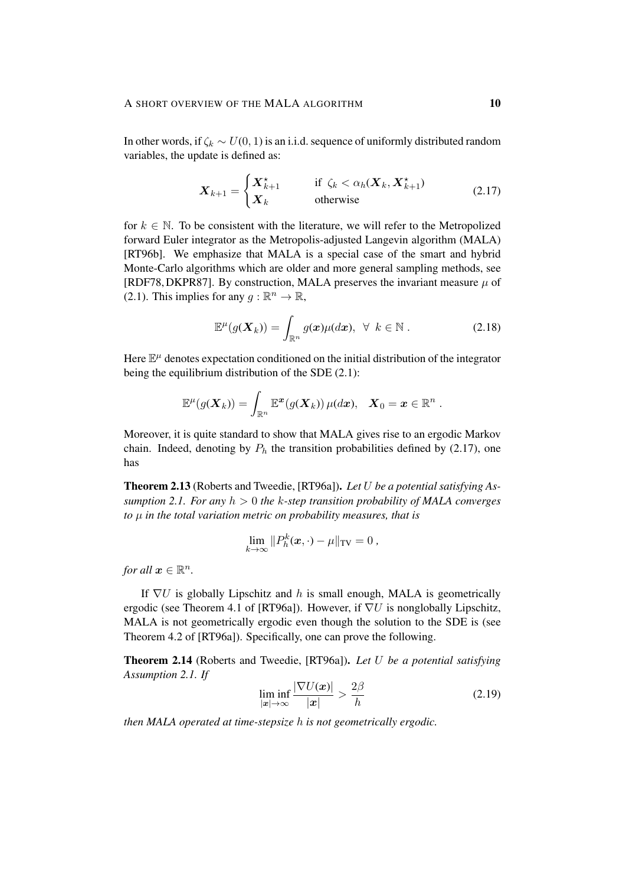In other words, if $\zeta_k \sim U(0,1)$ is an i.i.d. sequence of uniformly distributed random variables, the update is defined as:

$$\boldsymbol{X}_{k+1} = \begin{cases} \boldsymbol{X}^{\star}_{k+1} & \text{if } \zeta_k < \alpha_h(\boldsymbol{X}_k, \boldsymbol{X}^{\star}_{k+1}) \\ \boldsymbol{X}_k & \text{otherwise} \end{cases} \tag{2.17}$$

for $k \in \mathbb{N}$. To be consistent with the literature, we will refer to the Metropolized forward Euler integrator as the Metropolis-adjusted Langevin algorithm (MALA) [RT96b]. We emphasize that MALA is a special case of the smart and hybrid Monte-Carlo algorithms which are older and more general sampling methods, see [RDF78, DKPR87]. By construction, MALA preserves the invariant measure $\mu$ of (2.1). This implies for any $g : \mathbb{R}^n \to \mathbb{R}$,

$$\mathbb{E}^{\mu}(g(\boldsymbol{X}_k)) = \int_{\mathbb{R}^n} g(\boldsymbol{x}) \mu(d\boldsymbol{x}), \ \ \forall \ \ k \in \mathbb{N} \, . \tag{2.18}$$

Here $\mathbb{E}^{\mu}$ denotes expectation conditioned on the initial distribution of the integrator being the equilibrium distribution of the SDE (2.1):

$$\mathbb{E}^{\mu}(g(\boldsymbol{X}_k)) = \int_{\mathbb{R}^n} \mathbb{E}^{\boldsymbol{x}}(g(\boldsymbol{X}_k)) \, \mu(d\boldsymbol{x}), \quad \boldsymbol{X}_0 = \boldsymbol{x} \in \mathbb{R}^n \, .$$

Moreover, it is quite standard to show that MALA gives rise to an ergodic Markov chain. Indeed, denoting by $P_h$ the transition probabilities defined by (2.17), one has

**Theorem 2.13** (Roberts and Tweedie, [RT96a]). *Let $U$ be a potential satisfying Assumption 2.1. For any $h > 0$ the $k$-step transition probability of MALA converges to $\mu$ in the total variation metric on probability measures, that is*

$$\lim_{k \to \infty} \| P_h^k(\boldsymbol{x}, \cdot) - \mu \|_{\mathrm{TV}} = 0 \, ,$$

*for all $\boldsymbol{x} \in \mathbb{R}^n$.*

If $\nabla U$ is globally Lipschitz and $h$ is small enough, MALA is geometrically ergodic (see Theorem 4.1 of [RT96a]). However, if $\nabla U$ is nonglobally Lipschitz, MALA is not geometrically ergodic even though the solution to the SDE is (see Theorem 4.2 of [RT96a]). Specifically, one can prove the following.

**Theorem 2.14** (Roberts and Tweedie, [RT96a]). *Let $U$ be a potential satisfying Assumption 2.1. If*

$$\liminf_{|\boldsymbol{x}| \to \infty} \frac{|\nabla U(\boldsymbol{x})|}{|\boldsymbol{x}|} > \frac{2\beta}{h} \tag{2.19}$$

*then MALA operated at time-stepsize $h$ is not geometrically ergodic.*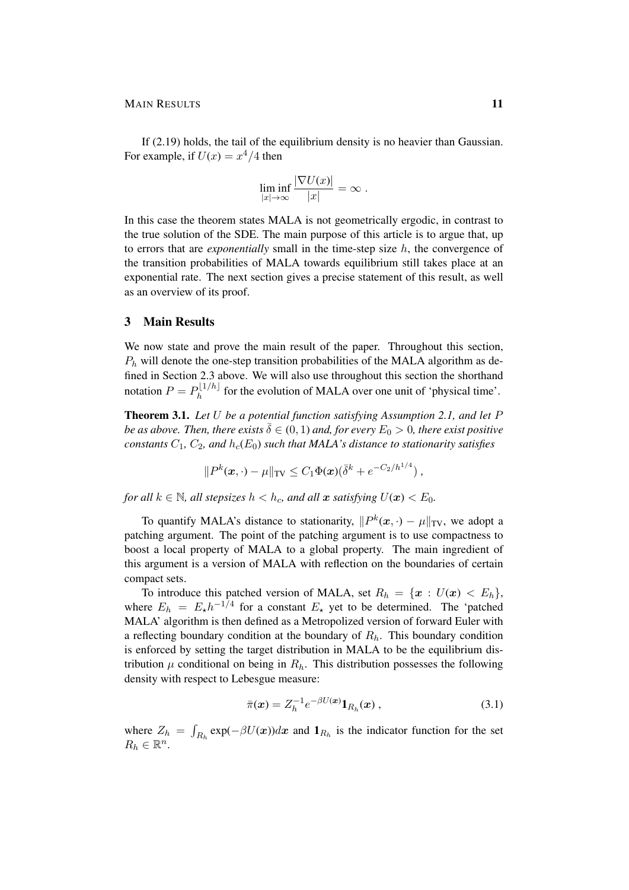If (2.19) holds, the tail of the equilibrium density is no heavier than Gaussian. For example, if $U(x) = x^4/4$ then

$$\liminf_{|x|\to\infty} \frac{|\nabla U(x)|}{|x|} = \infty \ .$$

In this case the theorem states MALA is not geometrically ergodic, in contrast to the true solution of the SDE. The main purpose of this article is to argue that, up to errors that are *exponentially* small in the time-step size $h$, the convergence of the transition probabilities of MALA towards equilibrium still takes place at an exponential rate. The next section gives a precise statement of this result, as well as an overview of its proof.

## 3 Main Results

We now state and prove the main result of the paper. Throughout this section, $P_h$ will denote the one-step transition probabilities of the MALA algorithm as defined in Section 2.3 above. We will also use throughout this section the shorthand notation $P = P_h^{\lfloor 1/h \rfloor}$ for the evolution of MALA over one unit of 'physical time'.

**Theorem 3.1.** *Let $U$ be a potential function satisfying Assumption 2.1, and let $P$ be as above. Then, there exists $\bar{\delta} \in (0,1)$ and, for every $E_0 > 0$, there exist positive constants $C_1$, $C_2$, and $h_c(E_0)$ such that MALA's distance to stationarity satisfies*

$$\|P^k(\boldsymbol{x}, \cdot) - \mu\|_{\mathrm{TV}} \leq C_1 \Phi(\boldsymbol{x})(\bar{\delta}^k + e^{-C_2/h^{1/4}}) \ ,$$

*for all $k \in \mathbb{N}$, all stepsizes $h < h_c$, and all $\boldsymbol{x}$ satisfying $U(\boldsymbol{x}) < E_0$.*

To quantify MALA's distance to stationarity, $\|P^k(\boldsymbol{x}, \cdot) - \mu\|_{\mathrm{TV}}$, we adopt a patching argument. The point of the patching argument is to use compactness to boost a local property of MALA to a global property. The main ingredient of this argument is a version of MALA with reflection on the boundaries of certain compact sets.

To introduce this patched version of MALA, set $R_h = \{\boldsymbol{x} : U(\boldsymbol{x}) < E_h\}$, where $E_h = E_\star h^{-1/4}$ for a constant $E_\star$ yet to be determined. The 'patched MALA' algorithm is then defined as a Metropolized version of forward Euler with a reflecting boundary condition at the boundary of $R_h$. This boundary condition is enforced by setting the target distribution in MALA to be the equilibrium distribution $\mu$ conditional on being in $R_h$. This distribution possesses the following density with respect to Lebesgue measure:

$$\bar{\pi}(\boldsymbol{x}) = Z_h^{-1} e^{-\beta U(\boldsymbol{x})} \mathbf{1}_{R_h}(\boldsymbol{x}) \ , \tag{3.1}$$

where $Z_h = \int_{R_h} \exp(-\beta U(\boldsymbol{x})) d\boldsymbol{x}$ and $\mathbf{1}_{R_h}$ is the indicator function for the set $R_h \in \mathbb{R}^n$.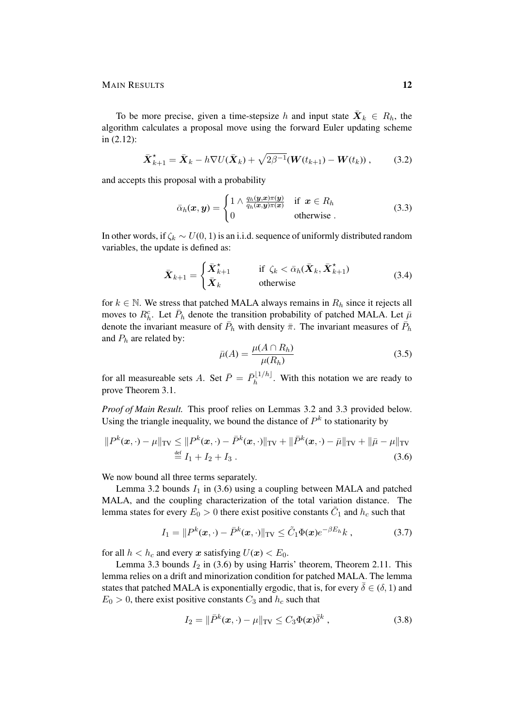To be more precise, given a time-stepsize $h$ and input state $\bar{\boldsymbol{X}}_k \in R_h$, the algorithm calculates a proposal move using the forward Euler updating scheme in (2.12):

$$\bar{\boldsymbol{X}}^{\star}_{k+1} = \bar{\boldsymbol{X}}_k - h\nabla U(\bar{\boldsymbol{X}}_k) + \sqrt{2\beta^{-1}}(\boldsymbol{W}(t_{k+1}) - \boldsymbol{W}(t_k)) \,, \tag{3.2}$$

and accepts this proposal with a probability

$$\bar{\alpha}_h(\boldsymbol{x}, \boldsymbol{y}) = \begin{cases} 1 \wedge \frac{q_h(\boldsymbol{y},\boldsymbol{x})\pi(\boldsymbol{y})}{q_h(\boldsymbol{x},\boldsymbol{y})\pi(\boldsymbol{x})} & \text{if } \boldsymbol{x} \in R_h \\ 0 & \text{otherwise} \,. \end{cases} \tag{3.3}$$

In other words, if $\zeta_k \sim U(0,1)$ is an i.i.d. sequence of uniformly distributed random variables, the update is defined as:

$$\bar{\boldsymbol{X}}_{k+1} = \begin{cases} \bar{\boldsymbol{X}}^{\star}_{k+1} & \text{if } \zeta_k < \bar{\alpha}_h(\bar{\boldsymbol{X}}_k, \bar{\boldsymbol{X}}^{\star}_{k+1}) \\ \bar{\boldsymbol{X}}_k & \text{otherwise} \end{cases} \tag{3.4}$$

for $k \in \mathbb{N}$. We stress that patched MALA always remains in $R_h$ since it rejects all moves to $R_h^c$. Let $\bar{P}_h$ denote the transition probability of patched MALA. Let $\bar{\mu}$ denote the invariant measure of $\bar{P}_h$ with density $\bar{\pi}$. The invariant measures of $\bar{P}_h$ and $P_h$ are related by:

$$\bar{\mu}(A) = \frac{\mu(A \cap R_h)}{\mu(R_h)} \tag{3.5}$$

for all measureable sets $A$. Set $\bar{P} = \bar{P}_h^{\lfloor 1/h \rfloor}$. With this notation we are ready to prove Theorem 3.1.

*Proof of Main Result.* This proof relies on Lemmas 3.2 and 3.3 provided below. Using the triangle inequality, we bound the distance of $P^k$ to stationarity by

$$\begin{aligned} \|P^k(\boldsymbol{x}, \cdot) - \mu\|_{\mathrm{TV}} &\le \|P^k(\boldsymbol{x}, \cdot) - \bar{P}^k(\boldsymbol{x}, \cdot)\|_{\mathrm{TV}} + \|\bar{P}^k(\boldsymbol{x}, \cdot) - \bar{\mu}\|_{\mathrm{TV}} + \|\bar{\mu} - \mu\|_{\mathrm{TV}} \\ &\overset{\text{def}}{=} I_1 + I_2 + I_3 \,. \end{aligned} \tag{3.6}$$

We now bound all three terms separately.

Lemma 3.2 bounds $I_1$ in (3.6) using a coupling between MALA and patched MALA, and the coupling characterization of the total variation distance. The lemma states for every $E_0 > 0$ there exist positive constants $\tilde{C}_1$ and $h_c$ such that

$$I_1 = \|P^k(\boldsymbol{x}, \cdot) - \bar{P}^k(\boldsymbol{x}, \cdot)\|_{\mathrm{TV}} \le \tilde{C}_1 \Phi(\boldsymbol{x}) e^{-\beta E_h} k \,, \tag{3.7}$$

for all $h < h_c$ and every $\boldsymbol{x}$ satisfying $U(\boldsymbol{x}) < E_0$.

Lemma 3.3 bounds $I_2$ in (3.6) by using Harris' theorem, Theorem 2.11. This lemma relies on a drift and minorization condition for patched MALA. The lemma states that patched MALA is exponentially ergodic, that is, for every $\bar{\delta} \in (\delta, 1)$ and $E_0 > 0$, there exist positive constants $C_3$ and $h_c$ such that

$$I_2 = \|\bar{P}^k(\boldsymbol{x}, \cdot) - \mu\|_{\mathrm{TV}} \le C_3 \Phi(\boldsymbol{x}) \bar{\delta}^k \,, \tag{3.8}$$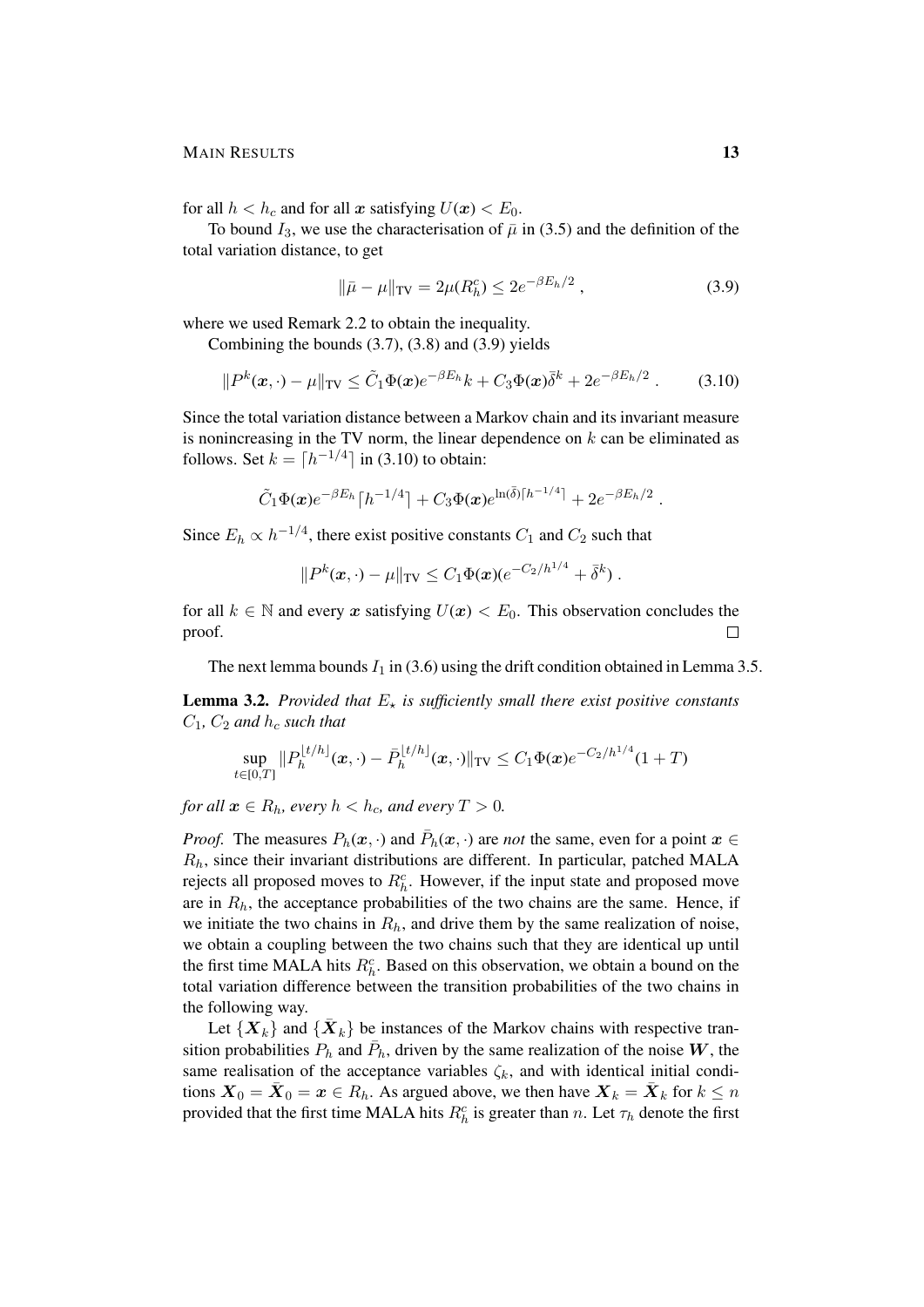for all $h < h_c$ and for all $\boldsymbol{x}$ satisfying $U(\boldsymbol{x}) < E_0$.

To bound $I_3$, we use the characterisation of $\bar{\mu}$ in (3.5) and the definition of the total variation distance, to get

$$\|\bar{\mu} - \mu\|_{\mathrm{TV}} = 2\mu(R_h^c) \leq 2e^{-\beta E_h/2} , \tag{3.9}$$

where we used Remark 2.2 to obtain the inequality.

Combining the bounds (3.7), (3.8) and (3.9) yields

$$\|P^k(\boldsymbol{x}, \cdot) - \mu\|_{\mathrm{TV}} \leq \tilde{C}_1 \Phi(\boldsymbol{x}) e^{-\beta E_h} k + C_3 \Phi(\boldsymbol{x}) \bar{\delta}^k + 2e^{-\beta E_h/2} . \tag{3.10}$$

Since the total variation distance between a Markov chain and its invariant measure is nonincreasing in the TV norm, the linear dependence on $k$ can be eliminated as follows. Set $k = \lceil h^{-1/4} \rceil$ in (3.10) to obtain:

$$\tilde{C}_1 \Phi(\boldsymbol{x}) e^{-\beta E_h} \lceil h^{-1/4} \rceil + C_3 \Phi(\boldsymbol{x}) e^{\ln(\bar{\delta}) \lceil h^{-1/4} \rceil} + 2e^{-\beta E_h/2} .$$

Since $E_h \propto h^{-1/4}$, there exist positive constants $C_1$ and $C_2$ such that

$$\|P^k(\boldsymbol{x}, \cdot) - \mu\|_{\mathrm{TV}} \leq C_1 \Phi(\boldsymbol{x}) (e^{-C_2/h^{1/4}} + \bar{\delta}^k) .$$

for all $k \in \mathbb{N}$ and every $\boldsymbol{x}$ satisfying $U(\boldsymbol{x}) < E_0$. This observation concludes the proof. ◻

The next lemma bounds $I_1$ in (3.6) using the drift condition obtained in Lemma 3.5.

**Lemma 3.2.** *Provided that $E_\star$ is sufficiently small there exist positive constants $C_1$, $C_2$ and $h_c$ such that*

$$\sup_{t \in [0,T]} \|P_h^{\lfloor t/h \rfloor}(\boldsymbol{x}, \cdot) - \bar{P}_h^{\lfloor t/h \rfloor}(\boldsymbol{x}, \cdot)\|_{\mathrm{TV}} \leq C_1 \Phi(\boldsymbol{x}) e^{-C_2/h^{1/4}} (1 + T)$$

*for all $\boldsymbol{x} \in R_h$, every $h < h_c$, and every $T > 0$.*

*Proof.* The measures $P_h(\boldsymbol{x}, \cdot)$ and $\bar{P}_h(\boldsymbol{x}, \cdot)$ are *not* the same, even for a point $\boldsymbol{x} \in R_h$, since their invariant distributions are different. In particular, patched MALA rejects all proposed moves to $R_h^c$. However, if the input state and proposed move are in $R_h$, the acceptance probabilities of the two chains are the same. Hence, if we initiate the two chains in $R_h$, and drive them by the same realization of noise, we obtain a coupling between the two chains such that they are identical up until the first time MALA hits $R_h^c$. Based on this observation, we obtain a bound on the total variation difference between the transition probabilities of the two chains in the following way.

Let $\{\boldsymbol{X}_k\}$ and $\{\bar{\boldsymbol{X}}_k\}$ be instances of the Markov chains with respective transition probabilities $P_h$ and $\bar{P}_h$, driven by the same realization of the noise $\boldsymbol{W}$, the same realisation of the acceptance variables $\zeta_k$, and with identical initial conditions $\boldsymbol{X}_0 = \bar{\boldsymbol{X}}_0 = \boldsymbol{x} \in R_h$. As argued above, we then have $\boldsymbol{X}_k = \bar{\boldsymbol{X}}_k$ for $k \leq n$ provided that the first time MALA hits $R_h^c$ is greater than $n$. Let $\tau_h$ denote the first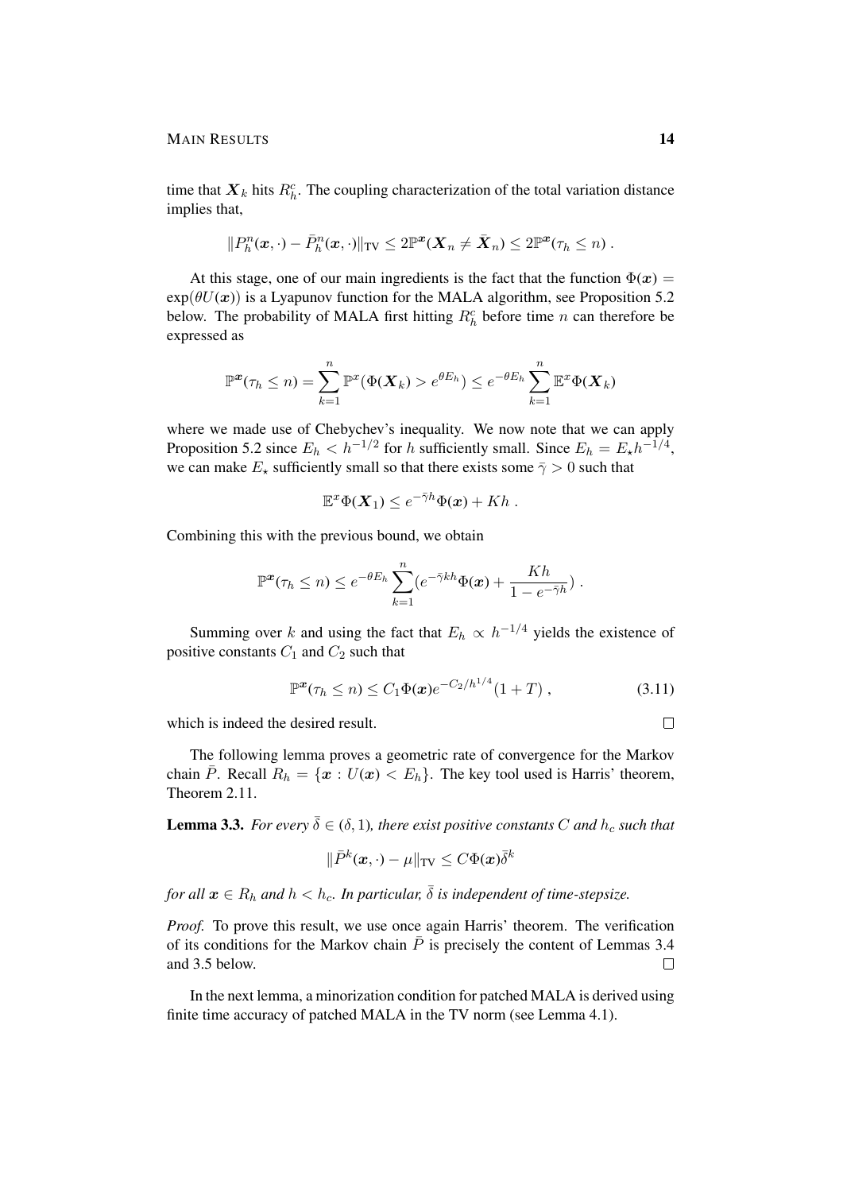time that $\boldsymbol{X}_k$ hits $R_h^c$. The coupling characterization of the total variation distance implies that,

$$\|P_h^n(\boldsymbol{x},\cdot) - \bar{P}_h^n(\boldsymbol{x},\cdot)\|_{\mathrm{TV}} \le 2\mathbb{P}^{\boldsymbol{x}}(\boldsymbol{X}_n \neq \bar{\boldsymbol{X}}_n) \le 2\mathbb{P}^{\boldsymbol{x}}(\tau_h \le n) .$$

At this stage, one of our main ingredients is the fact that the function $\Phi(\boldsymbol{x}) = \exp(\theta U(\boldsymbol{x}))$ is a Lyapunov function for the MALA algorithm, see Proposition 5.2 below. The probability of MALA first hitting $R_h^c$ before time $n$ can therefore be expressed as

$$\mathbb{P}^{\boldsymbol{x}}(\tau_h \le n) = \sum_{k=1}^{n} \mathbb{P}^{x}(\Phi(\boldsymbol{X}_k) > e^{\theta E_h}) \le e^{-\theta E_h} \sum_{k=1}^{n} \mathbb{E}^{x}\Phi(\boldsymbol{X}_k)$$

where we made use of Chebychev's inequality. We now note that we can apply Proposition 5.2 since $E_h < h^{-1/2}$ for $h$ sufficiently small. Since $E_h = E_\star h^{-1/4}$, we can make $E_\star$ sufficiently small so that there exists some $\bar{\gamma} > 0$ such that

$$\mathbb{E}^{x}\Phi(\boldsymbol{X}_1) \le e^{-\bar{\gamma}h}\Phi(\boldsymbol{x}) + Kh .$$

Combining this with the previous bound, we obtain

$$\mathbb{P}^{\boldsymbol{x}}(\tau_h \le n) \le e^{-\theta E_h} \sum_{k=1}^{n} (e^{-\bar{\gamma}kh}\Phi(\boldsymbol{x}) + \frac{Kh}{1-e^{-\bar{\gamma}h}}) .$$

Summing over $k$ and using the fact that $E_h \propto h^{-1/4}$ yields the existence of positive constants $C_1$ and $C_2$ such that

$$\mathbb{P}^{\boldsymbol{x}}(\tau_h \le n) \le C_1 \Phi(\boldsymbol{x}) e^{-C_2/h^{1/4}}(1+T) , \tag{3.11}$$

which is indeed the desired result. □

The following lemma proves a geometric rate of convergence for the Markov chain $\bar{P}$. Recall $R_h = \{\boldsymbol{x} : U(\boldsymbol{x}) < E_h\}$. The key tool used is Harris' theorem, Theorem 2.11.

**Lemma 3.3.** *For every $\bar{\delta} \in (\delta, 1)$, there exist positive constants $C$ and $h_c$ such that*

$$\|\bar{P}^k(\boldsymbol{x},\cdot) - \mu\|_{\mathrm{TV}} \le C\Phi(\boldsymbol{x})\bar{\delta}^k$$

*for all $\boldsymbol{x} \in R_h$ and $h < h_c$. In particular, $\bar{\delta}$ is independent of time-stepsize.*

*Proof.* To prove this result, we use once again Harris' theorem. The verification of its conditions for the Markov chain $\bar{P}$ is precisely the content of Lemmas 3.4 and 3.5 below. □

In the next lemma, a minorization condition for patched MALA is derived using finite time accuracy of patched MALA in the TV norm (see Lemma 4.1).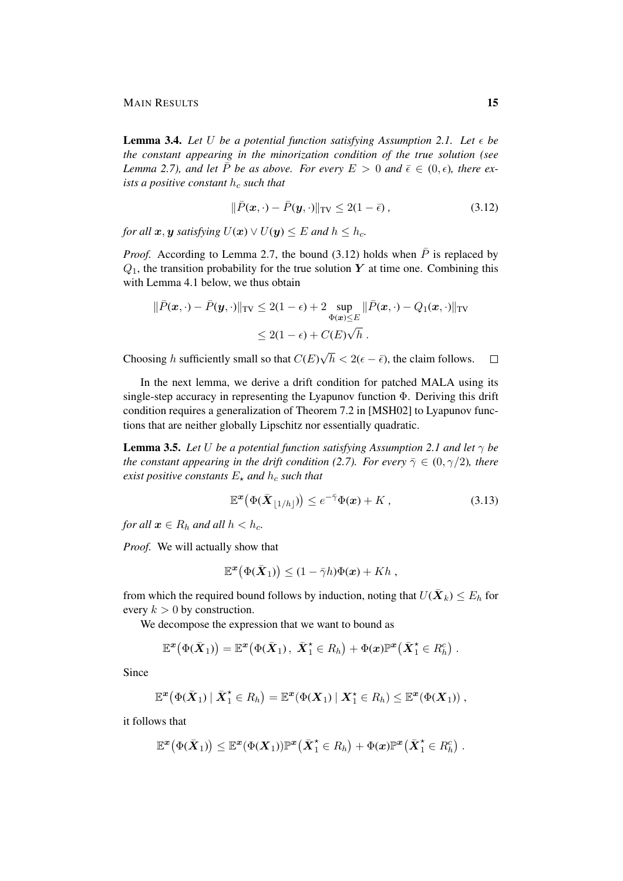**Lemma 3.4.** *Let $U$ be a potential function satisfying Assumption 2.1. Let $\epsilon$ be the constant appearing in the minorization condition of the true solution (see Lemma 2.7), and let $\bar{P}$ be as above. For every $E > 0$ and $\bar{\epsilon} \in (0, \epsilon)$, there exists a positive constant $h_c$ such that*

$$\|\bar{P}(\boldsymbol{x}, \cdot) - \bar{P}(\boldsymbol{y}, \cdot)\|_{\mathrm{TV}} \leq 2(1 - \bar{\epsilon}) \,, \tag{3.12}$$

*for all $\boldsymbol{x}, \boldsymbol{y}$ satisfying $U(\boldsymbol{x}) \vee U(\boldsymbol{y}) \leq E$ and $h \leq h_c$.*

*Proof.* According to Lemma 2.7, the bound (3.12) holds when $\bar{P}$ is replaced by $Q_1$, the transition probability for the true solution $\boldsymbol{Y}$ at time one. Combining this with Lemma 4.1 below, we thus obtain

$$\begin{aligned}
\|\bar{P}(\boldsymbol{x}, \cdot) - \bar{P}(\boldsymbol{y}, \cdot)\|_{\mathrm{TV}} &\leq 2(1 - \epsilon) + 2 \sup_{\Phi(\boldsymbol{x}) \leq E} \|\bar{P}(\boldsymbol{x}, \cdot) - Q_1(\boldsymbol{x}, \cdot)\|_{\mathrm{TV}} \\
&\leq 2(1 - \epsilon) + C(E)\sqrt{h} \,.
\end{aligned}$$

Choosing $h$ sufficiently small so that $C(E)\sqrt{h} < 2(\epsilon - \bar{\epsilon})$, the claim follows. $\square$

In the next lemma, we derive a drift condition for patched MALA using its single-step accuracy in representing the Lyapunov function $\Phi$. Deriving this drift condition requires a generalization of Theorem 7.2 in [MSH02] to Lyapunov functions that are neither globally Lipschitz nor essentially quadratic.

**Lemma 3.5.** *Let $U$ be a potential function satisfying Assumption 2.1 and let $\gamma$ be the constant appearing in the drift condition (2.7). For every $\bar{\gamma} \in (0, \gamma/2)$, there exist positive constants $E_\star$ and $h_c$ such that*

$$\mathbb{E}^{\boldsymbol{x}}\big(\Phi(\bar{\boldsymbol{X}}_{\lfloor 1/h \rfloor})\big) \leq e^{-\bar{\gamma}} \Phi(\boldsymbol{x}) + K \,, \tag{3.13}$$

*for all $\boldsymbol{x} \in R_h$ and all $h < h_c$.*

*Proof.* We will actually show that

$$\mathbb{E}^{\boldsymbol{x}}\big(\Phi(\bar{\boldsymbol{X}}_1)\big) \leq (1 - \bar{\gamma} h)\Phi(\boldsymbol{x}) + Kh \,,$$

from which the required bound follows by induction, noting that $U(\bar{\boldsymbol{X}}_k) \leq E_h$ for every $k > 0$ by construction.

We decompose the expression that we want to bound as

$$\mathbb{E}^{\boldsymbol{x}}\big(\Phi(\bar{\boldsymbol{X}}_1)\big) = \mathbb{E}^{\boldsymbol{x}}\big(\Phi(\bar{\boldsymbol{X}}_1) \,,\; \bar{\boldsymbol{X}}_1^\star \in R_h\big) + \Phi(\boldsymbol{x}) \mathbb{P}^{\boldsymbol{x}}\big(\bar{\boldsymbol{X}}_1^\star \in R_h^c\big) \,.$$

Since

$$\mathbb{E}^{\boldsymbol{x}}\big(\Phi(\bar{\boldsymbol{X}}_1) \mid \bar{\boldsymbol{X}}_1^\star \in R_h\big) = \mathbb{E}^{\boldsymbol{x}}(\Phi(\boldsymbol{X}_1) \mid \boldsymbol{X}_1^\star \in R_h) \leq \mathbb{E}^{\boldsymbol{x}}(\Phi(\boldsymbol{X}_1)) \,,$$

it follows that

$$\mathbb{E}^{\boldsymbol{x}}\big(\Phi(\bar{\boldsymbol{X}}_1)\big) \leq \mathbb{E}^{\boldsymbol{x}}(\Phi(\boldsymbol{X}_1)) \mathbb{P}^{\boldsymbol{x}}\big(\bar{\boldsymbol{X}}_1^\star \in R_h\big) + \Phi(\boldsymbol{x}) \mathbb{P}^{\boldsymbol{x}}\big(\bar{\boldsymbol{X}}_1^\star \in R_h^c\big) \,.$$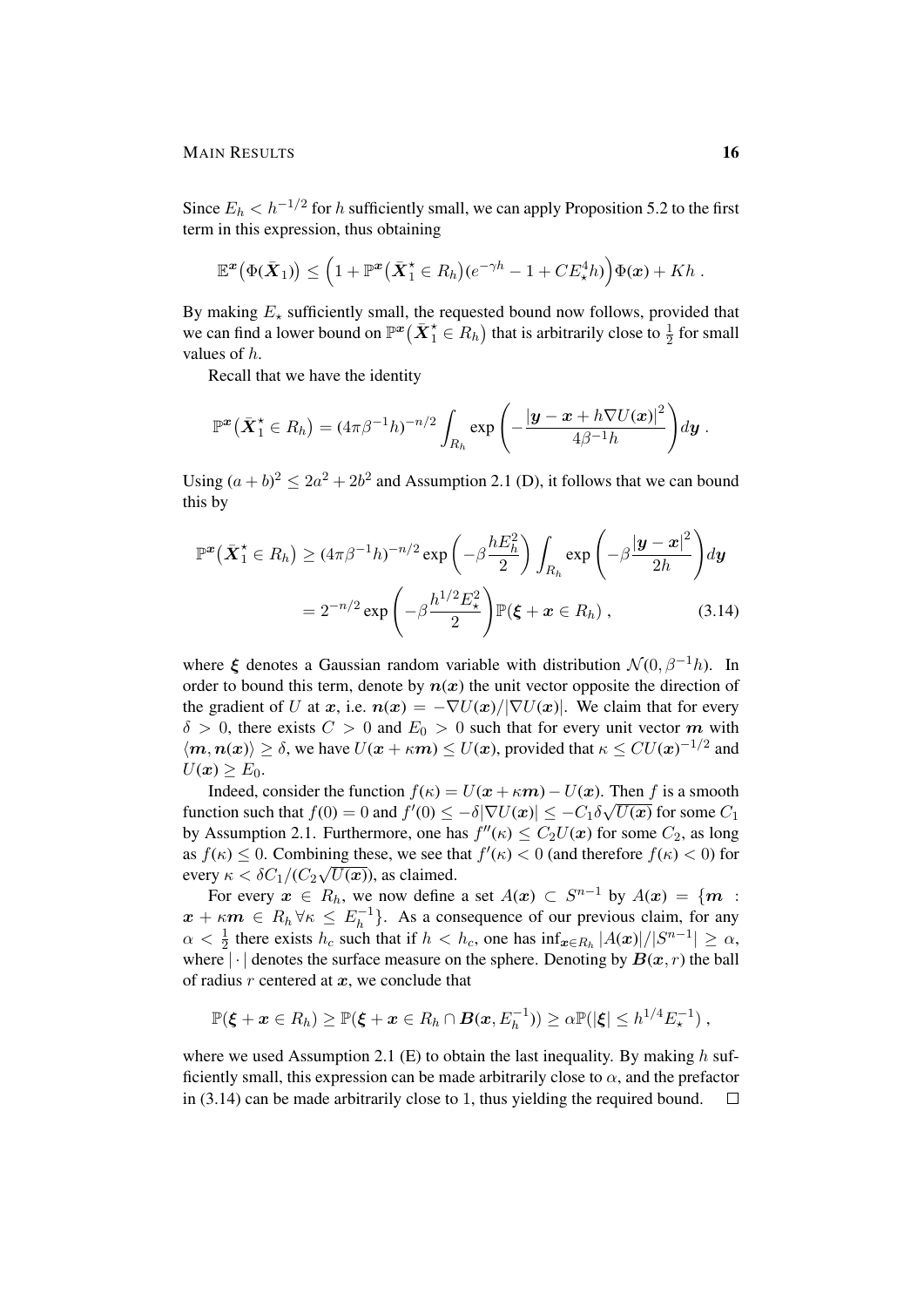Since $E_h < h^{-1/2}$ for $h$ sufficiently small, we can apply Proposition 5.2 to the first term in this expression, thus obtaining

$$\mathbb{E}^{\boldsymbol{x}}\big(\Phi(\bar{\boldsymbol{X}}_1)\big) \leq \Big(1 + \mathbb{P}^{\boldsymbol{x}}\big(\bar{\boldsymbol{X}}_1^\star \in R_h\big)(e^{-\gamma h} - 1 + CE_\star^4 h)\Big)\Phi(\boldsymbol{x}) + Kh \;.$$

By making $E_\star$ sufficiently small, the requested bound now follows, provided that we can find a lower bound on $\mathbb{P}^{\boldsymbol{x}}\big(\bar{\boldsymbol{X}}_1^\star \in R_h\big)$ that is arbitrarily close to $\frac{1}{2}$ for small values of $h$.

Recall that we have the identity

$$\mathbb{P}^{\boldsymbol{x}}\big(\bar{\boldsymbol{X}}_1^\star \in R_h\big) = (4\pi\beta^{-1}h)^{-n/2}\int_{R_h}\exp\left(-\frac{|\boldsymbol{y}-\boldsymbol{x}+h\nabla U(\boldsymbol{x})|^2}{4\beta^{-1}h}\right)d\boldsymbol{y} \;.$$

Using $(a+b)^2 \leq 2a^2 + 2b^2$ and Assumption 2.1 (D), it follows that we can bound this by

$$\begin{aligned}\mathbb{P}^{\boldsymbol{x}}\big(\bar{\boldsymbol{X}}_1^\star \in R_h\big) &\geq (4\pi\beta^{-1}h)^{-n/2}\exp\left(-\beta\frac{hE_h^2}{2}\right)\int_{R_h}\exp\left(-\beta\frac{|\boldsymbol{y}-\boldsymbol{x}|^2}{2h}\right)d\boldsymbol{y} \\ &= 2^{-n/2}\exp\left(-\beta\frac{h^{1/2}E_\star^2}{2}\right)\mathbb{P}(\boldsymbol{\xi}+\boldsymbol{x}\in R_h)\;, \qquad (3.14)\end{aligned}$$

where $\boldsymbol{\xi}$ denotes a Gaussian random variable with distribution $\mathcal{N}(0,\beta^{-1}h)$. In order to bound this term, denote by $\boldsymbol{n}(\boldsymbol{x})$ the unit vector opposite the direction of the gradient of $U$ at $\boldsymbol{x}$, i.e. $\boldsymbol{n}(\boldsymbol{x}) = -\nabla U(\boldsymbol{x})/|\nabla U(\boldsymbol{x})|$. We claim that for every $\delta > 0$, there exists $C > 0$ and $E_0 > 0$ such that for every unit vector $\boldsymbol{m}$ with $\langle \boldsymbol{m}, \boldsymbol{n}(\boldsymbol{x})\rangle \geq \delta$, we have $U(\boldsymbol{x}+\kappa\boldsymbol{m}) \leq U(\boldsymbol{x})$, provided that $\kappa \leq CU(\boldsymbol{x})^{-1/2}$ and $U(\boldsymbol{x}) \geq E_0$.

Indeed, consider the function $f(\kappa) = U(\boldsymbol{x}+\kappa\boldsymbol{m}) - U(\boldsymbol{x})$. Then $f$ is a smooth function such that $f(0) = 0$ and $f'(0) \leq -\delta|\nabla U(\boldsymbol{x})| \leq -C_1\delta\sqrt{U(\boldsymbol{x})}$ for some $C_1$ by Assumption 2.1. Furthermore, one has $f''(\kappa) \leq C_2 U(\boldsymbol{x})$ for some $C_2$, as long as $f(\kappa) \leq 0$. Combining these, we see that $f'(\kappa) < 0$ (and therefore $f(\kappa) < 0$) for every $\kappa < \delta C_1/(C_2\sqrt{U(\boldsymbol{x})})$, as claimed.

For every $\boldsymbol{x} \in R_h$, we now define a set $A(\boldsymbol{x}) \subset S^{n-1}$ by $A(\boldsymbol{x}) = \{\boldsymbol{m} : \boldsymbol{x}+\kappa\boldsymbol{m} \in R_h\,\forall \kappa \leq E_h^{-1}\}$. As a consequence of our previous claim, for any $\alpha < \frac{1}{2}$ there exists $h_c$ such that if $h < h_c$, one has $\inf_{\boldsymbol{x}\in R_h}|A(\boldsymbol{x})|/|S^{n-1}| \geq \alpha$, where $|\cdot|$ denotes the surface measure on the sphere. Denoting by $\boldsymbol{B}(\boldsymbol{x}, r)$ the ball of radius $r$ centered at $\boldsymbol{x}$, we conclude that

$$\mathbb{P}(\boldsymbol{\xi}+\boldsymbol{x}\in R_h) \geq \mathbb{P}(\boldsymbol{\xi}+\boldsymbol{x}\in R_h\cap \boldsymbol{B}(\boldsymbol{x}, E_h^{-1})) \geq \alpha\mathbb{P}(|\boldsymbol{\xi}| \leq h^{1/4}E_\star^{-1})\;,$$

where we used Assumption 2.1 (E) to obtain the last inequality. By making $h$ sufficiently small, this expression can be made arbitrarily close to $\alpha$, and the prefactor in (3.14) can be made arbitrarily close to 1, thus yielding the required bound. $\square$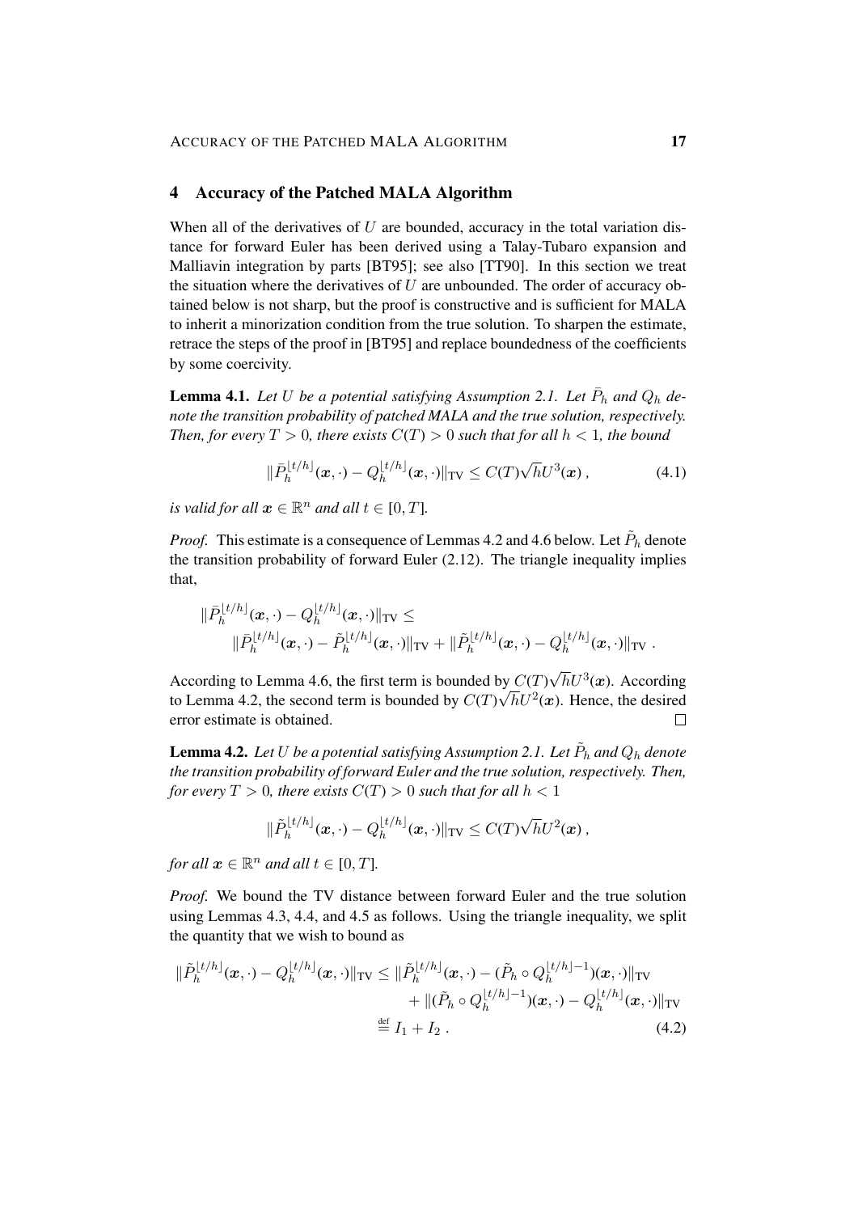## 4 Accuracy of the Patched MALA Algorithm

When all of the derivatives of $U$ are bounded, accuracy in the total variation distance for forward Euler has been derived using a Talay-Tubaro expansion and Malliavin integration by parts [BT95]; see also [TT90]. In this section we treat the situation where the derivatives of $U$ are unbounded. The order of accuracy obtained below is not sharp, but the proof is constructive and is sufficient for MALA to inherit a minorization condition from the true solution. To sharpen the estimate, retrace the steps of the proof in [BT95] and replace boundedness of the coefficients by some coercivity.

**Lemma 4.1.** *Let $U$ be a potential satisfying Assumption 2.1. Let $\bar{P}_h$ and $Q_h$ denote the transition probability of patched MALA and the true solution, respectively. Then, for every $T > 0$, there exists $C(T) > 0$ such that for all $h < 1$, the bound*

$$\|\bar{P}_h^{\lfloor t/h \rfloor}(\boldsymbol{x}, \cdot) - Q_h^{\lfloor t/h \rfloor}(\boldsymbol{x}, \cdot)\|_{\mathrm{TV}} \leq C(T)\sqrt{h} U^3(\boldsymbol{x}) \,, \tag{4.1}$$

*is valid for all $\boldsymbol{x} \in \mathbb{R}^n$ and all $t \in [0, T]$.*

*Proof.* This estimate is a consequence of Lemmas 4.2 and 4.6 below. Let $\tilde{P}_h$ denote the transition probability of forward Euler (2.12). The triangle inequality implies that,

$$\begin{aligned}
&\|\bar{P}_h^{\lfloor t/h \rfloor}(\boldsymbol{x}, \cdot) - Q_h^{\lfloor t/h \rfloor}(\boldsymbol{x}, \cdot)\|_{\mathrm{TV}} \leq \\
&\qquad \|\bar{P}_h^{\lfloor t/h \rfloor}(\boldsymbol{x}, \cdot) - \tilde{P}_h^{\lfloor t/h \rfloor}(\boldsymbol{x}, \cdot)\|_{\mathrm{TV}} + \|\tilde{P}_h^{\lfloor t/h \rfloor}(\boldsymbol{x}, \cdot) - Q_h^{\lfloor t/h \rfloor}(\boldsymbol{x}, \cdot)\|_{\mathrm{TV}} \,.
\end{aligned}$$

According to Lemma 4.6, the first term is bounded by $C(T)\sqrt{h} U^3(\boldsymbol{x})$. According to Lemma 4.2, the second term is bounded by $C(T)\sqrt{h} U^2(\boldsymbol{x})$. Hence, the desired error estimate is obtained. ∎

**Lemma 4.2.** *Let $U$ be a potential satisfying Assumption 2.1. Let $\tilde{P}_h$ and $Q_h$ denote the transition probability of forward Euler and the true solution, respectively. Then, for every $T > 0$, there exists $C(T) > 0$ such that for all $h < 1$*

$$\|\tilde{P}_h^{\lfloor t/h \rfloor}(\boldsymbol{x}, \cdot) - Q_h^{\lfloor t/h \rfloor}(\boldsymbol{x}, \cdot)\|_{\mathrm{TV}} \leq C(T)\sqrt{h} U^2(\boldsymbol{x}) \,,$$

*for all $\boldsymbol{x} \in \mathbb{R}^n$ and all $t \in [0, T]$.*

*Proof.* We bound the TV distance between forward Euler and the true solution using Lemmas 4.3, 4.4, and 4.5 as follows. Using the triangle inequality, we split the quantity that we wish to bound as

$$\begin{aligned}
\|\tilde{P}_h^{\lfloor t/h \rfloor}(\boldsymbol{x}, \cdot) - Q_h^{\lfloor t/h \rfloor}(\boldsymbol{x}, \cdot)\|_{\mathrm{TV}} &\leq \|\tilde{P}_h^{\lfloor t/h \rfloor}(\boldsymbol{x}, \cdot) - (\tilde{P}_h \circ Q_h^{\lfloor t/h \rfloor - 1})(\boldsymbol{x}, \cdot)\|_{\mathrm{TV}} \\
&\quad + \|(\tilde{P}_h \circ Q_h^{\lfloor t/h \rfloor - 1})(\boldsymbol{x}, \cdot) - Q_h^{\lfloor t/h \rfloor}(\boldsymbol{x}, \cdot)\|_{\mathrm{TV}} \\
&\stackrel{\text{def}}{=} I_1 + I_2 \,.
\end{aligned} \tag{4.2}$$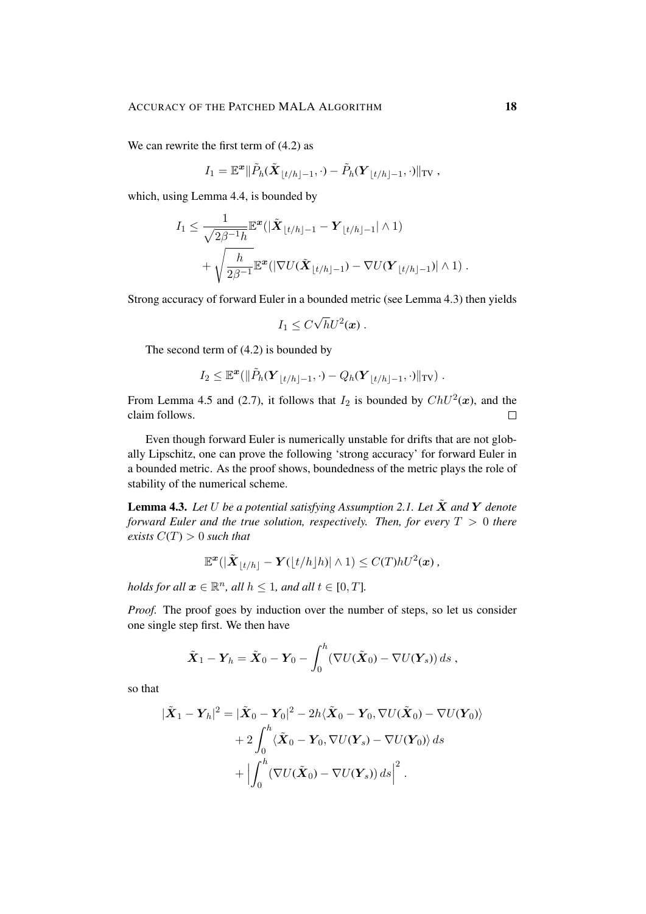We can rewrite the first term of (4.2) as

$$I_1 = \mathbb{E}^{\boldsymbol{x}} \| \tilde{P}_h(\tilde{\boldsymbol{X}}_{\lfloor t/h \rfloor -1}, \cdot) - \tilde{P}_h(\boldsymbol{Y}_{\lfloor t/h \rfloor -1}, \cdot) \|_{\mathrm{TV}} \,,$$

which, using Lemma 4.4, is bounded by

$$\begin{aligned} I_1 \leq \frac{1}{\sqrt{2\beta^{-1}h}} \mathbb{E}^{\boldsymbol{x}} (|\tilde{\boldsymbol{X}}_{\lfloor t/h \rfloor -1} - \boldsymbol{Y}_{\lfloor t/h \rfloor -1}| \wedge 1) \\ + \sqrt{\frac{h}{2\beta^{-1}}} \mathbb{E}^{\boldsymbol{x}} (|\nabla U(\tilde{\boldsymbol{X}}_{\lfloor t/h \rfloor -1}) - \nabla U(\boldsymbol{Y}_{\lfloor t/h \rfloor -1})| \wedge 1) \,. \end{aligned}$$

Strong accuracy of forward Euler in a bounded metric (see Lemma 4.3) then yields

$$I_1 \leq C\sqrt{h} U^2(\boldsymbol{x}) \,.$$

The second term of (4.2) is bounded by

$$I_2 \leq \mathbb{E}^{\boldsymbol{x}} (\| \tilde{P}_h(\boldsymbol{Y}_{\lfloor t/h \rfloor -1}, \cdot) - Q_h(\boldsymbol{Y}_{\lfloor t/h \rfloor -1}, \cdot) \|_{\mathrm{TV}}) \,.$$

From Lemma 4.5 and (2.7), it follows that $I_2$ is bounded by $ChU^2(\boldsymbol{x})$, and the claim follows. ∎

Even though forward Euler is numerically unstable for drifts that are not globally Lipschitz, one can prove the following 'strong accuracy' for forward Euler in a bounded metric. As the proof shows, boundedness of the metric plays the role of stability of the numerical scheme.

**Lemma 4.3.** *Let $U$ be a potential satisfying Assumption 2.1. Let $\tilde{\boldsymbol{X}}$ and $\boldsymbol{Y}$ denote forward Euler and the true solution, respectively. Then, for every $T > 0$ there exists $C(T) > 0$ such that*

$$\mathbb{E}^{\boldsymbol{x}} (|\tilde{\boldsymbol{X}}_{\lfloor t/h \rfloor} - \boldsymbol{Y}(\lfloor t/h \rfloor h)| \wedge 1) \leq C(T) h U^2(\boldsymbol{x}) \,,$$

*holds for all $\boldsymbol{x} \in \mathbb{R}^n$, all $h \leq 1$, and all $t \in [0, T]$.*

*Proof.* The proof goes by induction over the number of steps, so let us consider one single step first. We then have

$$\tilde{\boldsymbol{X}}_1 - \boldsymbol{Y}_h = \tilde{\boldsymbol{X}}_0 - \boldsymbol{Y}_0 - \int_0^h (\nabla U(\tilde{\boldsymbol{X}}_0) - \nabla U(\boldsymbol{Y}_s)) \, ds \,,$$

so that

$$\begin{aligned} |\tilde{\boldsymbol{X}}_1 - \boldsymbol{Y}_h|^2 = |\tilde{\boldsymbol{X}}_0 - \boldsymbol{Y}_0|^2 - 2h \langle \tilde{\boldsymbol{X}}_0 - \boldsymbol{Y}_0, \nabla U(\tilde{\boldsymbol{X}}_0) - \nabla U(\boldsymbol{Y}_0) \rangle \\ + 2 \int_0^h \langle \tilde{\boldsymbol{X}}_0 - \boldsymbol{Y}_0, \nabla U(\boldsymbol{Y}_s) - \nabla U(\boldsymbol{Y}_0) \rangle \, ds \\ + \Big| \int_0^h (\nabla U(\tilde{\boldsymbol{X}}_0) - \nabla U(\boldsymbol{Y}_s)) \, ds \Big|^2 \,. \end{aligned}$$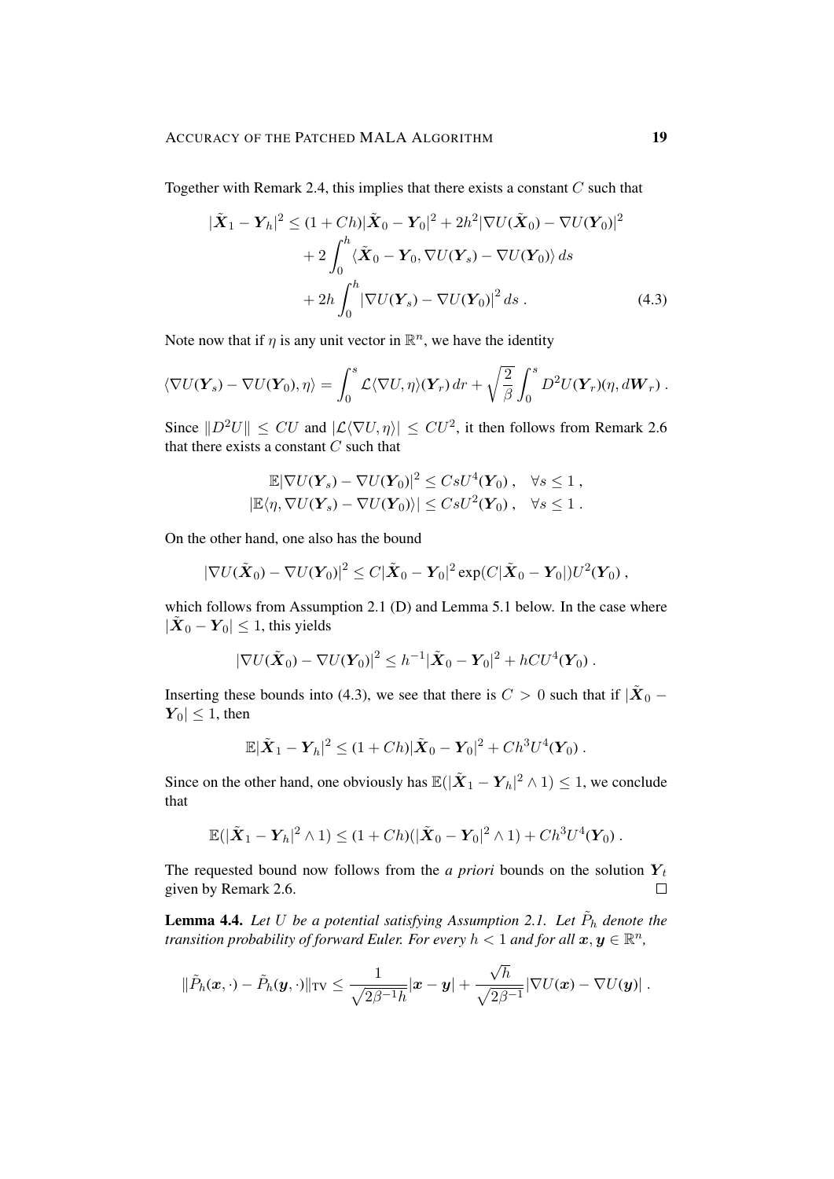Together with Remark 2.4, this implies that there exists a constant $C$ such that

$$
\begin{aligned}
|\tilde{\boldsymbol{X}}_1 - \boldsymbol{Y}_h|^2 \le (1+Ch)|\tilde{\boldsymbol{X}}_0 - \boldsymbol{Y}_0|^2 + 2h^2|\nabla U(\tilde{\boldsymbol{X}}_0) - \nabla U(\boldsymbol{Y}_0)|^2 \\
+ 2\int_0^h \langle \tilde{\boldsymbol{X}}_0 - \boldsymbol{Y}_0, \nabla U(\boldsymbol{Y}_s) - \nabla U(\boldsymbol{Y}_0)\rangle\, ds \\
+ 2h \int_0^h |\nabla U(\boldsymbol{Y}_s) - \nabla U(\boldsymbol{Y}_0)|^2\, ds\,. \qquad (4.3)
\end{aligned}
$$

Note now that if $\eta$ is any unit vector in $\mathbb{R}^n$, we have the identity

$$
\langle \nabla U(\boldsymbol{Y}_s) - \nabla U(\boldsymbol{Y}_0), \eta\rangle = \int_0^s \mathcal{L}\langle \nabla U, \eta\rangle(\boldsymbol{Y}_r)\, dr + \sqrt{\frac{2}{\beta}}\int_0^s D^2U(\boldsymbol{Y}_r)(\eta, d\boldsymbol{W}_r)\,.
$$

Since $\|D^2U\| \le CU$ and $|\mathcal{L}\langle\nabla U, \eta\rangle| \le CU^2$, it then follows from Remark 2.6 that there exists a constant $C$ such that

$$
\begin{aligned}
\mathbb{E}|\nabla U(\boldsymbol{Y}_s) - \nabla U(\boldsymbol{Y}_0)|^2 \le CsU^4(\boldsymbol{Y}_0)\,, \quad \forall s \le 1\,, \\
|\mathbb{E}\langle \eta, \nabla U(\boldsymbol{Y}_s) - \nabla U(\boldsymbol{Y}_0)\rangle| \le CsU^2(\boldsymbol{Y}_0)\,, \quad \forall s \le 1\,.
\end{aligned}
$$

On the other hand, one also has the bound

$$
|\nabla U(\tilde{\boldsymbol{X}}_0) - \nabla U(\boldsymbol{Y}_0)|^2 \le C|\tilde{\boldsymbol{X}}_0 - \boldsymbol{Y}_0|^2 \exp(C|\tilde{\boldsymbol{X}}_0 - \boldsymbol{Y}_0|)U^2(\boldsymbol{Y}_0)\,,
$$

which follows from Assumption 2.1 (D) and Lemma 5.1 below. In the case where $|\tilde{\boldsymbol{X}}_0 - \boldsymbol{Y}_0| \le 1$, this yields

$$
|\nabla U(\tilde{\boldsymbol{X}}_0) - \nabla U(\boldsymbol{Y}_0)|^2 \le h^{-1}|\tilde{\boldsymbol{X}}_0 - \boldsymbol{Y}_0|^2 + hCU^4(\boldsymbol{Y}_0)\,.
$$

Inserting these bounds into (4.3), we see that there is $C > 0$ such that if $|\tilde{\boldsymbol{X}}_0 - \boldsymbol{Y}_0| \le 1$, then

$$
\mathbb{E}|\tilde{\boldsymbol{X}}_1 - \boldsymbol{Y}_h|^2 \le (1+Ch)|\tilde{\boldsymbol{X}}_0 - \boldsymbol{Y}_0|^2 + Ch^3U^4(\boldsymbol{Y}_0)\,.
$$

Since on the other hand, one obviously has $\mathbb{E}(|\tilde{\boldsymbol{X}}_1 - \boldsymbol{Y}_h|^2 \wedge 1) \le 1$, we conclude that

$$
\mathbb{E}(|\tilde{\boldsymbol{X}}_1 - \boldsymbol{Y}_h|^2 \wedge 1) \le (1+Ch)(|\tilde{\boldsymbol{X}}_0 - \boldsymbol{Y}_0|^2 \wedge 1) + Ch^3U^4(\boldsymbol{Y}_0)\,.
$$

The requested bound now follows from the *a priori* bounds on the solution $\boldsymbol{Y}_t$ given by Remark 2.6. $\square$

**Lemma 4.4.** *Let $U$ be a potential satisfying Assumption 2.1. Let $\tilde{P}_h$ denote the transition probability of forward Euler. For every $h < 1$ and for all $\boldsymbol{x}, \boldsymbol{y} \in \mathbb{R}^n$,*

$$
\|\tilde{P}_h(\boldsymbol{x}, \cdot) - \tilde{P}_h(\boldsymbol{y}, \cdot)\|_{\mathrm{TV}} \le \frac{1}{\sqrt{2\beta^{-1}h}}|\boldsymbol{x} - \boldsymbol{y}| + \frac{\sqrt{h}}{\sqrt{2\beta^{-1}}}|\nabla U(\boldsymbol{x}) - \nabla U(\boldsymbol{y})|\,.
$$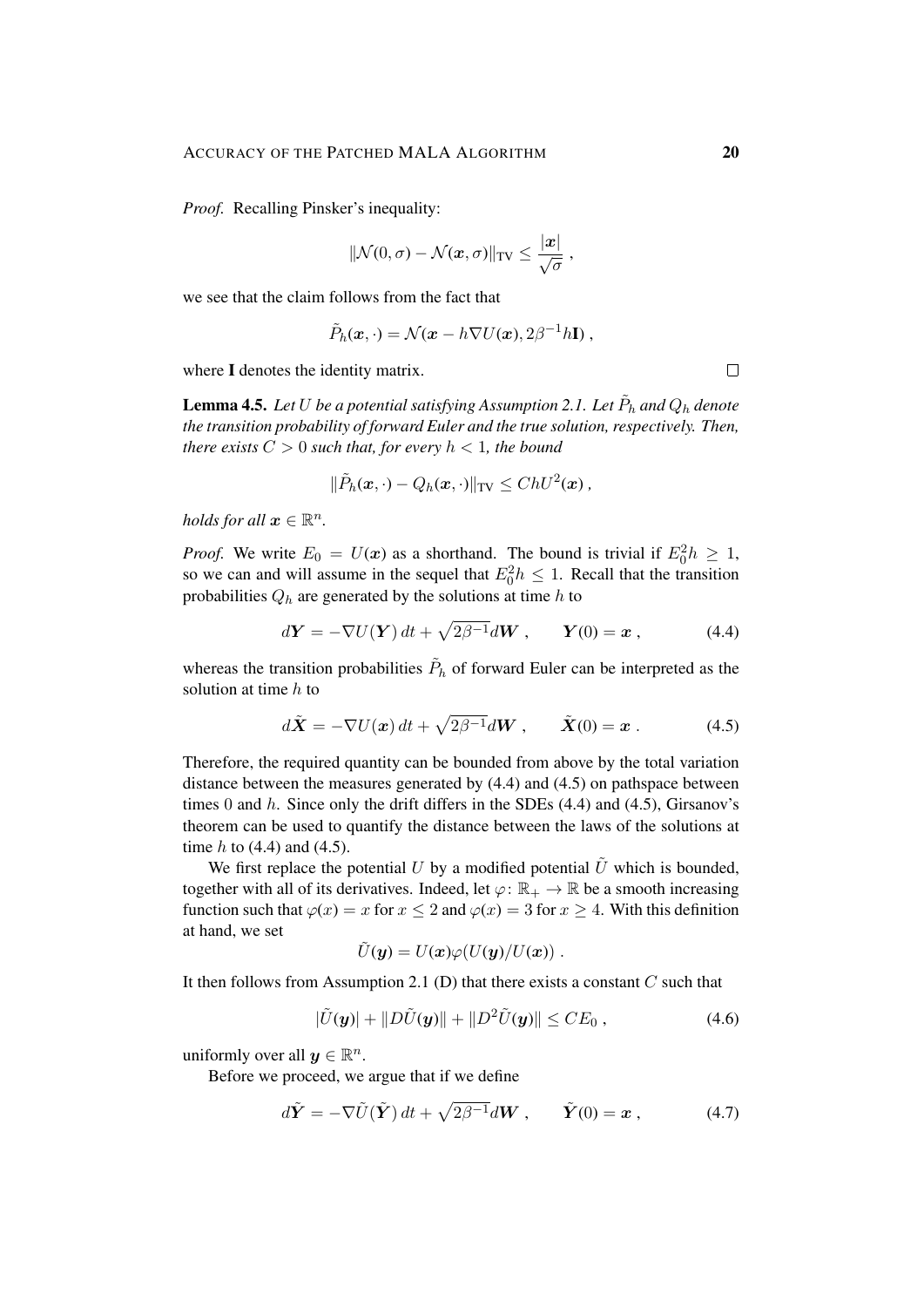*Proof.* Recalling Pinsker's inequality:

$$\|\mathcal{N}(0,\sigma) - \mathcal{N}(\boldsymbol{x},\sigma)\|_{\mathrm{TV}} \leq \frac{|\boldsymbol{x}|}{\sqrt{\sigma}} ,$$

we see that the claim follows from the fact that

$$\tilde{P}_h(\boldsymbol{x},\cdot) = \mathcal{N}(\boldsymbol{x} - h\nabla U(\boldsymbol{x}), 2\beta^{-1}h\mathbf{I}) ,$$

where $\mathbf{I}$ denotes the identity matrix. □

**Lemma 4.5.** *Let $U$ be a potential satisfying Assumption 2.1. Let $\tilde{P}_h$ and $Q_h$ denote the transition probability of forward Euler and the true solution, respectively. Then, there exists $C > 0$ such that, for every $h < 1$, the bound*

$$\|\tilde{P}_h(\boldsymbol{x},\cdot) - Q_h(\boldsymbol{x},\cdot)\|_{\mathrm{TV}} \leq ChU^2(\boldsymbol{x}) ,$$

*holds for all $\boldsymbol{x} \in \mathbb{R}^n$.*

*Proof.* We write $E_0 = U(\boldsymbol{x})$ as a shorthand. The bound is trivial if $E_0^2 h \geq 1$, so we can and will assume in the sequel that $E_0^2 h \leq 1$. Recall that the transition probabilities $Q_h$ are generated by the solutions at time $h$ to

$$d\boldsymbol{Y} = -\nabla U(\boldsymbol{Y})\,dt + \sqrt{2\beta^{-1}}d\boldsymbol{W} , \qquad \boldsymbol{Y}(0) = \boldsymbol{x} , \tag{4.4}$$

whereas the transition probabilities $\tilde{P}_h$ of forward Euler can be interpreted as the solution at time $h$ to

$$d\tilde{\boldsymbol{X}} = -\nabla U(\boldsymbol{x})\,dt + \sqrt{2\beta^{-1}}d\boldsymbol{W} , \qquad \tilde{\boldsymbol{X}}(0) = \boldsymbol{x} . \tag{4.5}$$

Therefore, the required quantity can be bounded from above by the total variation distance between the measures generated by (4.4) and (4.5) on pathspace between times $0$ and $h$. Since only the drift differs in the SDEs (4.4) and (4.5), Girsanov's theorem can be used to quantify the distance between the laws of the solutions at time $h$ to (4.4) and (4.5).

We first replace the potential $U$ by a modified potential $\tilde{U}$ which is bounded, together with all of its derivatives. Indeed, let $\varphi\colon \mathbb{R}_+ \to \mathbb{R}$ be a smooth increasing function such that $\varphi(x) = x$ for $x \leq 2$ and $\varphi(x) = 3$ for $x \geq 4$. With this definition at hand, we set

$$\tilde{U}(\boldsymbol{y}) = U(\boldsymbol{x})\varphi(U(\boldsymbol{y})/U(\boldsymbol{x})) .$$

It then follows from Assumption 2.1 (D) that there exists a constant $C$ such that

$$|\tilde{U}(\boldsymbol{y})| + \|D\tilde{U}(\boldsymbol{y})\| + \|D^2\tilde{U}(\boldsymbol{y})\| \leq CE_0 , \tag{4.6}$$

uniformly over all $\boldsymbol{y} \in \mathbb{R}^n$.

Before we proceed, we argue that if we define

$$d\tilde{\boldsymbol{Y}} = -\nabla\tilde{U}(\tilde{\boldsymbol{Y}})\,dt + \sqrt{2\beta^{-1}}d\boldsymbol{W} , \qquad \tilde{\boldsymbol{Y}}(0) = \boldsymbol{x} , \tag{4.7}$$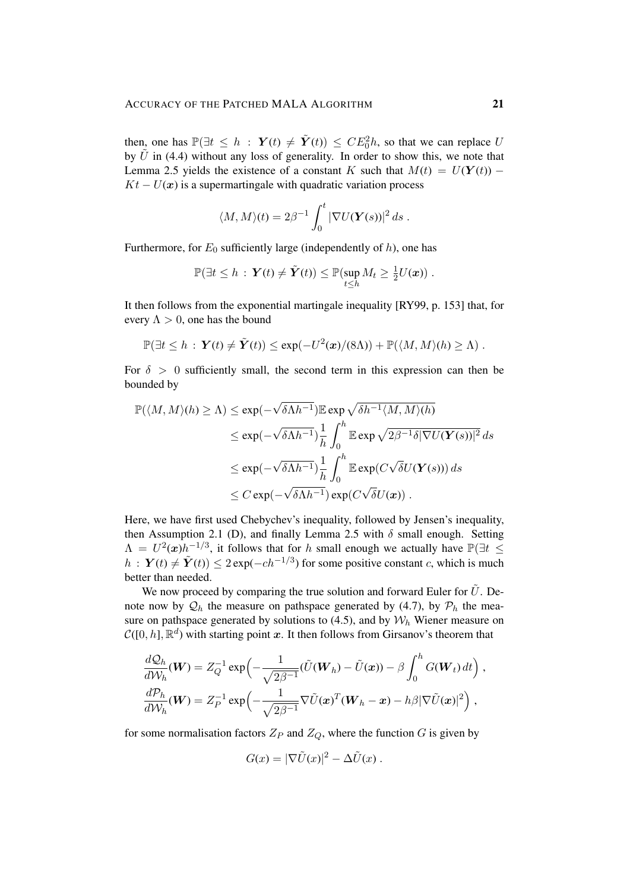then, one has $\mathbb{P}(\exists t \le h : \boldsymbol{Y}(t) \neq \tilde{\boldsymbol{Y}}(t)) \le CE_0^2 h$, so that we can replace $U$ by $\tilde{U}$ in (4.4) without any loss of generality. In order to show this, we note that Lemma 2.5 yields the existence of a constant $K$ such that $M(t) = U(\boldsymbol{Y}(t)) - Kt - U(\boldsymbol{x})$ is a supermartingale with quadratic variation process

$$\langle M, M\rangle(t) = 2\beta^{-1} \int_0^t |\nabla U(\boldsymbol{Y}(s))|^2 \, ds \; .$$

Furthermore, for $E_0$ sufficiently large (independently of $h$), one has

$$\mathbb{P}(\exists t \le h : \boldsymbol{Y}(t) \neq \tilde{\boldsymbol{Y}}(t)) \le \mathbb{P}(\sup_{t\le h} M_t \ge \tfrac{1}{2} U(\boldsymbol{x})) \; .$$

It then follows from the exponential martingale inequality [RY99, p. 153] that, for every $\Lambda > 0$, one has the bound

$$\mathbb{P}(\exists t \le h : \boldsymbol{Y}(t) \neq \tilde{\boldsymbol{Y}}(t)) \le \exp(-U^2(\boldsymbol{x})/(8\Lambda)) + \mathbb{P}(\langle M, M\rangle(h) \ge \Lambda) \; .$$

For $\delta > 0$ sufficiently small, the second term in this expression can then be bounded by

$$\begin{aligned}
\mathbb{P}(\langle M, M\rangle(h) \ge \Lambda) &\le \exp(-\sqrt{\delta \Lambda h^{-1}}) \mathbb{E} \exp \sqrt{\delta h^{-1} \langle M, M\rangle(h)} \\
&\le \exp(-\sqrt{\delta \Lambda h^{-1}}) \frac{1}{h} \int_0^h \mathbb{E} \exp \sqrt{2\beta^{-1}\delta |\nabla U(\boldsymbol{Y}(s))|^2} \, ds \\
&\le \exp(-\sqrt{\delta \Lambda h^{-1}}) \frac{1}{h} \int_0^h \mathbb{E} \exp(C\sqrt{\delta} U(\boldsymbol{Y}(s))) \, ds \\
&\le C \exp(-\sqrt{\delta \Lambda h^{-1}}) \exp(C\sqrt{\delta} U(\boldsymbol{x})) \; .
\end{aligned}$$

Here, we have first used Chebychev's inequality, followed by Jensen's inequality, then Assumption 2.1 (D), and finally Lemma 2.5 with $\delta$ small enough. Setting $\Lambda = U^2(\boldsymbol{x}) h^{-1/3}$, it follows that for $h$ small enough we actually have $\mathbb{P}(\exists t \le h : \boldsymbol{Y}(t) \neq \tilde{\boldsymbol{Y}}(t)) \le 2\exp(-ch^{-1/3})$ for some positive constant $c$, which is much better than needed.

We now proceed by comparing the true solution and forward Euler for $\tilde{U}$. Denote now by $\mathcal{Q}_h$ the measure on pathspace generated by (4.7), by $\mathcal{P}_h$ the measure on pathspace generated by solutions to (4.5), and by $\mathcal{W}_h$ Wiener measure on $\mathcal{C}([0,h], \mathbb{R}^d)$ with starting point $\boldsymbol{x}$. It then follows from Girsanov's theorem that

$$\begin{aligned}
\frac{d\mathcal{Q}_h}{d\mathcal{W}_h}(\boldsymbol{W}) &= Z_Q^{-1} \exp\Big( -\frac{1}{\sqrt{2\beta^{-1}}} (\tilde{U}(\boldsymbol{W}_h) - \tilde{U}(\boldsymbol{x})) - \beta \int_0^h G(\boldsymbol{W}_t) \, dt \Big) \; , \\
\frac{d\mathcal{P}_h}{d\mathcal{W}_h}(\boldsymbol{W}) &= Z_P^{-1} \exp\Big( -\frac{1}{\sqrt{2\beta^{-1}}} \nabla \tilde{U}(\boldsymbol{x})^T (\boldsymbol{W}_h - \boldsymbol{x}) - h\beta |\nabla \tilde{U}(\boldsymbol{x})|^2 \Big) \; ,
\end{aligned}$$

for some normalisation factors $Z_P$ and $Z_Q$, where the function $G$ is given by

$$G(x) = |\nabla \tilde{U}(x)|^2 - \Delta \tilde{U}(x) \; .$$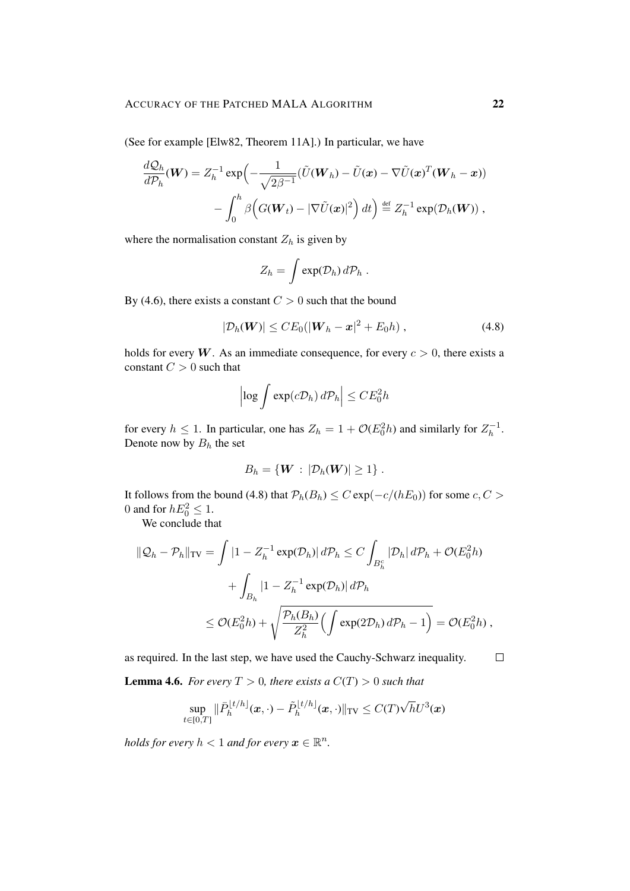(See for example [Elw82, Theorem 11A].) In particular, we have

$$
\frac{d\mathcal{Q}_h}{d\mathcal{P}_h}(\boldsymbol{W}) = Z_h^{-1} \exp\Big( -\frac{1}{\sqrt{2\beta^{-1}}} (\tilde{U}(\boldsymbol{W}_h) - \tilde{U}(\boldsymbol{x}) - \nabla \tilde{U}(\boldsymbol{x})^T (\boldsymbol{W}_h - \boldsymbol{x})) - \int_0^h \beta \Big( G(\boldsymbol{W}_t) - |\nabla \tilde{U}(\boldsymbol{x})|^2 \Big)\, dt \Big) \stackrel{\text{def}}{=} Z_h^{-1} \exp(\mathcal{D}_h(\boldsymbol{W}))\;,
$$

where the normalisation constant $Z_h$ is given by

$$
Z_h = \int \exp(\mathcal{D}_h)\, d\mathcal{P}_h\;.
$$

By (4.6), there exists a constant $C > 0$ such that the bound

$$
|\mathcal{D}_h(\boldsymbol{W})| \leq C E_0 (|\boldsymbol{W}_h - \boldsymbol{x}|^2 + E_0 h)\;, \tag{4.8}
$$

holds for every $\boldsymbol{W}$. As an immediate consequence, for every $c > 0$, there exists a constant $C > 0$ such that

$$
\Big| \log \int \exp(c\mathcal{D}_h)\, d\mathcal{P}_h \Big| \leq C E_0^2 h
$$

for every $h \leq 1$. In particular, one has $Z_h = 1 + \mathcal{O}(E_0^2 h)$ and similarly for $Z_h^{-1}$. Denote now by $B_h$ the set

$$
B_h = \{ \boldsymbol{W} \,:\, |\mathcal{D}_h(\boldsymbol{W})| \geq 1 \}\;.
$$

It follows from the bound (4.8) that $\mathcal{P}_h(B_h) \leq C \exp(-c/(hE_0))$ for some $c, C > 0$ and for $hE_0^2 \leq 1$.

We conclude that

$$
\begin{aligned}
\|\mathcal{Q}_h - \mathcal{P}_h\|_{\mathrm{TV}} &= \int |1 - Z_h^{-1} \exp(\mathcal{D}_h)|\, d\mathcal{P}_h \leq C \int_{B_h^c} |\mathcal{D}_h|\, d\mathcal{P}_h + \mathcal{O}(E_0^2 h) \\
&\quad + \int_{B_h} |1 - Z_h^{-1} \exp(\mathcal{D}_h)|\, d\mathcal{P}_h \\
&\leq \mathcal{O}(E_0^2 h) + \sqrt{\frac{\mathcal{P}_h(B_h)}{Z_h^2} \Big( \int \exp(2\mathcal{D}_h)\, d\mathcal{P}_h - 1 \Big)} = \mathcal{O}(E_0^2 h)\;,
\end{aligned}
$$

as required. In the last step, we have used the Cauchy-Schwarz inequality. □

**Lemma 4.6.** *For every $T > 0$, there exists a $C(T) > 0$ such that*

$$
\sup_{t \in [0,T]} \|\bar{P}_h^{\lfloor t/h \rfloor}(\boldsymbol{x}, \cdot) - \tilde{P}_h^{\lfloor t/h \rfloor}(\boldsymbol{x}, \cdot)\|_{\mathrm{TV}} \leq C(T) \sqrt{h}\, U^3(\boldsymbol{x})
$$

*holds for every $h < 1$ and for every $\boldsymbol{x} \in \mathbb{R}^n$.*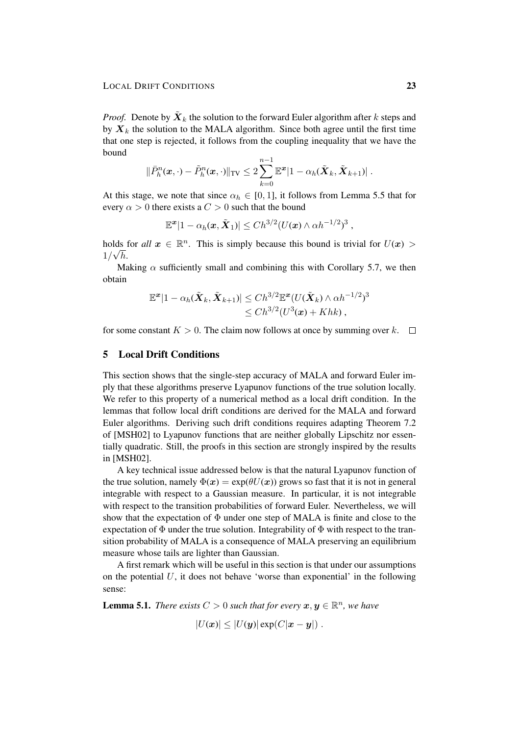*Proof.* Denote by $\tilde{\boldsymbol{X}}_k$ the solution to the forward Euler algorithm after $k$ steps and by $\boldsymbol{X}_k$ the solution to the MALA algorithm. Since both agree until the first time that one step is rejected, it follows from the coupling inequality that we have the bound

$$\|\bar{P}_h^n(\boldsymbol{x},\cdot) - \tilde{P}_h^n(\boldsymbol{x},\cdot)\|_{\mathrm{TV}} \leq 2\sum_{k=0}^{n-1} \mathbb{E}^{\boldsymbol{x}}|1-\alpha_h(\tilde{\boldsymbol{X}}_k, \tilde{\boldsymbol{X}}_{k+1})| \;.$$

At this stage, we note that since $\alpha_h \in [0,1]$, it follows from Lemma 5.5 that for every $\alpha > 0$ there exists a $C > 0$ such that the bound

$$\mathbb{E}^{\boldsymbol{x}}|1-\alpha_h(\boldsymbol{x}, \tilde{\boldsymbol{X}}_1)| \leq C h^{3/2}(U(\boldsymbol{x}) \wedge \alpha h^{-1/2})^3 \;,$$

holds for *all* $\boldsymbol{x} \in \mathbb{R}^n$. This is simply because this bound is trivial for $U(\boldsymbol{x}) > 1/\sqrt{h}$.

Making $\alpha$ sufficiently small and combining this with Corollary 5.7, we then obtain

$$\begin{aligned}
\mathbb{E}^{\boldsymbol{x}}|1-\alpha_h(\tilde{\boldsymbol{X}}_k, \tilde{\boldsymbol{X}}_{k+1})| &\leq C h^{3/2}\mathbb{E}^{\boldsymbol{x}}(U(\tilde{\boldsymbol{X}}_k) \wedge \alpha h^{-1/2})^3 \\
&\leq C h^{3/2}(U^3(\boldsymbol{x}) + Khk) \;,
\end{aligned}$$

for some constant $K > 0$. The claim now follows at once by summing over $k$. $\square$

## 5 Local Drift Conditions

This section shows that the single-step accuracy of MALA and forward Euler imply that these algorithms preserve Lyapunov functions of the true solution locally. We refer to this property of a numerical method as a local drift condition. In the lemmas that follow local drift conditions are derived for the MALA and forward Euler algorithms. Deriving such drift conditions requires adapting Theorem 7.2 of [MSH02] to Lyapunov functions that are neither globally Lipschitz nor essentially quadratic. Still, the proofs in this section are strongly inspired by the results in [MSH02].

A key technical issue addressed below is that the natural Lyapunov function of the true solution, namely $\Phi(\boldsymbol{x}) = \exp(\theta U(\boldsymbol{x}))$ grows so fast that it is not in general integrable with respect to a Gaussian measure. In particular, it is not integrable with respect to the transition probabilities of forward Euler. Nevertheless, we will show that the expectation of $\Phi$ under one step of MALA is finite and close to the expectation of $\Phi$ under the true solution. Integrability of $\Phi$ with respect to the transition probability of MALA is a consequence of MALA preserving an equilibrium measure whose tails are lighter than Gaussian.

A first remark which will be useful in this section is that under our assumptions on the potential $U$, it does not behave 'worse than exponential' in the following sense:

**Lemma 5.1.** *There exists $C > 0$ such that for every $\boldsymbol{x}, \boldsymbol{y} \in \mathbb{R}^n$, we have*

$$|U(\boldsymbol{x})| \leq |U(\boldsymbol{y})| \exp(C|\boldsymbol{x} - \boldsymbol{y}|) \;.$$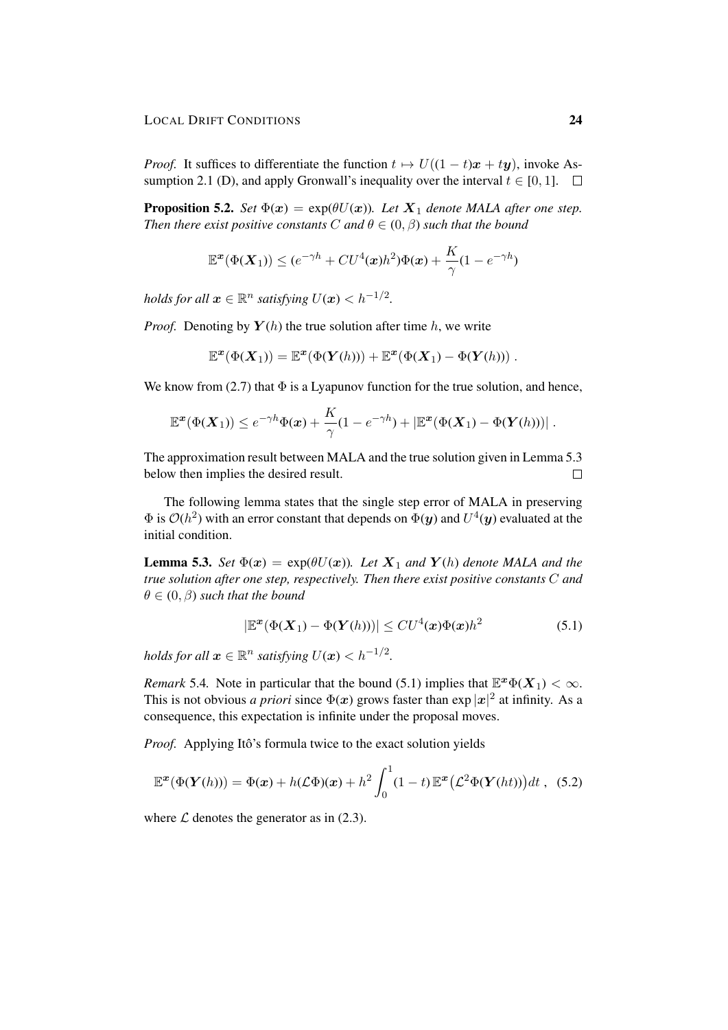*Proof.* It suffices to differentiate the function $t \mapsto U((1-t)\boldsymbol{x} + t\boldsymbol{y})$, invoke Assumption 2.1 (D), and apply Gronwall's inequality over the interval $t \in [0,1]$. ∎

**Proposition 5.2.** *Set $\Phi(\boldsymbol{x}) = \exp(\theta U(\boldsymbol{x}))$. Let $\boldsymbol{X}_1$ denote MALA after one step. Then there exist positive constants $C$ and $\theta \in (0,\beta)$ such that the bound*

$$\mathbb{E}^{\boldsymbol{x}}(\Phi(\boldsymbol{X}_1)) \le (e^{-\gamma h} + CU^4(\boldsymbol{x})h^2)\Phi(\boldsymbol{x}) + \frac{K}{\gamma}(1 - e^{-\gamma h})$$

*holds for all $\boldsymbol{x} \in \mathbb{R}^n$ satisfying $U(\boldsymbol{x}) < h^{-1/2}$.*

*Proof.* Denoting by $\boldsymbol{Y}(h)$ the true solution after time $h$, we write

$$\mathbb{E}^{\boldsymbol{x}}(\Phi(\boldsymbol{X}_1)) = \mathbb{E}^{\boldsymbol{x}}(\Phi(\boldsymbol{Y}(h))) + \mathbb{E}^{\boldsymbol{x}}(\Phi(\boldsymbol{X}_1) - \Phi(\boldsymbol{Y}(h))) \ .$$

We know from (2.7) that $\Phi$ is a Lyapunov function for the true solution, and hence,

$$\mathbb{E}^{\boldsymbol{x}}(\Phi(\boldsymbol{X}_1)) \le e^{-\gamma h}\Phi(\boldsymbol{x}) + \frac{K}{\gamma}(1 - e^{-\gamma h}) + |\mathbb{E}^{\boldsymbol{x}}(\Phi(\boldsymbol{X}_1) - \Phi(\boldsymbol{Y}(h)))| \ .$$

The approximation result between MALA and the true solution given in Lemma 5.3 below then implies the desired result. ∎

The following lemma states that the single step error of MALA in preserving $\Phi$ is $\mathcal{O}(h^2)$ with an error constant that depends on $\Phi(\boldsymbol{y})$ and $U^4(\boldsymbol{y})$ evaluated at the initial condition.

**Lemma 5.3.** *Set $\Phi(\boldsymbol{x}) = \exp(\theta U(\boldsymbol{x}))$. Let $\boldsymbol{X}_1$ and $\boldsymbol{Y}(h)$ denote MALA and the true solution after one step, respectively. Then there exist positive constants $C$ and $\theta \in (0,\beta)$ such that the bound*

$$|\mathbb{E}^{\boldsymbol{x}}(\Phi(\boldsymbol{X}_1) - \Phi(\boldsymbol{Y}(h)))| \le CU^4(\boldsymbol{x})\Phi(\boldsymbol{x})h^2 \tag{5.1}$$

*holds for all $\boldsymbol{x} \in \mathbb{R}^n$ satisfying $U(\boldsymbol{x}) < h^{-1/2}$.*

*Remark* 5.4. Note in particular that the bound (5.1) implies that $\mathbb{E}^{\boldsymbol{x}}\Phi(\boldsymbol{X}_1) < \infty$. This is not obvious *a priori* since $\Phi(\boldsymbol{x})$ grows faster than $\exp|\boldsymbol{x}|^2$ at infinity. As a consequence, this expectation is infinite under the proposal moves.

*Proof.* Applying Itô's formula twice to the exact solution yields

$$\mathbb{E}^{\boldsymbol{x}}(\Phi(\boldsymbol{Y}(h))) = \Phi(\boldsymbol{x}) + h(\mathcal{L}\Phi)(\boldsymbol{x}) + h^2\int_0^1 (1-t)\,\mathbb{E}^{\boldsymbol{x}}\big(\mathcal{L}^2\Phi(\boldsymbol{Y}(ht))\big)dt \ , \tag{5.2}$$

where $\mathcal{L}$ denotes the generator as in (2.3).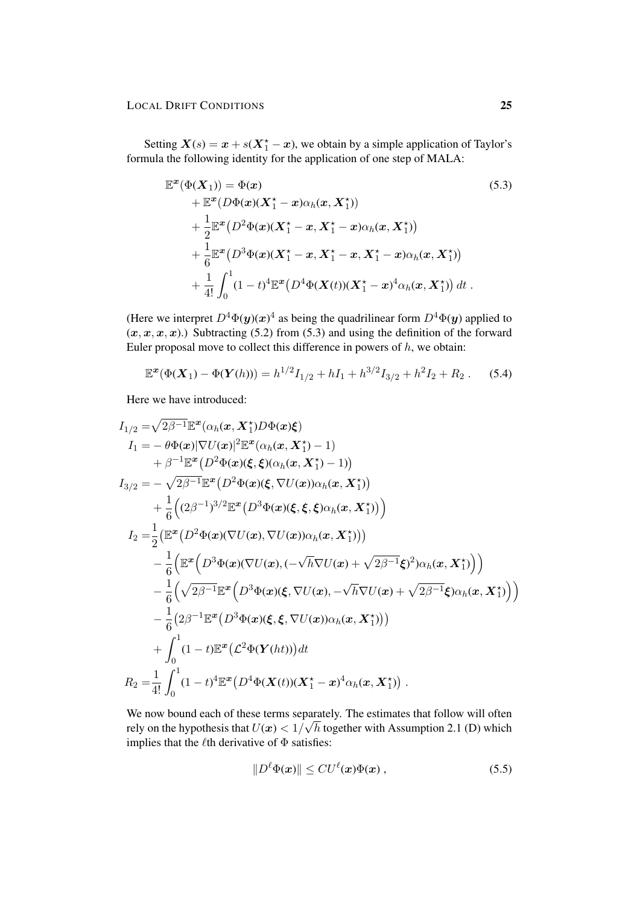Setting $\boldsymbol{X}(s) = \boldsymbol{x} + s(\boldsymbol{X}_1^\star - \boldsymbol{x})$, we obtain by a simple application of Taylor's formula the following identity for the application of one step of MALA:

$$
\begin{aligned}
\mathbb{E}^{\boldsymbol{x}}(\Phi(\boldsymbol{X}_1)) &= \Phi(\boldsymbol{x}) \\
&+ \mathbb{E}^{\boldsymbol{x}}(D\Phi(\boldsymbol{x})(\boldsymbol{X}_1^\star - \boldsymbol{x})\alpha_h(\boldsymbol{x}, \boldsymbol{X}_1^\star)) \\
&+ \frac{1}{2}\mathbb{E}^{\boldsymbol{x}}\big(D^2\Phi(\boldsymbol{x})(\boldsymbol{X}_1^\star - \boldsymbol{x}, \boldsymbol{X}_1^\star - \boldsymbol{x})\alpha_h(\boldsymbol{x}, \boldsymbol{X}_1^\star)\big) \\
&+ \frac{1}{6}\mathbb{E}^{\boldsymbol{x}}\big(D^3\Phi(\boldsymbol{x})(\boldsymbol{X}_1^\star - \boldsymbol{x}, \boldsymbol{X}_1^\star - \boldsymbol{x}, \boldsymbol{X}_1^\star - \boldsymbol{x})\alpha_h(\boldsymbol{x}, \boldsymbol{X}_1^\star)\big) \\
&+ \frac{1}{4!}\int_0^1 (1-t)^4 \mathbb{E}^{\boldsymbol{x}}\big(D^4\Phi(\boldsymbol{X}(t))(\boldsymbol{X}_1^\star - \boldsymbol{x})^4\alpha_h(\boldsymbol{x}, \boldsymbol{X}_1^\star)\big)\, dt\,.
\end{aligned}
\tag{5.3}
$$

(Here we interpret $D^4\Phi(\boldsymbol{y})(\boldsymbol{x})^4$ as being the quadrilinear form $D^4\Phi(\boldsymbol{y})$ applied to $(\boldsymbol{x}, \boldsymbol{x}, \boldsymbol{x}, \boldsymbol{x})$.) Subtracting (5.2) from (5.3) and using the definition of the forward Euler proposal move to collect this difference in powers of $h$, we obtain:

$$
\mathbb{E}^{\boldsymbol{x}}(\Phi(\boldsymbol{X}_1) - \Phi(\boldsymbol{Y}(h))) = h^{1/2} I_{1/2} + h I_1 + h^{3/2} I_{3/2} + h^2 I_2 + R_2\,. \tag{5.4}
$$

Here we have introduced:

$$
\begin{aligned}
I_{1/2} =& \sqrt{2\beta^{-1}}\mathbb{E}^{\boldsymbol{x}}(\alpha_h(\boldsymbol{x}, \boldsymbol{X}_1^\star) D\Phi(\boldsymbol{x})\boldsymbol{\xi}) \\
I_1 =& -\theta\Phi(\boldsymbol{x})|\nabla U(\boldsymbol{x})|^2 \mathbb{E}^{\boldsymbol{x}}(\alpha_h(\boldsymbol{x}, \boldsymbol{X}_1^\star) - 1) \\
&+ \beta^{-1}\mathbb{E}^{\boldsymbol{x}}\big(D^2\Phi(\boldsymbol{x})(\boldsymbol{\xi}, \boldsymbol{\xi})(\alpha_h(\boldsymbol{x}, \boldsymbol{X}_1^\star) - 1)\big) \\
I_{3/2} =& -\sqrt{2\beta^{-1}}\mathbb{E}^{\boldsymbol{x}}\big(D^2\Phi(\boldsymbol{x})(\boldsymbol{\xi}, \nabla U(\boldsymbol{x}))\alpha_h(\boldsymbol{x}, \boldsymbol{X}_1^\star)\big) \\
&+ \frac{1}{6}\Big((2\beta^{-1})^{3/2}\mathbb{E}^{\boldsymbol{x}}\big(D^3\Phi(\boldsymbol{x})(\boldsymbol{\xi}, \boldsymbol{\xi}, \boldsymbol{\xi})\alpha_h(\boldsymbol{x}, \boldsymbol{X}_1^\star)\big)\Big) \\
I_2 =& \frac{1}{2}\big(\mathbb{E}^{\boldsymbol{x}}\big(D^2\Phi(\boldsymbol{x})(\nabla U(\boldsymbol{x}), \nabla U(\boldsymbol{x}))\alpha_h(\boldsymbol{x}, \boldsymbol{X}_1^\star)\big)\big) \\
&- \frac{1}{6}\Big(\mathbb{E}^{\boldsymbol{x}}\Big(D^3\Phi(\boldsymbol{x})(\nabla U(\boldsymbol{x}), (-\sqrt{h}\nabla U(\boldsymbol{x}) + \sqrt{2\beta^{-1}}\boldsymbol{\xi})^2)\alpha_h(\boldsymbol{x}, \boldsymbol{X}_1^\star)\Big)\Big) \\
&- \frac{1}{6}\Big(\sqrt{2\beta^{-1}}\mathbb{E}^{\boldsymbol{x}}\Big(D^3\Phi(\boldsymbol{x})(\boldsymbol{\xi}, \nabla U(\boldsymbol{x}), -\sqrt{h}\nabla U(\boldsymbol{x}) + \sqrt{2\beta^{-1}}\boldsymbol{\xi})\alpha_h(\boldsymbol{x}, \boldsymbol{X}_1^\star)\Big)\Big) \\
&- \frac{1}{6}\big(2\beta^{-1}\mathbb{E}^{\boldsymbol{x}}\big(D^3\Phi(\boldsymbol{x})(\boldsymbol{\xi}, \boldsymbol{\xi}, \nabla U(\boldsymbol{x}))\alpha_h(\boldsymbol{x}, \boldsymbol{X}_1^\star)\big)\big) \\
&+ \int_0^1 (1-t)\mathbb{E}^{\boldsymbol{x}}\big(\mathcal{L}^2\Phi(\boldsymbol{Y}(ht))\big)dt \\
R_2 =& \frac{1}{4!}\int_0^1 (1-t)^4 \mathbb{E}^{\boldsymbol{x}}\big(D^4\Phi(\boldsymbol{X}(t))(\boldsymbol{X}_1^\star - \boldsymbol{x})^4\alpha_h(\boldsymbol{x}, \boldsymbol{X}_1^\star)\big)\,.
\end{aligned}
$$

We now bound each of these terms separately. The estimates that follow will often rely on the hypothesis that $U(\boldsymbol{x}) < 1/\sqrt{h}$ together with Assumption 2.1 (D) which implies that the $\ell$th derivative of $\Phi$ satisfies:

$$
\|D^\ell\Phi(\boldsymbol{x})\| \le C U^\ell(\boldsymbol{x})\Phi(\boldsymbol{x})\,, \tag{5.5}
$$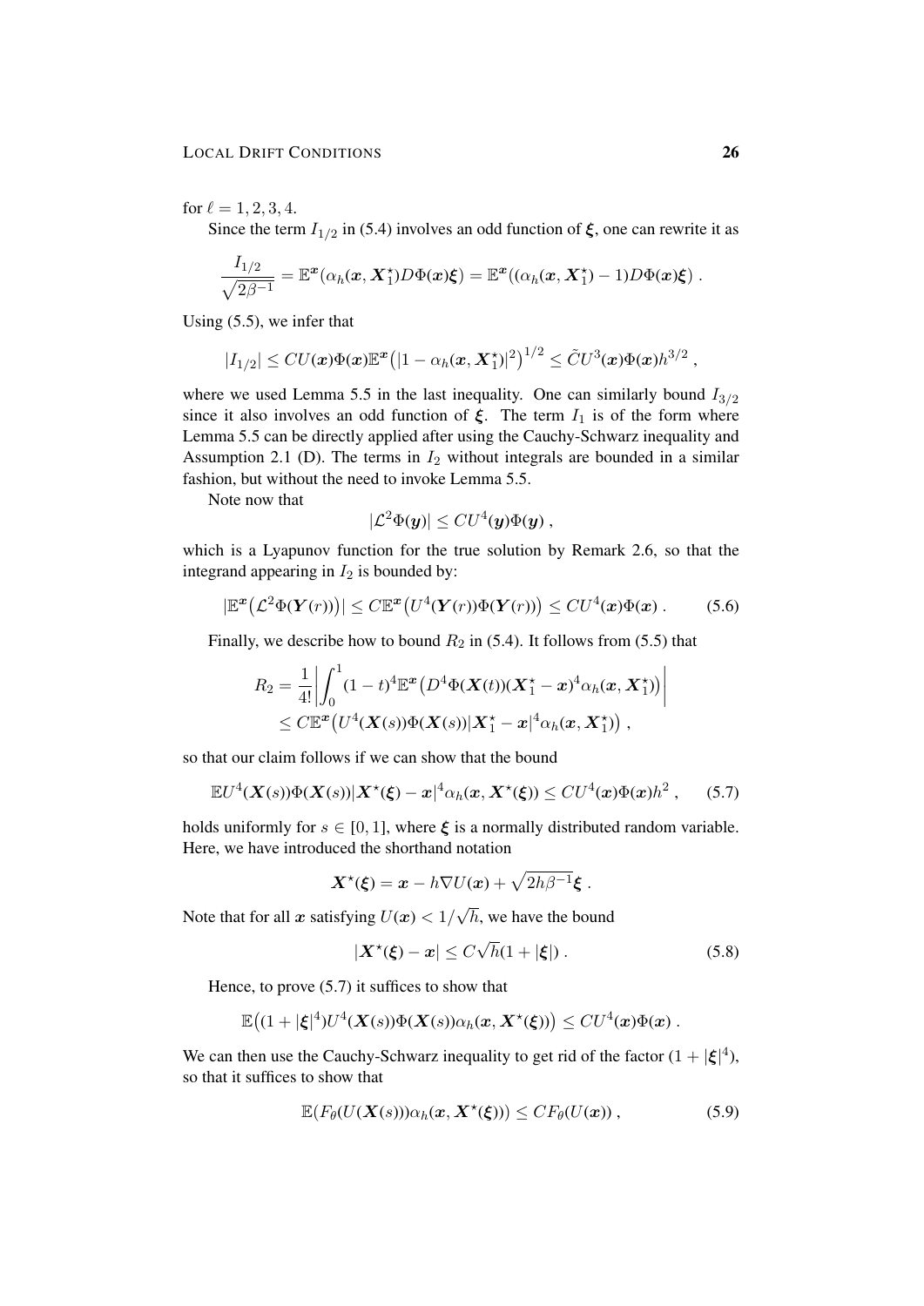for $\ell = 1, 2, 3, 4$.

Since the term $I_{1/2}$ in (5.4) involves an odd function of $\boldsymbol{\xi}$, one can rewrite it as

$$\frac{I_{1/2}}{\sqrt{2\beta^{-1}}} = \mathbb{E}^{\boldsymbol{x}}(\alpha_h(\boldsymbol{x}, \boldsymbol{X}_1^\star) D\Phi(\boldsymbol{x})\boldsymbol{\xi}) = \mathbb{E}^{\boldsymbol{x}}((\alpha_h(\boldsymbol{x}, \boldsymbol{X}_1^\star) - 1) D\Phi(\boldsymbol{x})\boldsymbol{\xi}) \; .$$

Using (5.5), we infer that

$$|I_{1/2}| \le C U(\boldsymbol{x})\Phi(\boldsymbol{x}) \mathbb{E}^{\boldsymbol{x}}\big(|1 - \alpha_h(\boldsymbol{x}, \boldsymbol{X}_1^\star)|^2\big)^{1/2} \le \tilde{C} U^3(\boldsymbol{x})\Phi(\boldsymbol{x}) h^{3/2} \; ,$$

where we used Lemma 5.5 in the last inequality. One can similarly bound $I_{3/2}$ since it also involves an odd function of $\boldsymbol{\xi}$. The term $I_1$ is of the form where Lemma 5.5 can be directly applied after using the Cauchy-Schwarz inequality and Assumption 2.1 (D). The terms in $I_2$ without integrals are bounded in a similar fashion, but without the need to invoke Lemma 5.5.

Note now that

$$|\mathcal{L}^2\Phi(\boldsymbol{y})| \le C U^4(\boldsymbol{y})\Phi(\boldsymbol{y}) \; ,$$

which is a Lyapunov function for the true solution by Remark 2.6, so that the integrand appearing in $I_2$ is bounded by:

$$|\mathbb{E}^{\boldsymbol{x}}\big(\mathcal{L}^2\Phi(\boldsymbol{Y}(r))\big)| \le C\mathbb{E}^{\boldsymbol{x}}\big(U^4(\boldsymbol{Y}(r))\Phi(\boldsymbol{Y}(r))\big) \le C U^4(\boldsymbol{x})\Phi(\boldsymbol{x}) \; . \tag{5.6}$$

Finally, we describe how to bound $R_2$ in (5.4). It follows from (5.5) that

$$\begin{aligned} R_2 &= \frac{1}{4!}\bigg|\int_0^1 (1-t)^4 \mathbb{E}^{\boldsymbol{x}}\big(D^4\Phi(\boldsymbol{X}(t))(\boldsymbol{X}_1^\star - \boldsymbol{x})^4 \alpha_h(\boldsymbol{x}, \boldsymbol{X}_1^\star)\big)\bigg| \\ &\le C\mathbb{E}^{\boldsymbol{x}}\big(U^4(\boldsymbol{X}(s))\Phi(\boldsymbol{X}(s))|\boldsymbol{X}_1^\star - \boldsymbol{x}|^4 \alpha_h(\boldsymbol{x}, \boldsymbol{X}_1^\star)\big) \; , \end{aligned}$$

so that our claim follows if we can show that the bound

$$\mathbb{E} U^4(\boldsymbol{X}(s))\Phi(\boldsymbol{X}(s))|\boldsymbol{X}^\star(\boldsymbol{\xi}) - \boldsymbol{x}|^4 \alpha_h(\boldsymbol{x}, \boldsymbol{X}^\star(\boldsymbol{\xi})) \le C U^4(\boldsymbol{x})\Phi(\boldsymbol{x}) h^2 \; , \tag{5.7}$$

holds uniformly for $s \in [0, 1]$, where $\boldsymbol{\xi}$ is a normally distributed random variable. Here, we have introduced the shorthand notation

$$\boldsymbol{X}^\star(\boldsymbol{\xi}) = \boldsymbol{x} - h\nabla U(\boldsymbol{x}) + \sqrt{2h\beta^{-1}}\boldsymbol{\xi} \; .$$

Note that for all $\boldsymbol{x}$ satisfying $U(\boldsymbol{x}) < 1/\sqrt{h}$, we have the bound

$$|\boldsymbol{X}^\star(\boldsymbol{\xi}) - \boldsymbol{x}| \le C\sqrt{h}(1 + |\boldsymbol{\xi}|) \; . \tag{5.8}$$

Hence, to prove (5.7) it suffices to show that

$$\mathbb{E}\big((1 + |\boldsymbol{\xi}|^4) U^4(\boldsymbol{X}(s))\Phi(\boldsymbol{X}(s))\alpha_h(\boldsymbol{x}, \boldsymbol{X}^\star(\boldsymbol{\xi}))\big) \le C U^4(\boldsymbol{x})\Phi(\boldsymbol{x}) \; .$$

We can then use the Cauchy-Schwarz inequality to get rid of the factor $(1 + |\boldsymbol{\xi}|^4)$, so that it suffices to show that

$$\mathbb{E}(F_\theta(U(\boldsymbol{X}(s)))\alpha_h(\boldsymbol{x}, \boldsymbol{X}^\star(\boldsymbol{\xi}))) \le C F_\theta(U(\boldsymbol{x})) \; , \tag{5.9}$$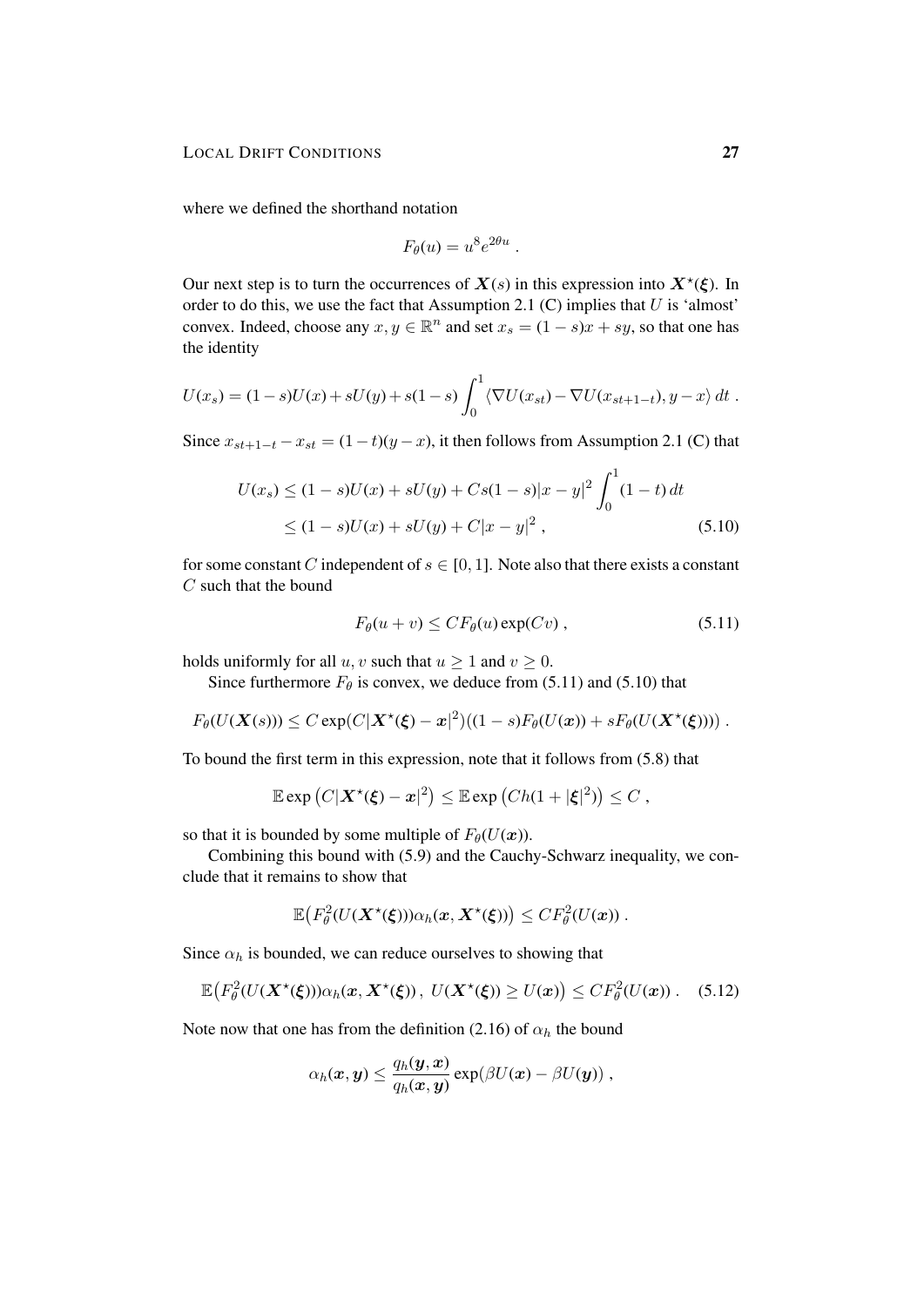where we defined the shorthand notation

$$F_\theta(u) = u^8 e^{2\theta u} \;.$$

Our next step is to turn the occurrences of $\boldsymbol{X}(s)$ in this expression into $\boldsymbol{X}^\star(\boldsymbol{\xi})$. In order to do this, we use the fact that Assumption 2.1 (C) implies that $U$ is 'almost' convex. Indeed, choose any $x, y \in \mathbb{R}^n$ and set $x_s = (1-s)x + sy$, so that one has the identity

$$U(x_s) = (1-s)U(x) + sU(y) + s(1-s)\int_0^1 \langle \nabla U(x_{st}) - \nabla U(x_{st+1-t}), y - x\rangle \, dt \;.$$

Since $x_{st+1-t} - x_{st} = (1-t)(y-x)$, it then follows from Assumption 2.1 (C) that

$$\begin{aligned} U(x_s) &\le (1-s)U(x) + sU(y) + Cs(1-s)|x-y|^2 \int_0^1 (1-t)\, dt \\ &\le (1-s)U(x) + sU(y) + C|x-y|^2 \;, \end{aligned} \tag{5.10}$$

for some constant $C$ independent of $s \in [0,1]$. Note also that there exists a constant $C$ such that the bound

$$F_\theta(u+v) \le C F_\theta(u) \exp(Cv) \;, \tag{5.11}$$

holds uniformly for all $u, v$ such that $u \ge 1$ and $v \ge 0$.

Since furthermore $F_\theta$ is convex, we deduce from (5.11) and (5.10) that

$$F_\theta(U(\boldsymbol{X}(s))) \le C \exp(C|\boldsymbol{X}^\star(\boldsymbol{\xi}) - \boldsymbol{x}|^2)((1-s)F_\theta(U(\boldsymbol{x})) + sF_\theta(U(\boldsymbol{X}^\star(\boldsymbol{\xi})))) \;.$$

To bound the first term in this expression, note that it follows from (5.8) that

$$\mathbb{E} \exp\big(C|\boldsymbol{X}^\star(\boldsymbol{\xi}) - \boldsymbol{x}|^2\big) \le \mathbb{E}\exp\big(Ch(1+|\boldsymbol{\xi}|^2)\big) \le C \;,$$

so that it is bounded by some multiple of $F_\theta(U(\boldsymbol{x}))$.

Combining this bound with (5.9) and the Cauchy-Schwarz inequality, we conclude that it remains to show that

$$\mathbb{E}\big(F_\theta^2(U(\boldsymbol{X}^\star(\boldsymbol{\xi})))\alpha_h(\boldsymbol{x}, \boldsymbol{X}^\star(\boldsymbol{\xi}))\big) \le C F_\theta^2(U(\boldsymbol{x})) \;.$$

Since $\alpha_h$ is bounded, we can reduce ourselves to showing that

$$\mathbb{E}\big(F_\theta^2(U(\boldsymbol{X}^\star(\boldsymbol{\xi})))\alpha_h(\boldsymbol{x}, \boldsymbol{X}^\star(\boldsymbol{\xi}))\,,\; U(\boldsymbol{X}^\star(\boldsymbol{\xi})) \ge U(\boldsymbol{x})\big) \le C F_\theta^2(U(\boldsymbol{x})) \;. \tag{5.12}$$

Note now that one has from the definition (2.16) of $\alpha_h$ the bound

$$\alpha_h(\boldsymbol{x}, \boldsymbol{y}) \le \frac{q_h(\boldsymbol{y}, \boldsymbol{x})}{q_h(\boldsymbol{x}, \boldsymbol{y})} \exp(\beta U(\boldsymbol{x}) - \beta U(\boldsymbol{y})) \;,$$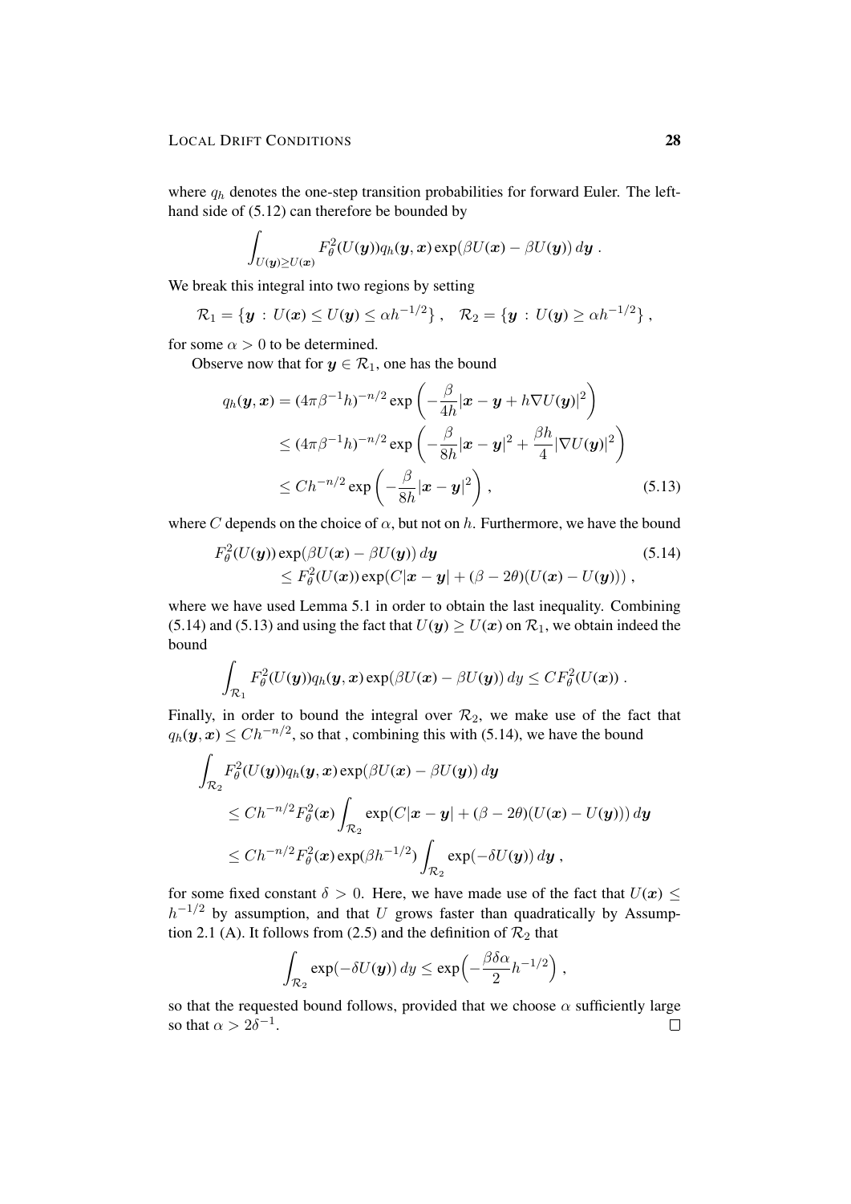where $q_h$ denotes the one-step transition probabilities for forward Euler. The left-hand side of (5.12) can therefore be bounded by

$$\int_{U(\boldsymbol{y})\geq U(\boldsymbol{x})} F_\theta^2(U(\boldsymbol{y}))q_h(\boldsymbol{y},\boldsymbol{x})\exp(\beta U(\boldsymbol{x})-\beta U(\boldsymbol{y}))\,d\boldsymbol{y}\;.$$

We break this integral into two regions by setting

$$\mathcal{R}_1=\{\boldsymbol{y}\,:\,U(\boldsymbol{x})\leq U(\boldsymbol{y})\leq \alpha h^{-1/2}\}\;,\quad \mathcal{R}_2=\{\boldsymbol{y}\,:\,U(\boldsymbol{y})\geq \alpha h^{-1/2}\}\;,$$

for some $\alpha>0$ to be determined.

Observe now that for $\boldsymbol{y}\in\mathcal{R}_1$, one has the bound

$$\begin{aligned}
q_h(\boldsymbol{y},\boldsymbol{x}) &= (4\pi\beta^{-1}h)^{-n/2}\exp\left(-\frac{\beta}{4h}|\boldsymbol{x}-\boldsymbol{y}+h\nabla U(\boldsymbol{y})|^2\right)\\
&\leq (4\pi\beta^{-1}h)^{-n/2}\exp\left(-\frac{\beta}{8h}|\boldsymbol{x}-\boldsymbol{y}|^2+\frac{\beta h}{4}|\nabla U(\boldsymbol{y})|^2\right)\\
&\leq Ch^{-n/2}\exp\left(-\frac{\beta}{8h}|\boldsymbol{x}-\boldsymbol{y}|^2\right)\;, \qquad (5.13)
\end{aligned}$$

where $C$ depends on the choice of $\alpha$, but not on $h$. Furthermore, we have the bound

$$\begin{aligned}
&F_\theta^2(U(\boldsymbol{y}))\exp(\beta U(\boldsymbol{x})-\beta U(\boldsymbol{y}))\,d\boldsymbol{y} \qquad (5.14)\\
&\qquad\leq F_\theta^2(U(\boldsymbol{x}))\exp(C|\boldsymbol{x}-\boldsymbol{y}|+(\beta-2\theta)(U(\boldsymbol{x})-U(\boldsymbol{y})))\;,
\end{aligned}$$

where we have used Lemma 5.1 in order to obtain the last inequality. Combining (5.14) and (5.13) and using the fact that $U(\boldsymbol{y})\geq U(\boldsymbol{x})$ on $\mathcal{R}_1$, we obtain indeed the bound

$$\int_{\mathcal{R}_1} F_\theta^2(U(\boldsymbol{y}))q_h(\boldsymbol{y},\boldsymbol{x})\exp(\beta U(\boldsymbol{x})-\beta U(\boldsymbol{y}))\,dy\leq CF_\theta^2(U(\boldsymbol{x}))\;.$$

Finally, in order to bound the integral over $\mathcal{R}_2$, we make use of the fact that $q_h(\boldsymbol{y},\boldsymbol{x})\leq Ch^{-n/2}$, so that , combining this with (5.14), we have the bound

$$\begin{aligned}
&\int_{\mathcal{R}_2} F_\theta^2(U(\boldsymbol{y}))q_h(\boldsymbol{y},\boldsymbol{x})\exp(\beta U(\boldsymbol{x})-\beta U(\boldsymbol{y}))\,d\boldsymbol{y}\\
&\qquad\leq Ch^{-n/2}F_\theta^2(\boldsymbol{x})\int_{\mathcal{R}_2}\exp(C|\boldsymbol{x}-\boldsymbol{y}|+(\beta-2\theta)(U(\boldsymbol{x})-U(\boldsymbol{y})))\,d\boldsymbol{y}\\
&\qquad\leq Ch^{-n/2}F_\theta^2(\boldsymbol{x})\exp(\beta h^{-1/2})\int_{\mathcal{R}_2}\exp(-\delta U(\boldsymbol{y}))\,d\boldsymbol{y}\;,
\end{aligned}$$

for some fixed constant $\delta>0$. Here, we have made use of the fact that $U(\boldsymbol{x})\leq h^{-1/2}$ by assumption, and that $U$ grows faster than quadratically by Assumption 2.1 (A). It follows from (2.5) and the definition of $\mathcal{R}_2$ that

$$\int_{\mathcal{R}_2}\exp(-\delta U(\boldsymbol{y}))\,dy\leq \exp\Big(-\frac{\beta\delta\alpha}{2}h^{-1/2}\Big)\;,$$

so that the requested bound follows, provided that we choose $\alpha$ sufficiently large so that $\alpha>2\delta^{-1}$. □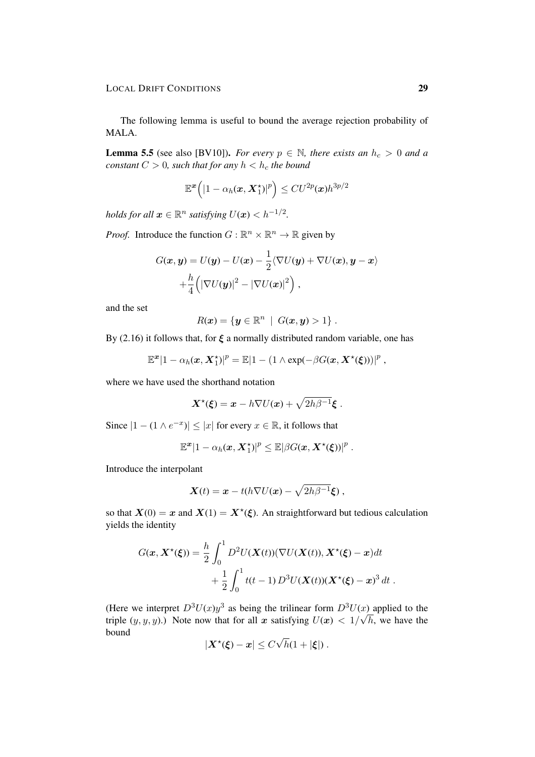The following lemma is useful to bound the average rejection probability of MALA.

**Lemma 5.5** (see also [BV10])**.** *For every $p \in \mathbb{N}$, there exists an $h_c > 0$ and a constant $C > 0$, such that for any $h < h_c$ the bound*

$$\mathbb{E}^{\boldsymbol{x}}\Big(|1 - \alpha_h(\boldsymbol{x}, \boldsymbol{X}_1^\star)|^p\Big) \le C U^{2p}(\boldsymbol{x}) h^{3p/2}$$

*holds for all $\boldsymbol{x} \in \mathbb{R}^n$ satisfying $U(\boldsymbol{x}) < h^{-1/2}$.*

*Proof.* Introduce the function $G : \mathbb{R}^n \times \mathbb{R}^n \to \mathbb{R}$ given by

$$G(\boldsymbol{x}, \boldsymbol{y}) = U(\boldsymbol{y}) - U(\boldsymbol{x}) - \frac{1}{2}\langle \nabla U(\boldsymbol{y}) + \nabla U(\boldsymbol{x}), \boldsymbol{y} - \boldsymbol{x}\rangle + \frac{h}{4}\Big(|\nabla U(\boldsymbol{y})|^2 - |\nabla U(\boldsymbol{x})|^2\Big) ,$$

and the set

$$R(\boldsymbol{x}) = \{\boldsymbol{y} \in \mathbb{R}^n \ | \ G(\boldsymbol{x}, \boldsymbol{y}) > 1\} .$$

By (2.16) it follows that, for $\boldsymbol{\xi}$ a normally distributed random variable, one has

$$\mathbb{E}^{\boldsymbol{x}}|1 - \alpha_h(\boldsymbol{x}, \boldsymbol{X}_1^\star)|^p = \mathbb{E}|1 - (1 \wedge \exp(-\beta G(\boldsymbol{x}, \boldsymbol{X}^\star(\boldsymbol{\xi})))|^p ,$$

where we have used the shorthand notation

$$\boldsymbol{X}^\star(\boldsymbol{\xi}) = \boldsymbol{x} - h\nabla U(\boldsymbol{x}) + \sqrt{2h\beta^{-1}}\boldsymbol{\xi} .$$

Since $|1 - (1 \wedge e^{-x})| \le |x|$ for every $x \in \mathbb{R}$, it follows that

$$\mathbb{E}^{\boldsymbol{x}}|1 - \alpha_h(\boldsymbol{x}, \boldsymbol{X}_1^\star)|^p \le \mathbb{E}|\beta G(\boldsymbol{x}, \boldsymbol{X}^\star(\boldsymbol{\xi}))|^p .$$

Introduce the interpolant

$$\boldsymbol{X}(t) = \boldsymbol{x} - t(h\nabla U(\boldsymbol{x}) - \sqrt{2h\beta^{-1}}\boldsymbol{\xi}) ,$$

so that $\boldsymbol{X}(0) = \boldsymbol{x}$ and $\boldsymbol{X}(1) = \boldsymbol{X}^\star(\boldsymbol{\xi})$. An straightforward but tedious calculation yields the identity

$$G(\boldsymbol{x}, \boldsymbol{X}^\star(\boldsymbol{\xi})) = \frac{h}{2}\int_0^1 D^2U(\boldsymbol{X}(t))(\nabla U(\boldsymbol{X}(t)), \boldsymbol{X}^\star(\boldsymbol{\xi}) - \boldsymbol{x})dt + \frac{1}{2}\int_0^1 t(t-1)\, D^3U(\boldsymbol{X}(t))(\boldsymbol{X}^\star(\boldsymbol{\xi}) - \boldsymbol{x})^3\, dt .$$

(Here we interpret $D^3U(x)y^3$ as being the trilinear form $D^3U(x)$ applied to the triple $(y, y, y)$.) Note now that for all $\boldsymbol{x}$ satisfying $U(\boldsymbol{x}) < 1/\sqrt{h}$, we have the bound

$$|\boldsymbol{X}^\star(\boldsymbol{\xi}) - \boldsymbol{x}| \le C\sqrt{h}(1 + |\boldsymbol{\xi}|) .$$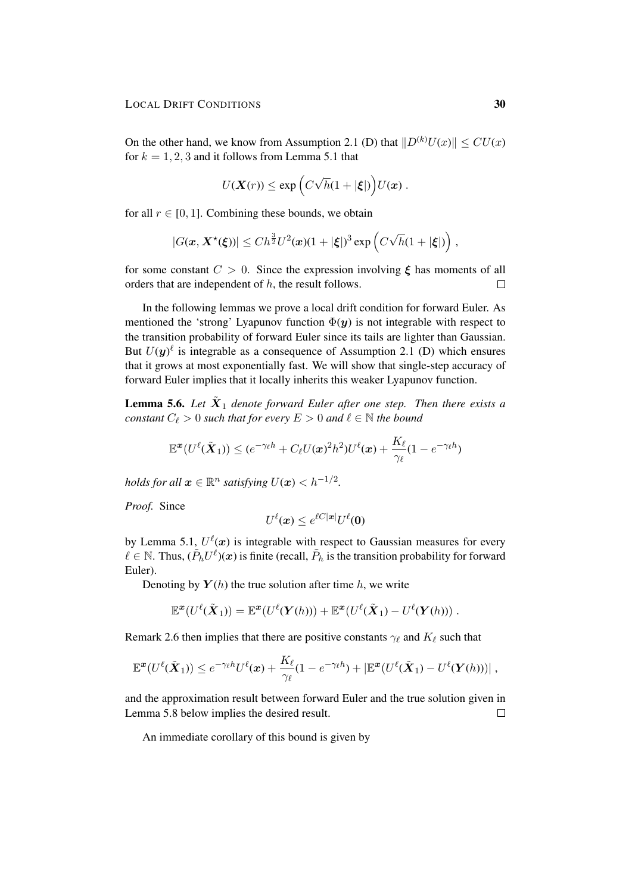On the other hand, we know from Assumption 2.1 (D) that $\|D^{(k)}U(x)\| \le CU(x)$ for $k = 1, 2, 3$ and it follows from Lemma 5.1 that

$$U(\boldsymbol{X}(r)) \le \exp\Big(C\sqrt{h}(1 + |\boldsymbol{\xi}|)\Big)U(\boldsymbol{x}) \,.$$

for all $r \in [0, 1]$. Combining these bounds, we obtain

$$|G(\boldsymbol{x}, \boldsymbol{X}^\star(\boldsymbol{\xi}))| \le Ch^{\frac{3}{2}}U^2(\boldsymbol{x})(1 + |\boldsymbol{\xi}|)^3 \exp\Big(C\sqrt{h}(1 + |\boldsymbol{\xi}|)\Big) \,,$$

for some constant $C > 0$. Since the expression involving $\boldsymbol{\xi}$ has moments of all orders that are independent of $h$, the result follows. $\square$

In the following lemmas we prove a local drift condition for forward Euler. As mentioned the 'strong' Lyapunov function $\Phi(\boldsymbol{y})$ is not integrable with respect to the transition probability of forward Euler since its tails are lighter than Gaussian. But $U(\boldsymbol{y})^\ell$ is integrable as a consequence of Assumption 2.1 (D) which ensures that it grows at most exponentially fast. We will show that single-step accuracy of forward Euler implies that it locally inherits this weaker Lyapunov function.

**Lemma 5.6.** *Let $\tilde{\boldsymbol{X}}_1$ denote forward Euler after one step. Then there exists a constant $C_\ell > 0$ such that for every $E > 0$ and $\ell \in \mathbb{N}$ the bound*

$$\mathbb{E}^{\boldsymbol{x}}(U^\ell(\tilde{\boldsymbol{X}}_1)) \le (e^{-\gamma_\ell h} + C_\ell U(\boldsymbol{x})^2 h^2)U^\ell(\boldsymbol{x}) + \frac{K_\ell}{\gamma_\ell}(1 - e^{-\gamma_\ell h})$$

*holds for all $\boldsymbol{x} \in \mathbb{R}^n$ satisfying $U(\boldsymbol{x}) < h^{-1/2}$.*

*Proof.* Since

$$U^\ell(\boldsymbol{x}) \le e^{\ell C|\boldsymbol{x}|}U^\ell(\boldsymbol{0})$$

by Lemma 5.1, $U^\ell(\boldsymbol{x})$ is integrable with respect to Gaussian measures for every $\ell \in \mathbb{N}$. Thus, $(\tilde{P}_h U^\ell)(\boldsymbol{x})$ is finite (recall, $\tilde{P}_h$ is the transition probability for forward Euler).

Denoting by $\boldsymbol{Y}(h)$ the true solution after time $h$, we write

$$\mathbb{E}^{\boldsymbol{x}}(U^\ell(\tilde{\boldsymbol{X}}_1)) = \mathbb{E}^{\boldsymbol{x}}(U^\ell(\boldsymbol{Y}(h))) + \mathbb{E}^{\boldsymbol{x}}(U^\ell(\tilde{\boldsymbol{X}}_1) - U^\ell(\boldsymbol{Y}(h))) \,.$$

Remark 2.6 then implies that there are positive constants $\gamma_\ell$ and $K_\ell$ such that

$$\mathbb{E}^{\boldsymbol{x}}(U^\ell(\tilde{\boldsymbol{X}}_1)) \le e^{-\gamma_\ell h}U^\ell(\boldsymbol{x}) + \frac{K_\ell}{\gamma_\ell}(1 - e^{-\gamma_\ell h}) + |\mathbb{E}^{\boldsymbol{x}}(U^\ell(\tilde{\boldsymbol{X}}_1) - U^\ell(\boldsymbol{Y}(h)))| \,,$$

and the approximation result between forward Euler and the true solution given in Lemma 5.8 below implies the desired result. $\square$

An immediate corollary of this bound is given by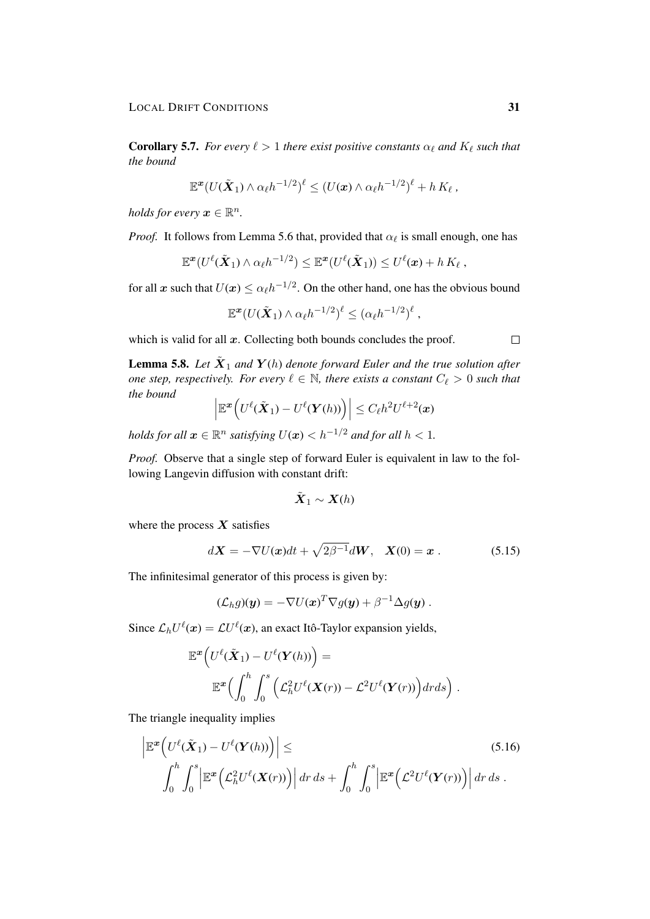**Corollary 5.7.** *For every $\ell > 1$ there exist positive constants $\alpha_\ell$ and $K_\ell$ such that the bound*

$$\mathbb{E}^{\boldsymbol{x}}(U(\tilde{\boldsymbol{X}}_1) \wedge \alpha_\ell h^{-1/2})^\ell \leq (U(\boldsymbol{x}) \wedge \alpha_\ell h^{-1/2})^\ell + h\, K_\ell \,,$$

*holds for every $\boldsymbol{x} \in \mathbb{R}^n$.*

*Proof.* It follows from Lemma 5.6 that, provided that $\alpha_\ell$ is small enough, one has

$$\mathbb{E}^{\boldsymbol{x}}(U^\ell(\tilde{\boldsymbol{X}}_1) \wedge \alpha_\ell h^{-1/2}) \leq \mathbb{E}^{\boldsymbol{x}}(U^\ell(\tilde{\boldsymbol{X}}_1)) \leq U^\ell(\boldsymbol{x}) + h\, K_\ell \,,$$

for all $\boldsymbol{x}$ such that $U(\boldsymbol{x}) \leq \alpha_\ell h^{-1/2}$. On the other hand, one has the obvious bound

$$\mathbb{E}^{\boldsymbol{x}}(U(\tilde{\boldsymbol{X}}_1) \wedge \alpha_\ell h^{-1/2})^\ell \leq (\alpha_\ell h^{-1/2})^\ell \,,$$

which is valid for all $\boldsymbol{x}$. Collecting both bounds concludes the proof. $\square$

**Lemma 5.8.** *Let $\tilde{\boldsymbol{X}}_1$ and $\boldsymbol{Y}(h)$ denote forward Euler and the true solution after one step, respectively. For every $\ell \in \mathbb{N}$, there exists a constant $C_\ell > 0$ such that the bound*

$$\left| \mathbb{E}^{\boldsymbol{x}}\Big(U^\ell(\tilde{\boldsymbol{X}}_1) - U^\ell(\boldsymbol{Y}(h))\Big) \right| \leq C_\ell h^2 U^{\ell+2}(\boldsymbol{x})$$

*holds for all $\boldsymbol{x} \in \mathbb{R}^n$ satisfying $U(\boldsymbol{x}) < h^{-1/2}$ and for all $h < 1$.*

*Proof.* Observe that a single step of forward Euler is equivalent in law to the following Langevin diffusion with constant drift:

$$\tilde{\boldsymbol{X}}_1 \sim \boldsymbol{X}(h)$$

where the process $\boldsymbol{X}$ satisfies

$$d\boldsymbol{X} = -\nabla U(\boldsymbol{x})dt + \sqrt{2\beta^{-1}}d\boldsymbol{W}, \quad \boldsymbol{X}(0) = \boldsymbol{x} \,. \tag{5.15}$$

The infinitesimal generator of this process is given by:

$$(\mathcal{L}_h g)(\boldsymbol{y}) = -\nabla U(\boldsymbol{x})^T \nabla g(\boldsymbol{y}) + \beta^{-1}\Delta g(\boldsymbol{y}) \,.$$

Since $\mathcal{L}_h U^\ell(\boldsymbol{x}) = \mathcal{L} U^\ell(\boldsymbol{x})$, an exact Itô-Taylor expansion yields,

$$\mathbb{E}^{\boldsymbol{x}}\Big(U^\ell(\tilde{\boldsymbol{X}}_1) - U^\ell(\boldsymbol{Y}(h))\Big) = \mathbb{E}^{\boldsymbol{x}}\Big(\int_0^h \int_0^s \Big(\mathcal{L}_h^2 U^\ell(\boldsymbol{X}(r)) - \mathcal{L}^2 U^\ell(\boldsymbol{Y}(r))\Big) dr ds\Big) \,.$$

The triangle inequality implies

$$\left| \mathbb{E}^{\boldsymbol{x}}\Big(U^\ell(\tilde{\boldsymbol{X}}_1) - U^\ell(\boldsymbol{Y}(h))\Big) \right| \leq \int_0^h \int_0^s \left| \mathbb{E}^{\boldsymbol{x}}\Big(\mathcal{L}_h^2 U^\ell(\boldsymbol{X}(r))\Big) \right| dr\, ds + \int_0^h \int_0^s \left| \mathbb{E}^{\boldsymbol{x}}\Big(\mathcal{L}^2 U^\ell(\boldsymbol{Y}(r))\Big) \right| dr\, ds \,. \tag{5.16}$$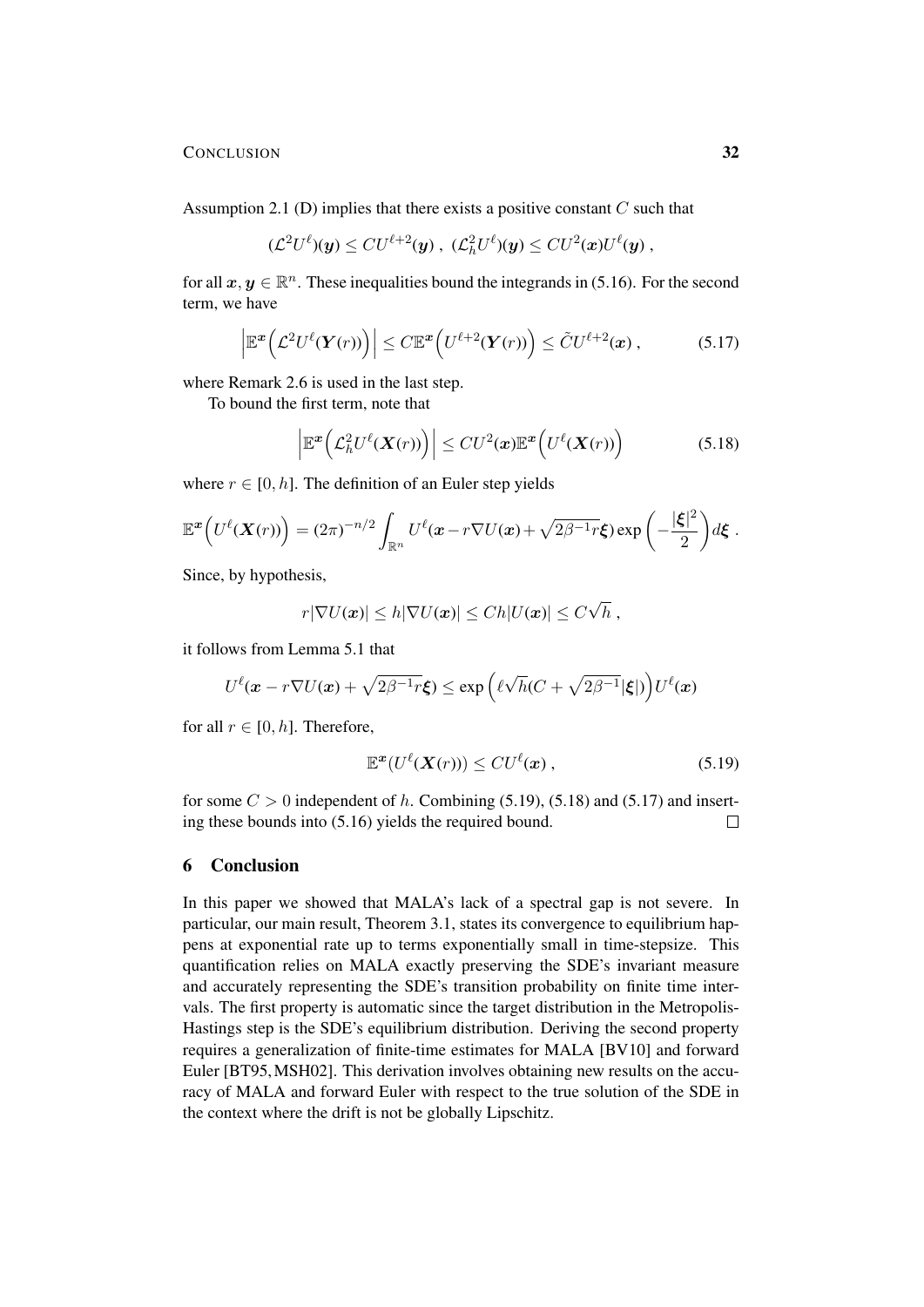Assumption 2.1 (D) implies that there exists a positive constant $C$ such that

$$(\mathcal{L}^2 U^\ell)(\boldsymbol{y}) \le C U^{\ell+2}(\boldsymbol{y}) \,,\; (\mathcal{L}_h^2 U^\ell)(\boldsymbol{y}) \le C U^2(\boldsymbol{x}) U^\ell(\boldsymbol{y}) \,,$$

for all $\boldsymbol{x}, \boldsymbol{y} \in \mathbb{R}^n$. These inequalities bound the integrands in (5.16). For the second term, we have

$$\Big| \mathbb{E}^{\boldsymbol{x}} \Big( \mathcal{L}^2 U^\ell(\boldsymbol{Y}(r)) \Big) \Big| \le C \mathbb{E}^{\boldsymbol{x}} \Big( U^{\ell+2}(\boldsymbol{Y}(r)) \Big) \le \tilde{C} U^{\ell+2}(\boldsymbol{x}) \,, \tag{5.17}$$

where Remark 2.6 is used in the last step.

To bound the first term, note that

$$\Big| \mathbb{E}^{\boldsymbol{x}} \Big( \mathcal{L}_h^2 U^\ell(\boldsymbol{X}(r)) \Big) \Big| \le C U^2(\boldsymbol{x}) \mathbb{E}^{\boldsymbol{x}} \Big( U^\ell(\boldsymbol{X}(r)) \Big) \tag{5.18}$$

where $r \in [0, h]$. The definition of an Euler step yields

$$\mathbb{E}^{\boldsymbol{x}} \Big( U^\ell(\boldsymbol{X}(r)) \Big) = (2\pi)^{-n/2} \int_{\mathbb{R}^n} U^\ell(\boldsymbol{x} - r \nabla U(\boldsymbol{x}) + \sqrt{2\beta^{-1} r} \boldsymbol{\xi}) \exp\left( -\frac{|\boldsymbol{\xi}|^2}{2} \right) d\boldsymbol{\xi} \,.$$

Since, by hypothesis,

$$r |\nabla U(\boldsymbol{x})| \le h |\nabla U(\boldsymbol{x})| \le C h |U(\boldsymbol{x})| \le C \sqrt{h} \,,$$

it follows from Lemma 5.1 that

$$U^\ell(\boldsymbol{x} - r \nabla U(\boldsymbol{x}) + \sqrt{2\beta^{-1} r} \boldsymbol{\xi}) \le \exp\Big( \ell \sqrt{h} (C + \sqrt{2\beta^{-1}} |\boldsymbol{\xi}|) \Big) U^\ell(\boldsymbol{x})$$

for all $r \in [0, h]$. Therefore,

$$\mathbb{E}^{\boldsymbol{x}}(U^\ell(\boldsymbol{X}(r))) \le C U^\ell(\boldsymbol{x}) \,, \tag{5.19}$$

for some $C > 0$ independent of $h$. Combining (5.19), (5.18) and (5.17) and inserting these bounds into (5.16) yields the required bound. ∎

## 6 Conclusion

In this paper we showed that MALA's lack of a spectral gap is not severe. In particular, our main result, Theorem 3.1, states its convergence to equilibrium happens at exponential rate up to terms exponentially small in time-stepsize. This quantification relies on MALA exactly preserving the SDE's invariant measure and accurately representing the SDE's transition probability on finite time intervals. The first property is automatic since the target distribution in the Metropolis-Hastings step is the SDE's equilibrium distribution. Deriving the second property requires a generalization of finite-time estimates for MALA [BV10] and forward Euler [BT95, MSH02]. This derivation involves obtaining new results on the accuracy of MALA and forward Euler with respect to the true solution of the SDE in the context where the drift is not be globally Lipschitz.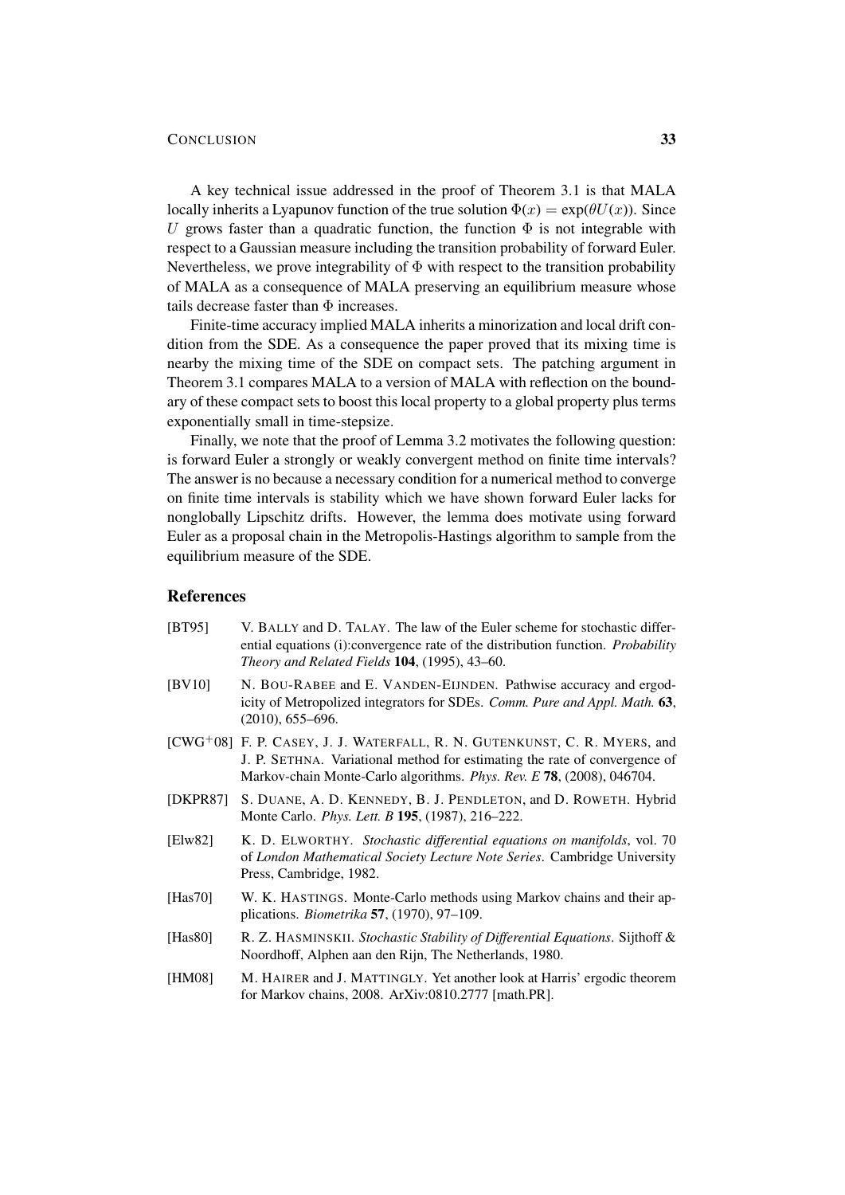A key technical issue addressed in the proof of Theorem 3.1 is that MALA locally inherits a Lyapunov function of the true solution $\Phi(x) = \exp(\theta U(x))$. Since $U$ grows faster than a quadratic function, the function $\Phi$ is not integrable with respect to a Gaussian measure including the transition probability of forward Euler. Nevertheless, we prove integrability of $\Phi$ with respect to the transition probability of MALA as a consequence of MALA preserving an equilibrium measure whose tails decrease faster than $\Phi$ increases.

Finite-time accuracy implied MALA inherits a minorization and local drift condition from the SDE. As a consequence the paper proved that its mixing time is nearby the mixing time of the SDE on compact sets. The patching argument in Theorem 3.1 compares MALA to a version of MALA with reflection on the boundary of these compact sets to boost this local property to a global property plus terms exponentially small in time-stepsize.

Finally, we note that the proof of Lemma 3.2 motivates the following question: is forward Euler a strongly or weakly convergent method on finite time intervals? The answer is no because a necessary condition for a numerical method to converge on finite time intervals is stability which we have shown forward Euler lacks for nonglobally Lipschitz drifts. However, the lemma does motivate using forward Euler as a proposal chain in the Metropolis-Hastings algorithm to sample from the equilibrium measure of the SDE.

## References

[BT95] V. Bally and D. Talay. The law of the Euler scheme for stochastic differential equations (i):convergence rate of the distribution function. *Probability Theory and Related Fields* **104**, (1995), 43–60.

[BV10] N. Bou-Rabee and E. Vanden-Eijnden. Pathwise accuracy and ergodicity of Metropolized integrators for SDEs. *Comm. Pure and Appl. Math.* **63**, (2010), 655–696.

[CWG+08] F. P. Casey, J. J. Waterfall, R. N. Gutenkunst, C. R. Myers, and J. P. Sethna. Variational method for estimating the rate of convergence of Markov-chain Monte-Carlo algorithms. *Phys. Rev. E* **78**, (2008), 046704.

[DKPR87] S. Duane, A. D. Kennedy, B. J. Pendleton, and D. Roweth. Hybrid Monte Carlo. *Phys. Lett. B* **195**, (1987), 216–222.

[Elw82] K. D. Elworthy. *Stochastic differential equations on manifolds*, vol. 70 of *London Mathematical Society Lecture Note Series*. Cambridge University Press, Cambridge, 1982.

[Has70] W. K. Hastings. Monte-Carlo methods using Markov chains and their applications. *Biometrika* **57**, (1970), 97–109.

[Has80] R. Z. Hasminskii. *Stochastic Stability of Differential Equations*. Sijthoff & Noordhoff, Alphen aan den Rijn, The Netherlands, 1980.

[HM08] M. Hairer and J. Mattingly. Yet another look at Harris' ergodic theorem for Markov chains, 2008. ArXiv:0810.2777 [math.PR].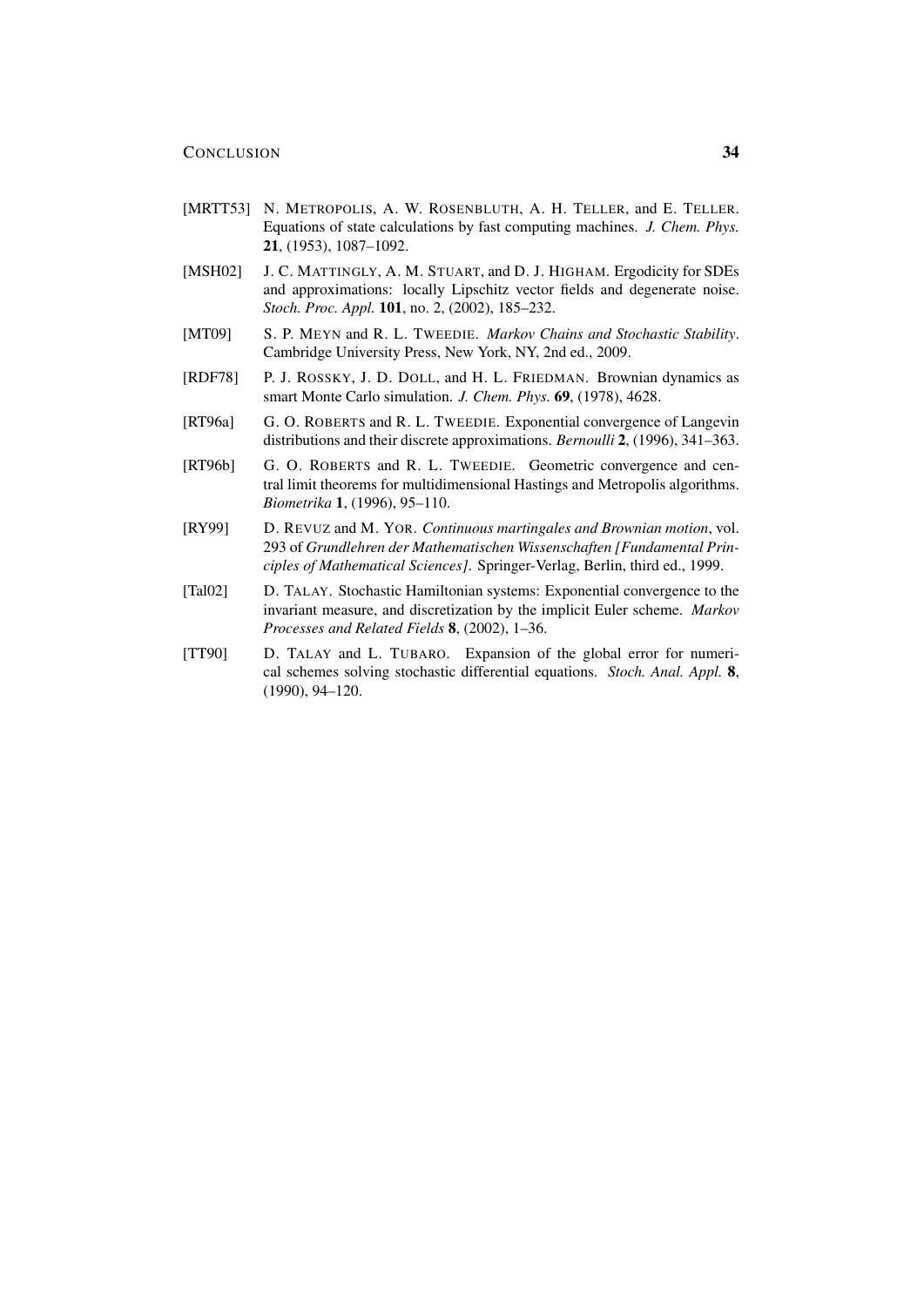[MRTT53] N. METROPOLIS, A. W. ROSENBLUTH, A. H. TELLER, and E. TELLER. Equations of state calculations by fast computing machines. *J. Chem. Phys.* **21**, (1953), 1087–1092.

[MSH02] J. C. MATTINGLY, A. M. STUART, and D. J. HIGHAM. Ergodicity for SDEs and approximations: locally Lipschitz vector fields and degenerate noise. *Stoch. Proc. Appl.* **101**, no. 2, (2002), 185–232.

[MT09] S. P. MEYN and R. L. TWEEDIE. *Markov Chains and Stochastic Stability*. Cambridge University Press, New York, NY, 2nd ed., 2009.

[RDF78] P. J. ROSSKY, J. D. DOLL, and H. L. FRIEDMAN. Brownian dynamics as smart Monte Carlo simulation. *J. Chem. Phys.* **69**, (1978), 4628.

[RT96a] G. O. ROBERTS and R. L. TWEEDIE. Exponential convergence of Langevin distributions and their discrete approximations. *Bernoulli* **2**, (1996), 341–363.

[RT96b] G. O. ROBERTS and R. L. TWEEDIE. Geometric convergence and central limit theorems for multidimensional Hastings and Metropolis algorithms. *Biometrika* **1**, (1996), 95–110.

[RY99] D. REVUZ and M. YOR. *Continuous martingales and Brownian motion*, vol. 293 of *Grundlehren der Mathematischen Wissenschaften [Fundamental Principles of Mathematical Sciences]*. Springer-Verlag, Berlin, third ed., 1999.

[Tal02] D. TALAY. Stochastic Hamiltonian systems: Exponential convergence to the invariant measure, and discretization by the implicit Euler scheme. *Markov Processes and Related Fields* **8**, (2002), 1–36.

[TT90] D. TALAY and L. TUBARO. Expansion of the global error for numerical schemes solving stochastic differential equations. *Stoch. Anal. Appl.* **8**, (1990), 94–120.